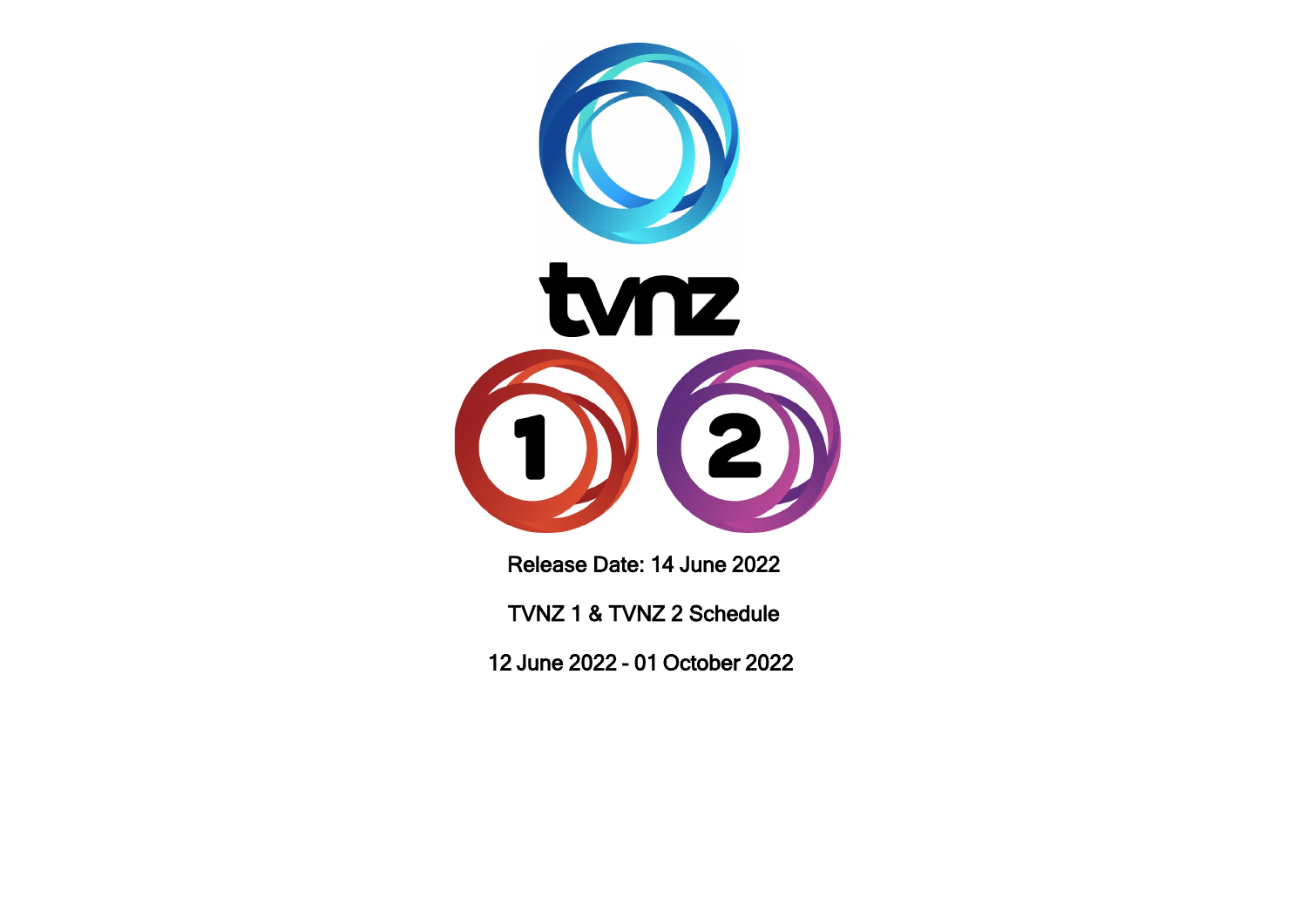Release Date: 14 June 2022

TVNZ 1 & TVNZ 2 Schedule

12 June 2022 - 01 October 2022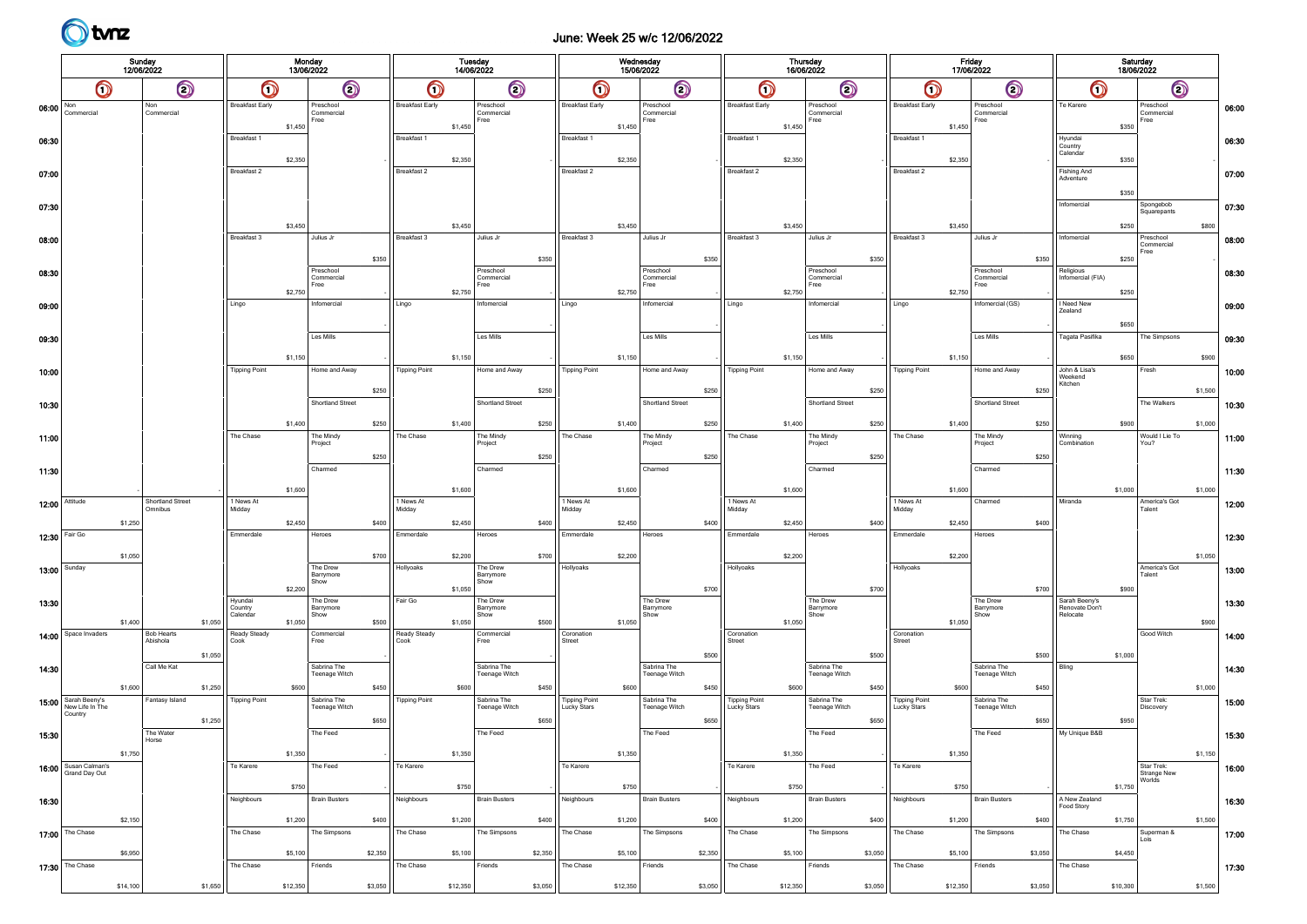# June: Week 25 w/c 12/06/2022

| Time | Sunday 12/06/2022 (1) | Sunday 12/06/2022 (2) | Monday 13/06/2022 (1) | Monday 13/06/2022 (2) | Tuesday 14/06/2022 (1) | Tuesday 14/06/2022 (2) | Wednesday 15/06/2022 (1) | Wednesday 15/06/2022 (2) | Thursday 16/06/2022 (1) | Thursday 16/06/2022 (2) | Friday 17/06/2022 (1) | Friday 17/06/2022 (2) | Saturday 18/06/2022 (1) | Saturday 18/06/2022 (2) |
|---|---|---|---|---|---|---|---|---|---|---|---|---|---|---|
| 06:00 | Non Commercial | Non Commercial | Breakfast Early $1,450 | Preschool Commercial Free | Breakfast Early $1,450 | Preschool Commercial Free | Breakfast Early $1,450 | Preschool Commercial Free | Breakfast Early $1,450 | Preschool Commercial Free | Breakfast Early $1,450 | Preschool Commercial Free | Te Karere $350 | Preschool Commercial Free |
| 06:30 | | | Breakfast 1 $2,350 | - | Breakfast 1 $2,350 | - | Breakfast 1 $2,350 | - | Breakfast 1 $2,350 | - | Breakfast 1 $2,350 | - | Hyundai Country Calendar $350 | - |
| 07:00 | | | Breakfast 2 | | Breakfast 2 | | Breakfast 2 | | Breakfast 2 | | Breakfast 2 | | Fishing And Adventure $350 | |
| 07:30 | | | $3,450 | | $3,450 | | $3,450 | | $3,450 | | $3,450 | | Infomercial $250 | Spongebob Squarepants $800 |
| 08:00 | | | Breakfast 3 | Julius Jr $350 | Breakfast 3 | Julius Jr $350 | Breakfast 3 | Julius Jr $350 | Breakfast 3 | Julius Jr $350 | Breakfast 3 | Julius Jr $350 | Infomercial $250 | Preschool Commercial Free |
| 08:30 | | | $2,750 | Preschool Commercial Free - | $2,750 | Preschool Commercial Free - | $2,750 | Preschool Commercial Free - | $2,750 | Preschool Commercial Free - | $2,750 | Preschool Commercial Free - | Religious Infomercial (FIA) $250 | - |
| 09:00 | | | Lingo | Infomercial - | Lingo | Infomercial - | Lingo | Infomercial - | Lingo | Infomercial - | Lingo | Infomercial (GS) - | I Need New Zealand $650 | |
| 09:30 | | | $1,150 | Les Mills - | $1,150 | Les Mills - | $1,150 | Les Mills - | $1,150 | Les Mills - | $1,150 | Les Mills - | Tagata Pasifika $650 | The Simpsons $900 |
| 10:00 | | | Tipping Point | Home and Away $250 | Tipping Point | Home and Away $250 | Tipping Point | Home and Away $250 | Tipping Point | Home and Away $250 | Tipping Point | Home and Away $250 | John & Lisa's Weekend Kitchen | Fresh $1,500 |
| 10:30 | | | $1,400 | Shortland Street $250 | $1,400 | Shortland Street $250 | $1,400 | Shortland Street $250 | $1,400 | Shortland Street $250 | $1,400 | Shortland Street $250 | $900 | The Walkers $1,000 |
| 11:00 | | | The Chase | The Mindy Project $250 | The Chase | The Mindy Project $250 | The Chase | The Mindy Project $250 | The Chase | The Mindy Project $250 | The Chase | The Mindy Project $250 | Winning Combination | Would I Lie To You? |
| 11:30 | - | | $1,600 | Charmed | $1,600 | Charmed | $1,600 | Charmed | $1,600 | Charmed | $1,600 | Charmed | $1,000 | $1,000 |
| 12:00 | Attitude $1,250 | Shortland Street Omnibus | 1 News At Midday $2,450 | $400 | 1 News At Midday $2,450 | $400 | 1 News At Midday $2,450 | $400 | 1 News At Midday $2,450 | $400 | 1 News At Midday $2,450 | Charmed $400 | Miranda | America's Got Talent |
| 12:30 | Fair Go $1,050 | | Emmerdale | Heroes $700 | Emmerdale $2,200 | Heroes $700 | Emmerdale $2,200 | Heroes | Emmerdale $2,200 | Heroes | Emmerdale $2,200 | Heroes | | $1,050 |
| 13:00 | Sunday | | $2,200 | The Drew Barrymore Show | Hollyoaks $1,050 | The Drew Barrymore Show | Hollyoaks | $700 | Hollyoaks | $700 | Hollyoaks | $700 | $900 | America's Got Talent |
| 13:30 | $1,400 | $1,050 | Hyundai Country Calendar $1,050 | The Drew Barrymore Show $500 | Fair Go $1,050 | The Drew Barrymore Show $500 | $1,050 | The Drew Barrymore Show | $1,050 | The Drew Barrymore Show | $1,050 | The Drew Barrymore Show | Sarah Beeny's Renovate Don't Relocate | $900 |
| 14:00 | Space Invaders | Bob Hearts Abishola $1,050 | Ready Steady Cook | Commercial Free - | Ready Steady Cook | Commercial Free - | Coronation Street | $500 | Coronation Street | $500 | Coronation Street | $500 | $1,000 | Good Witch |
| 14:30 | $1,600 | Call Me Kat $1,250 | $600 | Sabrina The Teenage Witch $450 | $600 | Sabrina The Teenage Witch $450 | $600 | Sabrina The Teenage Witch $450 | $600 | Sabrina The Teenage Witch $450 | $600 | Sabrina The Teenage Witch $450 | Bling | $1,000 |
| 15:00 | Sarah Beeny's New Life In The Country | Fantasy Island $1,250 | Tipping Point | Sabrina The Teenage Witch $650 | Tipping Point | Sabrina The Teenage Witch $650 | Tipping Point Lucky Stars | Sabrina The Teenage Witch $650 | Tipping Point Lucky Stars | Sabrina The Teenage Witch $650 | Tipping Point Lucky Stars | Sabrina The Teenage Witch $650 | $950 | Star Trek: Discovery |
| 15:30 | $1,750 | The Water Horse | $1,350 | The Feed - | $1,350 | The Feed - | $1,350 | The Feed | $1,350 | The Feed | $1,350 | The Feed | My Unique B&B | $1,150 |
| 16:00 | Susan Calman's Grand Day Out | | Te Karere $750 | The Feed - | Te Karere $750 | The Feed - | Te Karere $750 | - | Te Karere $750 | - | Te Karere $750 | - | $1,750 | Star Trek: Strange New Worlds |
| 16:30 | $2,150 | | Neighbours $1,200 | Brain Busters $400 | Neighbours $1,200 | Brain Busters $400 | Neighbours $1,200 | Brain Busters $400 | Neighbours $1,200 | Brain Busters $400 | Neighbours $1,200 | Brain Busters $400 | A New Zealand Food Story $1,750 | $1,500 |
| 17:00 | The Chase $6,950 | | The Chase $5,100 | The Simpsons $2,350 | The Chase $5,100 | The Simpsons $2,350 | The Chase $5,100 | The Simpsons $2,350 | The Chase $5,100 | The Simpsons $3,050 | The Chase $5,100 | The Simpsons $3,050 | The Chase $4,450 | Superman & Lois |
| 17:30 | The Chase $14,100 | $1,650 | The Chase $12,350 | Friends $3,050 | The Chase $12,350 | Friends $3,050 | The Chase $12,350 | Friends $3,050 | The Chase $12,350 | Friends $3,050 | The Chase $12,350 | Friends $3,050 | The Chase $10,300 | $1,500 |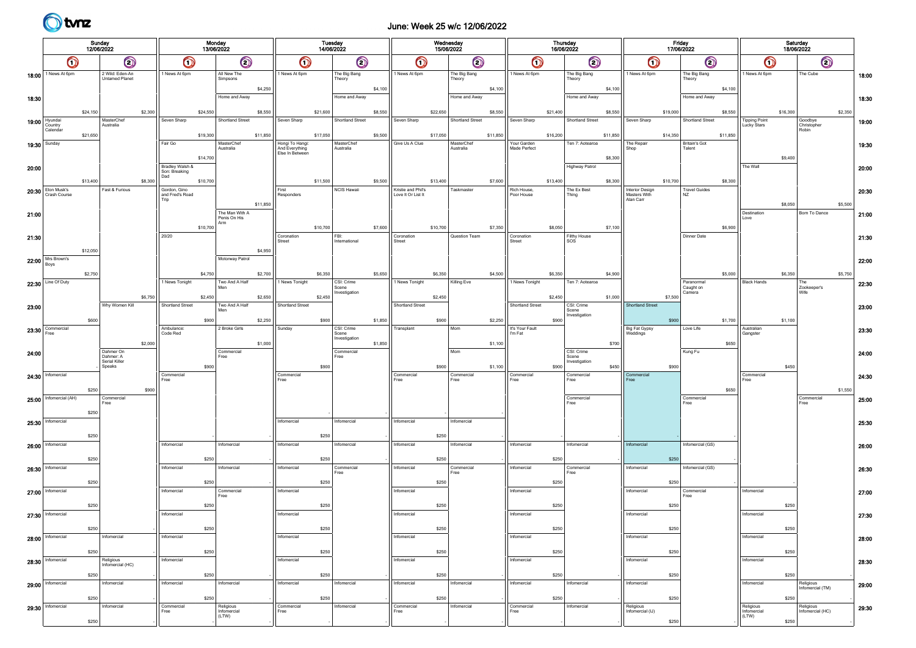# June: Week 25 w/c 12/06/2022

| | Sunday 12/06/2022 | | Monday 13/06/2022 | | Tuesday 14/06/2022 | | Wednesday 15/06/2022 | | Thursday 16/06/2022 | | Friday 17/06/2022 | | Saturday 18/06/2022 | |
|---|---|---|---|---|---|---|---|---|---|---|---|---|---|---|
| | 1 | 2 | 1 | 2 | 1 | 2 | 1 | 2 | 1 | 2 | 1 | 2 | 1 | 2 |
| 18:00 | 1 News At 6pm | 2 Wild: Eden-An Untamed Planet | 1 News At 6pm | All New The Simpsons $4,250 | 1 News At 6pm | The Big Bang Theory $4,100 | 1 News At 6pm | The Big Bang Theory $4,100 | 1 News At 6pm | The Big Bang Theory $4,100 | 1 News At 6pm | The Big Bang Theory $4,100 | 1 News At 6pm | The Cube |
| 18:30 | $24,150 | $2,300 | $24,550 | Home and Away $8,550 | $21,600 | Home and Away $8,550 | $22,650 | Home and Away $8,550 | $21,400 | Home and Away $8,550 | $19,000 | Home and Away $8,550 | $16,300 | $2,350 |
| 19:00 | Hyundai Country Calendar $21,650 | MasterChef Australia | Seven Sharp $19,300 | Shortland Street $11,850 | Seven Sharp $17,050 | Shortland Street $9,500 | Seven Sharp $17,050 | Shortland Street $11,850 | Seven Sharp $16,200 | Shortland Street $11,850 | Seven Sharp $14,350 | Shortland Street $11,850 | Tipping Point Lucky Stars | Goodbye Christopher Robin |
| 19:30 | Sunday | | Fair Go $14,700 | MasterChef Australia | Hongi To Hangi: And Everything Else In Between | MasterChef Australia | Give Us A Clue | MasterChef Australia | Your Garden Made Perfect | Ten 7: Aotearoa $8,300 | The Repair Shop | Britain's Got Talent | $9,400 | |
| 20:00 | $13,400 | $8,300 | Bradley Walsh & Son: Breaking Dad $10,700 | | $11,500 | $9,500 | $13,400 | $7,600 | $13,400 | Highway Patrol $8,300 | $10,700 | $8,300 | The Wall | |
| 20:30 | Elon Musk's Crash Course | Fast & Furious | Gordon, Gino and Fred's Road Trip | $11,850 | First Responders | NCIS Hawaii | Kristie and Phil's Love It Or List It | Taskmaster | Rich House, Poor House | The Ex Best Thing | Interior Design Masters With Alan Carr | Travel Guides NZ | $8,050 | $5,500 |
| 21:00 | | | $10,700 | The Man With A Penis On His Arm | $10,700 | $7,600 | $10,700 | $7,350 | $8,050 | $7,100 | | $6,900 | Destination Love | Born To Dance |
| 21:30 | $12,050 | | 20/20 | $4,950 | Coronation Street | FBI: International | Coronation Street | Question Team | Coronation Street | Filthy House SOS | | Dinner Date | | |
| 22:00 | Mrs Brown's Boys $2,750 | | $4,750 | Motorway Patrol $2,700 | $6,350 | $5,650 | $6,350 | $4,500 | $6,350 | $4,900 | | $5,000 | $6,350 | $5,750 |
| 22:30 | Line Of Duty | $6,750 | 1 News Tonight $2,450 | Two And A Half Men $2,650 | 1 News Tonight $2,450 | CSI: Crime Scene Investigation | 1 News Tonight $2,450 | Killing Eve | 1 News Tonight $2,450 | Ten 7: Aotearoa $1,000 | $7,500 | Paranormal Caught on Camera | Black Hands | The Zookeeper's Wife |
| 23:00 | $600 | Why Women Kill | Shortland Street $900 | Two And A Half Men $2,250 | Shortland Street $900 | $1,850 | Shortland Street $900 | $2,250 | Shortland Street $900 | CSI: Crime Scene Investigation | Shortland Street $900 | $1,700 | $1,100 | |
| 23:30 | Commercial Free | $2,000 | Ambulance: Code Red | 2 Broke Girls $1,000 | Sunday | CSI: Crime Scene Investigation $1,850 | Transplant | Mom $1,100 | It's Your Fault I'm Fat | $700 | Big Fat Gypsy Weddings | Love Life $650 | Australian Gangster | |
| 24:00 | | Dahmer On Dahmer: A Serial Killer Speaks | $900 | Commercial Free | $900 | Commercial Free | $900 | Mom $1,100 | $900 | CSI: Crime Scene Investigation $450 | $900 | Kung Fu | $450 | |
| 24:30 | Infomercial $250 | $900 | Commercial Free | | Commercial Free | | Commercial Free | Commercial Free | Commercial Free | Commercial Free | Commercial Free | $650 | Commercial Free | $1,550 |
| 25:00 | Infomercial (AH) $250 | Commercial Free | | | - | - | - | - | | Commercial Free | | Commercial Free | | Commercial Free |
| 25:30 | Infomercial $250 | | - | - | Infomercial $250 | Infomercial - | Infomercial $250 | Infomercial - | - | - | - | - | | |
| 26:00 | Infomercial $250 | | Infomercial $250 | Infomercial - | Infomercial $250 | Infomercial - | Infomercial $250 | Infomercial - | Infomercial $250 | Infomercial - | Infomercial $250 | Infomercial (GS) - | | |
| 26:30 | Infomercial $250 | | Infomercial $250 | Infomercial - | Infomercial $250 | Commercial Free | Infomercial $250 | Commercial Free | Infomercial $250 | Commercial Free | Infomercial $250 | Infomercial (GS) - | - | |
| 27:00 | Infomercial $250 | | Infomercial $250 | Commercial Free | Infomercial $250 | | Infomercial $250 | | Infomercial $250 | | Infomercial $250 | Commercial Free | Infomercial $250 | |
| 27:30 | Infomercial $250 | - | Infomercial $250 | | Infomercial $250 | | Infomercial $250 | | Infomercial $250 | | Infomercial $250 | | Infomercial $250 | |
| 28:00 | Infomercial $250 | Infomercial - | Infomercial $250 | | Infomercial $250 | | Infomercial $250 | | Infomercial $250 | | Infomercial $250 | | Infomercial $250 | |
| 28:30 | Infomercial $250 | Religious Infomercial (HC) - | Infomercial $250 | - | Infomercial $250 | - | Infomercial $250 | - | Infomercial $250 | - | Infomercial $250 | | Infomercial $250 | - |
| 29:00 | Infomercial $250 | Infomercial - | Infomercial $250 | Infomercial - | Infomercial $250 | Infomercial - | Infomercial $250 | Infomercial - | Infomercial $250 | Infomercial - | Infomercial $250 | | Infomercial $250 | Religious Infomercial (TM) - |
| 29:30 | Infomercial $250 | Infomercial - | Commercial Free - | Religious Infomercial (LTW) - | Commercial Free - | Infomercial - | Commercial Free - | Infomercial - | Commercial Free - | Infomercial - | Religious Infomercial (IJ) $250 | - | Religious Infomercial (LTW) $250 | Religious Infomercial (HC) - |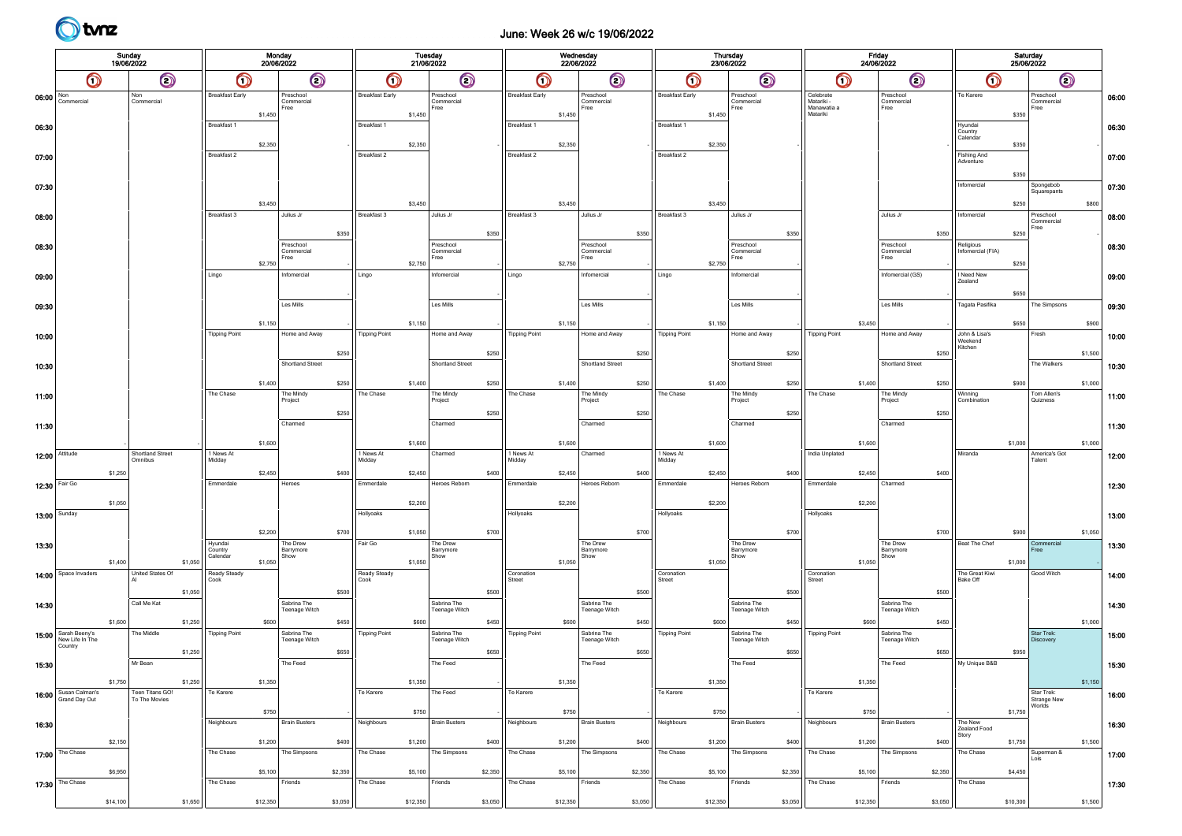# June: Week 26 w/c 19/06/2022

| Time | Sunday 19/06/2022 | | Monday 20/06/2022 | | Tuesday 21/06/2022 | | Wednesday 22/06/2022 | | Thursday 23/06/2022 | | Friday 24/06/2022 | | Saturday 25/06/2022 | |
|---|---|---|---|---|---|---|---|---|---|---|---|---|---|---|
| | 1 | 2 | 1 | 2 | 1 | 2 | 1 | 2 | 1 | 2 | 1 | 2 | 1 | 2 |
| 06:00 | Non Commercial | Non Commercial | Breakfast Early $1,450 | Preschool Commercial Free | Breakfast Early $1,450 | Preschool Commercial Free | Breakfast Early $1,450 | Preschool Commercial Free | Breakfast Early $1,450 | Preschool Commercial Free | Celebrate Matariki - Manawatia a Matariki | Preschool Commercial Free | Te Karere $350 | Preschool Commercial Free |
| 06:30 | | | Breakfast 1 $2,350 | - | Breakfast 1 $2,350 | - | Breakfast 1 $2,350 | - | Breakfast 1 $2,350 | - | | - | Hyundai Country Calendar $350 | - |
| 07:00 | | | Breakfast 2 | | Breakfast 2 | | Breakfast 2 | | Breakfast 2 | | | | Fishing And Adventure $350 | |
| 07:30 | | | $3,450 | | $3,450 | | $3,450 | | $3,450 | | | | Infomercial $250 | Spongebob Squarepants $800 |
| 08:00 | | | Breakfast 3 | Julius Jr $350 | Breakfast 3 | Julius Jr $350 | Breakfast 3 | Julius Jr $350 | Breakfast 3 | Julius Jr $350 | | Julius Jr $350 | Infomercial $250 | Preschool Commercial Free |
| 08:30 | | | $2,750 | Preschool Commercial Free - | $2,750 | Preschool Commercial Free - | $2,750 | Preschool Commercial Free - | $2,750 | Preschool Commercial Free - | | Preschool Commercial Free - | Religious Infomercial (FIA) $250 | - |
| 09:00 | | | Lingo | Infomercial - | Lingo | Infomercial - | Lingo | Infomercial - | Lingo | Infomercial - | | Infomercial (GS) - | I Need New Zealand $650 | |
| 09:30 | | | $1,150 | Les Mills - | $1,150 | Les Mills - | $1,150 | Les Mills - | $1,150 | Les Mills - | $3,450 | Les Mills - | Tagata Pasifika $650 | The Simpsons $900 |
| 10:00 | | | Tipping Point | Home and Away $250 | Tipping Point | Home and Away $250 | Tipping Point | Home and Away $250 | Tipping Point | Home and Away $250 | Tipping Point | Home and Away $250 | John & Lisa's Weekend Kitchen | Fresh $1,500 |
| 10:30 | | | $1,400 | Shortland Street $250 | $1,400 | Shortland Street $250 | $1,400 | Shortland Street $250 | $1,400 | Shortland Street $250 | $1,400 | Shortland Street $250 | $900 | The Walkers $1,000 |
| 11:00 | | | The Chase | The Mindy Project $250 | The Chase | The Mindy Project $250 | The Chase | The Mindy Project $250 | The Chase | The Mindy Project $250 | The Chase | The Mindy Project $250 | Winning Combination | Tom Allen's Quizness |
| 11:30 | | - | $1,600 | Charmed | $1,600 | Charmed | $1,600 | Charmed | $1,600 | Charmed | $1,600 | Charmed | $1,000 | $1,000 |
| 12:00 | Attitude $1,250 | Shortland Street Omnibus | 1 News At Midday $2,450 | $400 | 1 News At Midday $2,450 | Charmed $400 | 1 News At Midday $2,450 | Charmed $400 | 1 News At Midday $2,450 | $400 | India Unplated $2,450 | $400 | Miranda | America's Got Talent |
| 12:30 | Fair Go $1,050 | | Emmerdale | Heroes | Emmerdale $2,200 | Heroes Reborn | Emmerdale $2,200 | Heroes Reborn | Emmerdale $2,200 | Heroes Reborn | Emmerdale $2,200 | Charmed | | |
| 13:00 | Sunday | | $2,200 | $700 | Hollyoaks $1,050 | $700 | Hollyoaks | $700 | Hollyoaks | $700 | Hollyoaks | $700 | $900 | $1,050 |
| 13:30 | $1,400 | $1,050 | Hyundai Country Calendar $1,050 | The Drew Barrymore Show | Fair Go $1,050 | The Drew Barrymore Show | $1,050 | The Drew Barrymore Show | $1,050 | The Drew Barrymore Show | $1,050 | The Drew Barrymore Show | Beat The Chef $1,000 | Commercial Free - |
| 14:00 | Space Invaders | United States Of Al $1,050 | Ready Steady Cook | $500 | Ready Steady Cook | $500 | Coronation Street | $500 | Coronation Street | $500 | Coronation Street | $500 | The Great Kiwi Bake Off | Good Witch |
| 14:30 | $1,600 | Call Me Kat $1,250 | $600 | Sabrina The Teenage Witch $450 | $600 | Sabrina The Teenage Witch $450 | $600 | Sabrina The Teenage Witch $450 | $600 | Sabrina The Teenage Witch $450 | $600 | Sabrina The Teenage Witch $450 | | $1,000 |
| 15:00 | Sarah Beeny's New Life In The Country | The Middle $1,250 | Tipping Point | Sabrina The Teenage Witch $650 | Tipping Point | Sabrina The Teenage Witch $650 | Tipping Point | Sabrina The Teenage Witch $650 | Tipping Point | Sabrina The Teenage Witch $650 | Tipping Point | Sabrina The Teenage Witch $650 | $950 | Star Trek: Discovery |
| 15:30 | $1,750 | Mr Bean $1,250 | $1,350 | The Feed | $1,350 | The Feed | $1,350 | The Feed | $1,350 | The Feed | $1,350 | The Feed | My Unique B&B | $1,150 |
| 16:00 | Susan Calman's Grand Day Out | Teen Titans GO! To The Movies | Te Karere $750 | - | Te Karere $750 | - | Te Karere $750 | - | Te Karere $750 | - | Te Karere $750 | - | $1,750 | Star Trek: Strange New Worlds |
| 16:30 | $2,150 | | Neighbours $1,200 | Brain Busters $400 | Neighbours $1,200 | Brain Busters $400 | Neighbours $1,200 | Brain Busters $400 | Neighbours $1,200 | Brain Busters $400 | Neighbours $1,200 | Brain Busters $400 | The New Zealand Food Story $1,750 | $1,500 |
| 17:00 | The Chase $6,950 | | The Chase $5,100 | The Simpsons $2,350 | The Chase $5,100 | The Simpsons $2,350 | The Chase $5,100 | The Simpsons $2,350 | The Chase $5,100 | The Simpsons $2,350 | The Chase $5,100 | The Simpsons $2,350 | The Chase $4,450 | Superman & Lois |
| 17:30 | The Chase $14,100 | $1,650 | The Chase $12,350 | Friends $3,050 | The Chase $12,350 | Friends $3,050 | The Chase $12,350 | Friends $3,050 | The Chase $12,350 | Friends $3,050 | The Chase $12,350 | Friends $3,050 | The Chase $10,300 | $1,500 |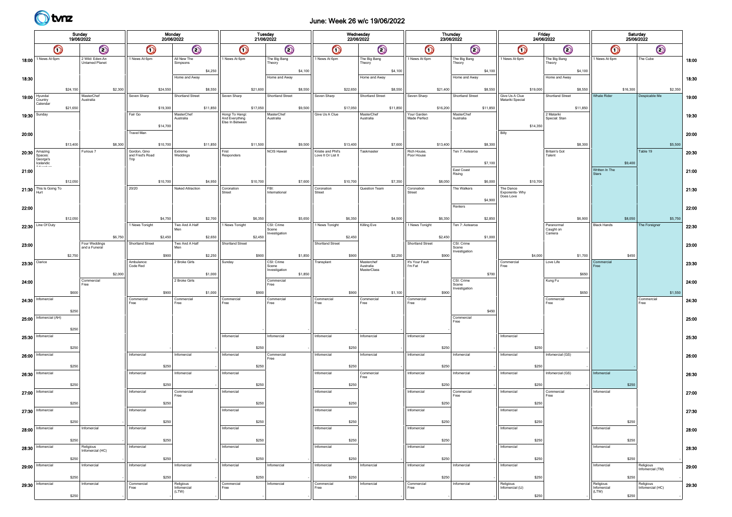# June: Week 26 w/c 19/06/2022

| Time | Sunday 19/06/2022 (1) | Sunday 19/06/2022 (2) | Monday 20/06/2022 (1) | Monday 20/06/2022 (2) | Tuesday 21/06/2022 (1) | Tuesday 21/06/2022 (2) | Wednesday 22/06/2022 (1) | Wednesday 22/06/2022 (2) | Thursday 23/06/2022 (1) | Thursday 23/06/2022 (2) | Friday 24/06/2022 (1) | Friday 24/06/2022 (2) | Saturday 25/06/2022 (1) | Saturday 25/06/2022 (2) |
|---|---|---|---|---|---|---|---|---|---|---|---|---|---|---|
| 18:00 | 1 News At 6pm | 2 Wild: Eden-An Untamed Planet | 1 News At 6pm | All New The Simpsons $4,250 | 1 News At 6pm | The Big Bang Theory $4,100 | 1 News At 6pm | The Big Bang Theory $4,100 | 1 News At 6pm | The Big Bang Theory $4,100 | 1 News At 6pm | The Big Bang Theory $4,100 | 1 News At 6pm | The Cube |
| 18:30 | $24,150 | $2,300 | $24,550 | Home and Away $8,550 | $21,600 | Home and Away $8,550 | $22,650 | Home and Away $8,550 | $21,400 | Home and Away $8,550 | $19,000 | Home and Away $8,550 | $16,300 | $2,350 |
| 19:00 | Hyundai Country Calendar $21,650 | MasterChef Australia | Seven Sharp $19,300 | Shortland Street $11,850 | Seven Sharp $17,050 | Shortland Street $9,500 | Seven Sharp $17,050 | Shortland Street $11,850 | Seven Sharp $16,200 | Shortland Street $11,850 | Give Us A Clue Matariki Special | Shortland Street $11,850 | Whale Rider | Despicable Me |
| 19:30 | Sunday | | Fair Go $14,700 | MasterChef Australia | Hongi To Hangi: And Everything Else In Between | MasterChef Australia | Give Us A Clue | MasterChef Australia | Your Garden Made Perfect | MasterChef Australia | $14,350 | 2 Matariki Special: Stan | | |
| 20:00 | $13,400 | $8,300 | Travel Man $10,700 | $11,850 | $11,500 | $9,500 | $13,400 | $7,600 | $13,400 | $8,300 | Billy | $8,300 | | $5,500 |
| 20:30 | Amazing Spaces: George's Icelandic | Furious 7 | Gordon, Gino and Fred's Road Trip | Extreme Weddings | First Responders | NCIS Hawaii | Kristie and Phil's Love It Or List It | Taskmaster | Rich House, Poor House | Ten 7: Aotearoa $7,100 | | Britain's Got Talent | $9,400 | Table 19 |
| 21:00 | $12,050 | | $10,700 | $4,950 | $10,700 | $7,600 | $10,700 | $7,350 | $8,050 | East Coast Rising $6,000 | $10,700 | | Written In The Stars | |
| 21:30 | This Is Going To Hurt | | 20/20 | Naked Attraction | Coronation Street | FBI: International | Coronation Street | Question Team | Coronation Street | The Walkers $4,900 | The Dance Exponents- Why Does Love | | | |
| 22:00 | $12,050 | | $4,750 | $2,700 | $6,350 | $5,650 | $6,350 | $4,500 | $6,350 | Renters $2,850 | | $6,900 | $8,050 | $5,750 |
| 22:30 | Line Of Duty | $6,750 | 1 News Tonight $2,450 | Two And A Half Men $2,650 | 1 News Tonight $2,450 | CSI: Crime Scene Investigation | 1 News Tonight $2,450 | Killing Eve | 1 News Tonight $2,450 | Ten 7: Aotearoa $1,000 | | Paranormal Caught on Camera | Black Hands | The Foreigner |
| 23:00 | $2,750 | Four Weddings and a Funeral | Shortland Street $900 | Two And A Half Men $2,250 | Shortland Street $900 | $1,850 | Shortland Street $900 | $2,250 | Shortland Street $900 | CSI: Crime Scene Investigation | $4,000 | $1,700 | $450 | |
| 23:30 | Clarice | $2,000 | Ambulance: Code Red | 2 Broke Girls $1,000 | Sunday | CSI: Crime Scene Investigation $1,850 | Transplant | Masterchef Australia MasterClass | It's Your Fault I'm Fat | $700 | Commercial Free | Love Life $650 | Commercial Free | |
| 24:00 | $600 | Commercial Free | $900 | 2 Broke Girls $1,000 | $900 | Commercial Free | $900 | $1,100 | $900 | CSI: Crime Scene Investigation | | Kung Fu $650 | | $1,550 |
| 24:30 | Infomercial $250 | | Commercial Free | Commercial Free | Commercial Free | Commercial Free | Commercial Free | Commercial Free | Commercial Free | $450 | | Commercial Free | | Commercial Free |
| 25:00 | Infomercial (AH) $250 | | | | - | - | - | - | - | Commercial Free | - | | | |
| 25:30 | Infomercial $250 | | - | - | Infomercial $250 | Infomercial - | Infomercial $250 | Infomercial - | Infomercial $250 | - | Infomercial $250 | - | | |
| 26:00 | Infomercial $250 | | Infomercial $250 | Infomercial - | Infomercial $250 | Commercial Free | Infomercial $250 | Infomercial - | Infomercial $250 | Infomercial - | Infomercial $250 | Infomercial (GS) - | - | |
| 26:30 | Infomercial $250 | | Infomercial $250 | Infomercial - | Infomercial $250 | | Infomercial $250 | Commercial Free | Infomercial $250 | Infomercial - | Infomercial $250 | Infomercial (GS) - | Infomercial $250 | |
| 27:00 | Infomercial $250 | | Infomercial $250 | Commercial Free | Infomercial $250 | | Infomercial $250 | | Infomercial $250 | Commercial Free | Infomercial $250 | Commercial Free | Infomercial | |
| 27:30 | Infomercial $250 | - | Infomercial $250 | | Infomercial $250 | | Infomercial $250 | | Infomercial $250 | | Infomercial $250 | | $250 | |
| 28:00 | Infomercial $250 | Infomercial - | Infomercial $250 | | Infomercial $250 | | Infomercial $250 | | Infomercial $250 | | Infomercial $250 | | Infomercial $250 | |
| 28:30 | Infomercial $250 | Religious Infomercial (HC) - | Infomercial $250 | - | Infomercial $250 | - | Infomercial $250 | - | Infomercial $250 | - | Infomercial $250 | | Infomercial $250 | - |
| 29:00 | Infomercial $250 | Infomercial - | Infomercial $250 | Infomercial - | Infomercial $250 | Infomercial - | Infomercial $250 | Infomercial - | Infomercial $250 | Infomercial - | Infomercial $250 | | Infomercial $250 | Religious Infomercial (TM) - |
| 29:30 | Infomercial $250 | Infomercial - | Commercial Free - | Religious Infomercial (LTW) - | Commercial Free - | Infomercial - | Commercial Free - | Infomercial - | Commercial Free - | Infomercial - | Religious Infomercial (IJ) $250 | - | Religious Infomercial (LTW) $250 | Religious Infomercial (HC) - |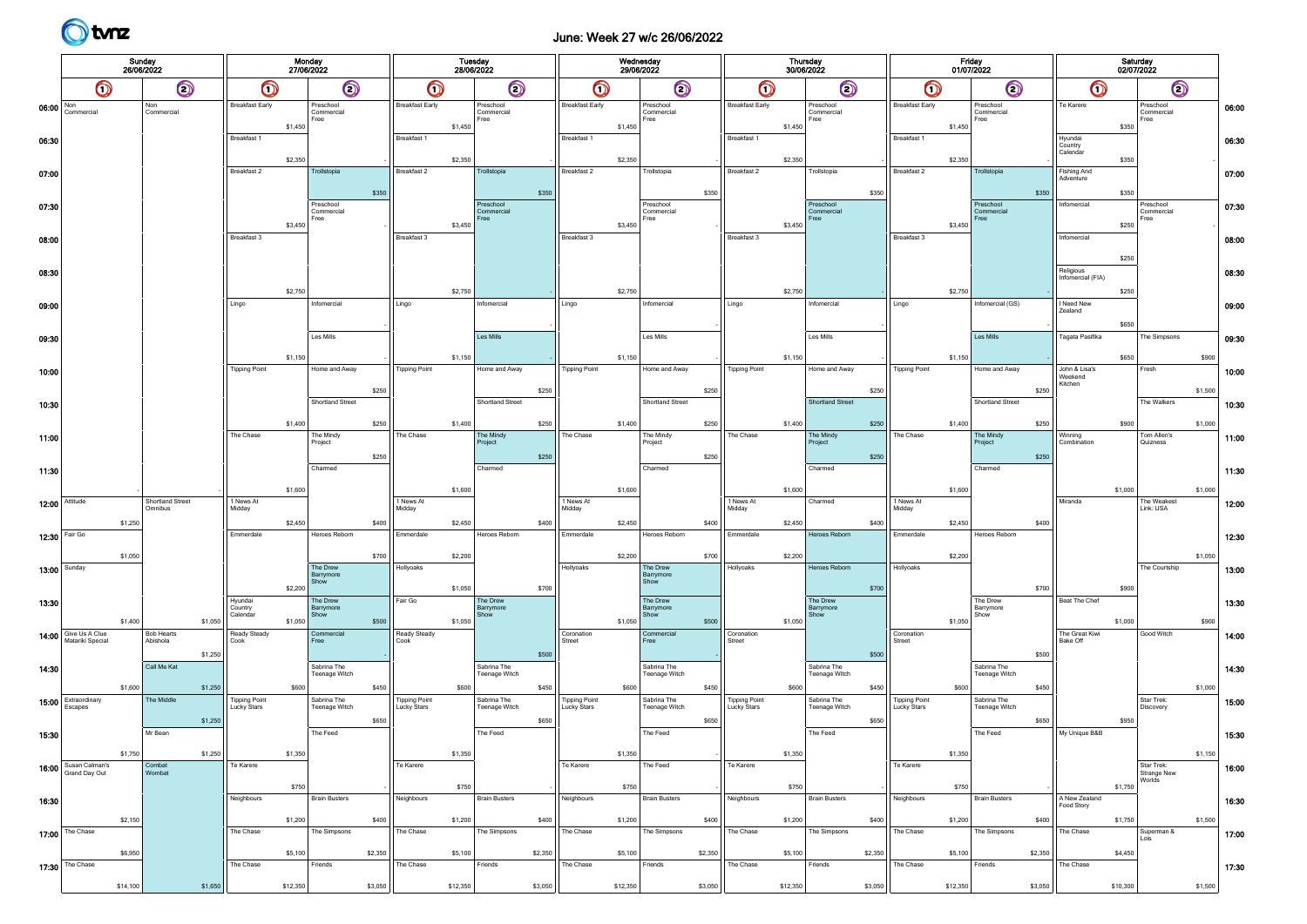# tvnz

## June: Week 27 w/c 26/06/2022

| Time | Sunday 26/06/2022 | | Monday 27/06/2022 | | Tuesday 28/06/2022 | | Wednesday 29/06/2022 | | Thursday 30/06/2022 | | Friday 01/07/2022 | | Saturday 02/07/2022 | | Time |
|---|---|---|---|---|---|---|---|---|---|---|---|---|---|---|---|
| | 1 | 2 | 1 | 2 | 1 | 2 | 1 | 2 | 1 | 2 | 1 | 2 | 1 | 2 | |
| 06:00 | Non Commercial - | Non Commercial - | Breakfast Early $1,450 | Preschool Commercial Free - | Breakfast Early $1,450 | Preschool Commercial Free - | Breakfast Early $1,450 | Preschool Commercial Free - | Breakfast Early $1,450 | Preschool Commercial Free - | Breakfast Early $1,450 | Preschool Commercial Free - | Te Karere $350 | Preschool Commercial Free - | 06:00 |
| 06:30 | | | Breakfast 1 $2,350 | | Breakfast 1 $2,350 | | Breakfast 1 $2,350 | | Breakfast 1 $2,350 | | Breakfast 1 $2,350 | | Hyundai Country Calendar $350 | | 06:30 |
| 07:00 | | | Breakfast 2 $3,450 | Trollstopia $350 | Breakfast 2 $3,450 | Trollstopia $350 | Breakfast 2 $3,450 | Trollstopia $350 | Breakfast 2 $3,450 | Trollstopia $350 | Breakfast 2 $3,450 | Trollstopia $350 | Fishing And Adventure $350 | | 07:00 |
| 07:30 | | | | Preschool Commercial Free - | | Preschool Commercial Free - | | Preschool Commercial Free - | | Preschool Commercial Free - | | Preschool Commercial Free - | Infomercial $250 | Preschool Commercial Free - | 07:30 |
| 08:00 | | | Breakfast 3 $2,750 | | Breakfast 3 $2,750 | | Breakfast 3 $2,750 | | Breakfast 3 $2,750 | | Breakfast 3 $2,750 | | Infomercial $250 | | 08:00 |
| 08:30 | | | | | | | | | | | | | Religious Infomercial (FIA) $250 | | 08:30 |
| 09:00 | | | Lingo $1,150 | Infomercial - | Lingo $1,150 | Infomercial - | Lingo $1,150 | Infomercial - | Lingo $1,150 | Infomercial - | Lingo $1,150 | Infomercial (GS) - | I Need New Zealand $650 | | 09:00 |
| 09:30 | | | | Les Mills - | | Les Mills - | | Les Mills - | | Les Mills - | | Les Mills - | Tagata Pasifika $650 | The Simpsons $900 | 09:30 |
| 10:00 | | | Tipping Point $1,400 | Home and Away $250 | Tipping Point $1,400 | Home and Away $250 | Tipping Point $1,400 | Home and Away $250 | Tipping Point $1,400 | Home and Away $250 | Tipping Point $1,400 | Home and Away $250 | John & Lisa's Weekend Kitchen $900 | Fresh $1,500 | 10:00 |
| 10:30 | | | | Shortland Street $250 | | Shortland Street $250 | | Shortland Street $250 | | Shortland Street $250 | | Shortland Street $250 | | The Walkers $1,000 | 10:30 |
| 11:00 | | | The Chase $1,600 | The Mindy Project $250 | The Chase $1,600 | The Mindy Project $250 | The Chase $1,600 | The Mindy Project $250 | The Chase $1,600 | The Mindy Project $250 | The Chase $1,600 | The Mindy Project $250 | Winning Combination $1,000 | Tom Allen's Quizness $1,000 | 11:00 |
| 11:30 | | | | Charmed $400 | | Charmed $400 | | Charmed $400 | | Charmed | | Charmed $400 | | | 11:30 |
| 12:00 | Attitude $1,250 | Shortland Street Omnibus $1,050 | 1 News At Midday $2,450 | | 1 News At Midday $2,450 | | 1 News At Midday $2,450 | | 1 News At Midday $2,450 | Charmed $400 | 1 News At Midday $2,450 | | Miranda $900 | The Weakest Link: USA $1,050 | 12:00 |
| 12:30 | Fair Go $1,050 | | Emmerdale $2,200 | Heroes Reborn $700 | Emmerdale $2,200 | Heroes Reborn $700 | Emmerdale $2,200 | Heroes Reborn $700 | Emmerdale $2,200 | Heroes Reborn | Emmerdale $2,200 | Heroes Reborn $700 | | | 12:30 |
| 13:00 | Sunday $1,400 | | | The Drew Barrymore Show | Hollyoaks $1,050 | | Hollyoaks $1,050 | The Drew Barrymore Show | $1,050 | Heroes Reborn $700 | Hollyoaks $1,050 | | | The Courtship $900 | 13:00 |
| 13:30 | | | Hyundai Country Calendar $1,050 | The Drew Barrymore Show $500 | Fair Go $1,050 | The Drew Barrymore Show $500 | | The Drew Barrymore Show $500 | | The Drew Barrymore Show $500 | | The Drew Barrymore Show $500 | Beat The Chef $1,000 | | 13:30 |
| 14:00 | Give Us A Clue Matariki Special $1,600 | Bob Hearts Abishola $1,250 | Ready Steady Cook $600 | Commercial Free - | Ready Steady Cook $600 | | Coronation Street $600 | Commercial Free - | Coronation Street $600 | | Coronation Street $600 | | The Great Kiwi Bake Off $950 | Good Witch $1,000 | 14:00 |
| 14:30 | | Call Me Kat $1,250 | | Sabrina The Teenage Witch $450 | | Sabrina The Teenage Witch $450 | | Sabrina The Teenage Witch $450 | | Sabrina The Teenage Witch $450 | | Sabrina The Teenage Witch $450 | | | 14:30 |
| 15:00 | Extraordinary Escapes $1,750 | The Middle $1,250 | Tipping Point Lucky Stars $1,350 | Sabrina The Teenage Witch $650 | Tipping Point Lucky Stars $1,350 | Sabrina The Teenage Witch $650 | Tipping Point Lucky Stars $1,350 | Sabrina The Teenage Witch $650 | Tipping Point Lucky Stars $1,350 | Sabrina The Teenage Witch $650 | Tipping Point Lucky Stars $1,350 | Sabrina The Teenage Witch $650 | | Star Trek: Discovery $1,150 | 15:00 |
| 15:30 | | Mr Bean $1,250 | | The Feed - | | The Feed - | | The Feed - | | The Feed - | | The Feed - | My Unique B&B $1,750 | | 15:30 |
| 16:00 | Susan Calman's Grand Day Out $2,150 | Combat Wombat $1,650 | Te Karere $750 | | Te Karere $750 | | Te Karere $750 | The Feed - | Te Karere $750 | | Te Karere $750 | | | Star Trek: Strange New Worlds $1,500 | 16:00 |
| 16:30 | | | Neighbours $1,200 | Brain Busters $400 | Neighbours $1,200 | Brain Busters $400 | Neighbours $1,200 | Brain Busters $400 | Neighbours $1,200 | Brain Busters $400 | Neighbours $1,200 | Brain Busters $400 | A New Zealand Food Story $1,750 | | 16:30 |
| 17:00 | The Chase $6,950 | | The Chase $5,100 | The Simpsons $2,350 | The Chase $5,100 | The Simpsons $2,350 | The Chase $5,100 | The Simpsons $2,350 | The Chase $5,100 | The Simpsons $2,350 | The Chase $5,100 | The Simpsons $2,350 | The Chase $4,450 | Superman & Lois $1,500 | 17:00 |
| 17:30 | The Chase $14,100 | | The Chase $12,350 | Friends $3,050 | The Chase $12,350 | Friends $3,050 | The Chase $12,350 | Friends $3,050 | The Chase $12,350 | Friends $3,050 | The Chase $12,350 | Friends $3,050 | The Chase $10,300 | | 17:30 |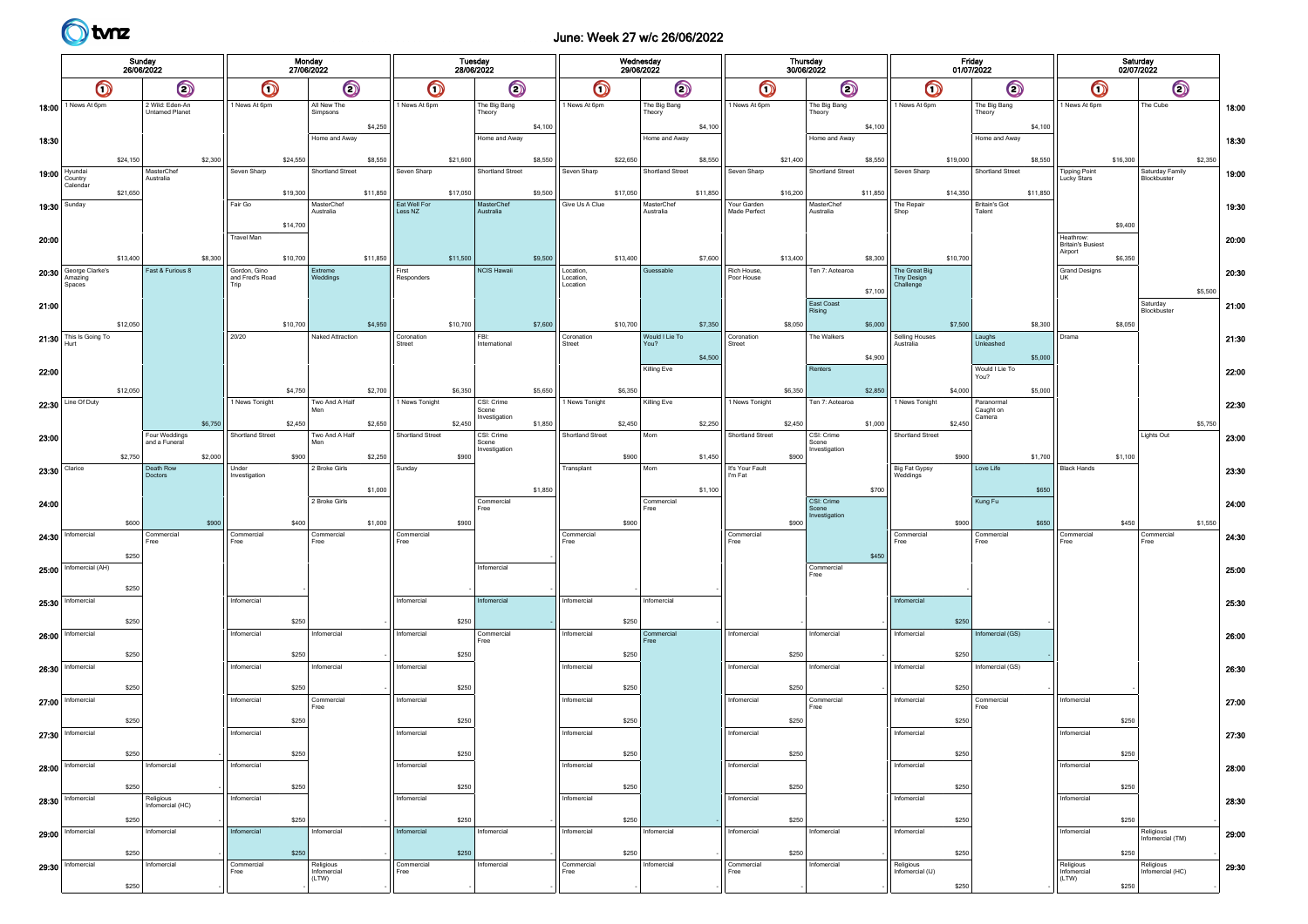# June: Week 27 w/c 26/06/2022

| Time | Sunday 26/06/2022 | | Monday 27/06/2022 | | Tuesday 28/06/2022 | | Wednesday 29/06/2022 | | Thursday 30/06/2022 | | Friday 01/07/2022 | | Saturday 02/07/2022 | |
|---|---|---|---|---|---|---|---|---|---|---|---|---|---|---|
| | 1 | 2 | 1 | 2 | 1 | 2 | 1 | 2 | 1 | 2 | 1 | 2 | 1 | 2 |
| 18:00 | 1 News At 6pm $24,150 | 2 Wild: Eden-An Untamed Planet $2,300 | 1 News At 6pm $24,550 | All New The Simpsons $4,250 | 1 News At 6pm $21,600 | The Big Bang Theory $4,100 | 1 News At 6pm $22,650 | The Big Bang Theory $4,100 | 1 News At 6pm $21,400 | The Big Bang Theory $4,100 | 1 News At 6pm $19,000 | The Big Bang Theory $4,100 | 1 News At 6pm $16,300 | The Cube $2,350 |
| 18:30 | | | | Home and Away $8,550 | | Home and Away $8,550 | | Home and Away $8,550 | | Home and Away $8,550 | | Home and Away $8,550 | | |
| 19:00 | Hyundai Country Calendar $21,650 | MasterChef Australia $8,300 | Seven Sharp $19,300 | Shortland Street $11,850 | Seven Sharp $17,050 | Shortland Street $9,500 | Seven Sharp $17,050 | Shortland Street $11,850 | Seven Sharp $16,200 | Shortland Street $11,850 | Seven Sharp $14,350 | Shortland Street $11,850 | Tipping Point Lucky Stars $9,400 | Saturday Family Blockbuster $5,500 |
| 19:30 | Sunday $13,400 | | Fair Go $14,700 | MasterChef Australia $11,850 | Eat Well For Less NZ $11,500 | MasterChef Australia $9,500 | Give Us A Clue $13,400 | MasterChef Australia $7,600 | Your Garden Made Perfect $13,400 | MasterChef Australia $8,300 | The Repair Shop $10,700 | Britain's Got Talent $8,300 | | |
| 20:00 | | | Travel Man $10,700 | | | | | | | | | | Heathrow: Britain's Busiest Airport $6,350 | |
| 20:30 | George Clarke's Amazing Spaces $12,050 | Fast & Furious 8 $6,750 | Gordon, Gino and Fred's Road Trip $10,700 | Extreme Weddings $4,950 | First Responders $10,700 | NCIS Hawaii $7,600 | Location, Location, Location $10,700 | Guessable $7,350 | Rich House, Poor House $8,050 | Ten 7: Aotearoa $7,100 | The Great Big Tiny Design Challenge $7,500 | | Grand Designs UK $8,050 | |
| 21:00 | | | | | | | | | | East Coast Rising $6,000 | | | | Saturday Blockbuster $5,750 |
| 21:30 | This Is Going To Hurt $12,050 | | 20/20 $4,750 | Naked Attraction $2,700 | Coronation Street $6,350 | FBI: International $5,650 | Coronation Street $6,350 | Would I Lie To You? $4,500 | Coronation Street $6,350 | The Walkers $4,900 | Selling Houses Australia $4,000 | Laughs Unleashed $5,000 | Drama $1,100 | |
| 22:00 | | | | | | | | Killing Eve | | Renters $2,850 | | Would I Lie To You? $5,000 | | |
| 22:30 | Line Of Duty $2,750 | | 1 News Tonight $2,450 | Two And A Half Men $2,650 | 1 News Tonight $2,450 | CSI: Crime Scene Investigation $1,850 | 1 News Tonight $2,450 | Killing Eve $2,250 | 1 News Tonight $2,450 | Ten 7: Aotearoa $1,000 | 1 News Tonight $2,450 | Paranormal Caught on Camera $1,700 | | |
| 23:00 | | Four Weddings and a Funeral $2,000 | Shortland Street $900 | Two And A Half Men $2,250 | Shortland Street $900 | CSI: Crime Scene Investigation $1,850 | Shortland Street $900 | Mom $1,450 | Shortland Street $900 | CSI: Crime Scene Investigation $700 | Shortland Street $900 | | | Lights Out $1,550 |
| 23:30 | Clarice $600 | Death Row Doctors $900 | Under Investigation $400 | 2 Broke Girls $1,000 | Sunday $900 | | Transplant $900 | Mom $1,100 | It's Your Fault I'm Fat $900 | | Big Fat Gypsy Weddings $900 | Love Life $650 | Black Hands $450 | |
| 24:00 | | | | 2 Broke Girls $1,000 | | Commercial Free - | | Commercial Free - | | CSI: Crime Scene Investigation $450 | | Kung Fu $650 | | |
| 24:30 | Infomercial $250 | Commercial Free - | Commercial Free - | Commercial Free - | Commercial Free - | | Commercial Free - | | Commercial Free - | | Commercial Free - | Commercial Free - | Commercial Free - | Commercial Free - |
| 25:00 | Infomercial (AH) $250 | | | | | Infomercial - | | | | Commercial Free - | | | | |
| 25:30 | Infomercial $250 | | Infomercial $250 | | Infomercial $250 | Infomercial - | Infomercial $250 | Infomercial - | | | Infomercial $250 | | | |
| 26:00 | Infomercial $250 | | Infomercial $250 | Infomercial - | Infomercial $250 | Commercial Free - | Infomercial $250 | Commercial Free - | Infomercial $250 | Infomercial - | Infomercial $250 | Infomercial (GS) - | | |
| 26:30 | Infomercial $250 | | Infomercial $250 | Infomercial - | Infomercial $250 | | Infomercial $250 | | Infomercial $250 | Infomercial - | Infomercial $250 | Infomercial (GS) - | | |
| 27:00 | Infomercial $250 | | Infomercial $250 | Commercial Free - | Infomercial $250 | | Infomercial $250 | | Infomercial $250 | Commercial Free - | Infomercial $250 | Commercial Free - | Infomercial $250 | |
| 27:30 | Infomercial $250 | | Infomercial $250 | | Infomercial $250 | | Infomercial $250 | | Infomercial $250 | | Infomercial $250 | | Infomercial $250 | |
| 28:00 | Infomercial $250 | Infomercial | Infomercial $250 | | Infomercial $250 | | Infomercial $250 | | Infomercial $250 | | Infomercial $250 | | Infomercial $250 | |
| 28:30 | Infomercial $250 | Religious Infomercial (HC) - | Infomercial $250 | | Infomercial $250 | | Infomercial $250 | | Infomercial $250 | | Infomercial $250 | | Infomercial $250 | |
| 29:00 | Infomercial $250 | Infomercial - | Infomercial $250 | Infomercial - | Infomercial $250 | Infomercial - | Infomercial $250 | Infomercial - | Infomercial $250 | Infomercial - | Infomercial $250 | | Infomercial $250 | Religious Infomercial (TM) - |
| 29:30 | Infomercial $250 | Infomercial - | Commercial Free - | Religious Infomercial (LTW) - | Commercial Free - | Infomercial - | Commercial Free - | Infomercial - | Commercial Free - | Infomercial - | Religious Infomercial (IJ) $250 | - | Religious Infomercial (LTW) $250 | Religious Infomercial (HC) - |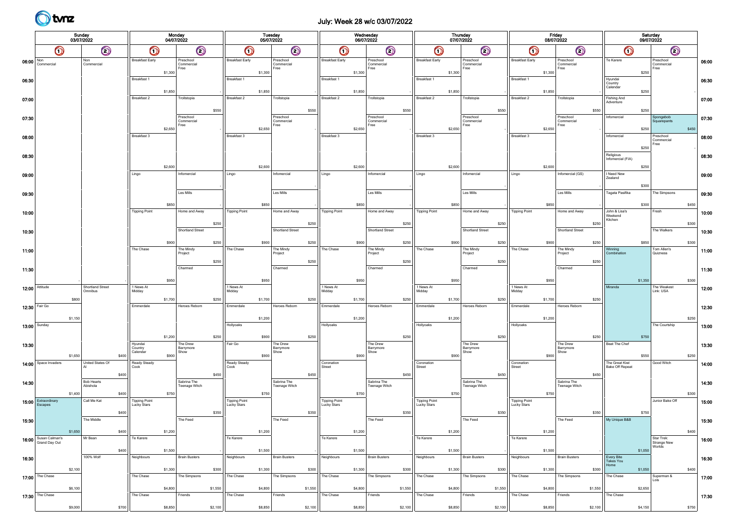# July: Week 28 w/c 03/07/2022

| Time | Sunday 03/07/2022 (1) | Sunday 03/07/2022 (2) | Monday 04/07/2022 (1) | Monday 04/07/2022 (2) | Tuesday 05/07/2022 (1) | Tuesday 05/07/2022 (2) | Wednesday 06/07/2022 (1) | Wednesday 06/07/2022 (2) | Thursday 07/07/2022 (1) | Thursday 07/07/2022 (2) | Friday 08/07/2022 (1) | Friday 08/07/2022 (2) | Saturday 09/07/2022 (1) | Saturday 09/07/2022 (2) |
|---|---|---|---|---|---|---|---|---|---|---|---|---|---|---|
| 06:00 | Non Commercial - | Non Commercial - | Breakfast Early $1,300 | Preschool Commercial Free - | Breakfast Early $1,300 | Preschool Commercial Free - | Breakfast Early $1,300 | Preschool Commercial Free - | Breakfast Early $1,300 | Preschool Commercial Free - | Breakfast Early $1,300 | Preschool Commercial Free - | Te Karere $250 | Preschool Commercial Free - |
| 06:30 | | | Breakfast 1 $1,850 | | Breakfast 1 $1,850 | | Breakfast 1 $1,850 | | Breakfast 1 $1,850 | | Breakfast 1 $1,850 | | Hyundai Country Calendar $250 | |
| 07:00 | | | Breakfast 2 $2,650 | Trollstopia $550 | Breakfast 2 $2,650 | Trollstopia $550 | Breakfast 2 $2,650 | Trollstopia $550 | Breakfast 2 $2,650 | Trollstopia $550 | Breakfast 2 $2,650 | Trollstopia $550 | Fishing And Adventure $250 | |
| 07:30 | | | | Preschool Commercial Free - | | Preschool Commercial Free - | | Preschool Commercial Free - | | Preschool Commercial Free - | | Preschool Commercial Free - | Infomercial $250 | Spongebob Squarepants $450 |
| 08:00 | | | Breakfast 3 $2,600 | | Breakfast 3 $2,600 | | Breakfast 3 $2,600 | | Breakfast 3 $2,600 | | Breakfast 3 $2,600 | | Infomercial $250 | Preschool Commercial Free - |
| 08:30 | | | | | | | | | | | | | Religious Infomercial (FIA) $250 | |
| 09:00 | | | Lingo $850 | Infomercial - | Lingo $850 | Infomercial - | Lingo $850 | Infomercial - | Lingo $850 | Infomercial - | Lingo $850 | Infomercial (GS) - | I Need New Zealand $300 | |
| 09:30 | | | | Les Mills - | | Les Mills - | | Les Mills - | | Les Mills - | | Les Mills - | Tagata Pasifika $300 | The Simpsons $450 |
| 10:00 | | | Tipping Point $900 | Home and Away $250 | Tipping Point $900 | Home and Away $250 | Tipping Point $900 | Home and Away $250 | Tipping Point $900 | Home and Away $250 | Tipping Point $900 | Home and Away $250 | John & Lisa's Weekend Kitchen $850 | Fresh $300 |
| 10:30 | | | | Shortland Street $250 | | Shortland Street $250 | | Shortland Street $250 | | Shortland Street $250 | | Shortland Street $250 | | The Walkers $300 |
| 11:00 | | | The Chase $950 | The Mindy Project $250 | The Chase $950 | The Mindy Project $250 | The Chase $950 | The Mindy Project $250 | The Chase $950 | The Mindy Project $250 | The Chase $950 | The Mindy Project $250 | Winning Combination $1,350 | Tom Allen's Quizness $300 |
| 11:30 | | | | Charmed $250 | | Charmed $250 | | Charmed $250 | | Charmed $250 | | Charmed $250 | | |
| 12:00 | Attitude $800 | Shortland Street Omnibus $400 | 1 News At Midday $1,700 | | 1 News At Midday $1,700 | | 1 News At Midday $1,700 | | 1 News At Midday $1,700 | | 1 News At Midday $1,700 | | Miranda $750 | The Weakest Link: USA $250 |
| 12:30 | Fair Go $1,150 | | Emmerdale $1,200 | Heroes Reborn $250 | Emmerdale $1,200 | Heroes Reborn $250 | Emmerdale $1,200 | Heroes Reborn $250 | Emmerdale $1,200 | Heroes Reborn $250 | Emmerdale $1,200 | Heroes Reborn $250 | | |
| 13:00 | Sunday $1,650 | | | | Hollyoaks $900 | | Hollyoaks $900 | | Hollyoaks $900 | | Hollyoaks $900 | | | The Courtship $250 |
| 13:30 | | | Hyundai Country Calendar $900 | The Drew Barrymore Show $450 | Fair Go $900 | The Drew Barrymore Show $450 | | The Drew Barrymore Show $450 | | The Drew Barrymore Show $450 | | The Drew Barrymore Show $450 | Beat The Chef $550 | |
| 14:00 | Space Invaders $1,400 | United States Of AI $400 | Ready Steady Cook $750 | | Ready Steady Cook $750 | | Coronation Street $750 | | Coronation Street $750 | | Coronation Street $750 | | The Great Kiwi Bake Off Repeat $750 | Good Witch $300 |
| 14:30 | | Bob Hearts Abishola $400 | | Sabrina The Teenage Witch $350 | | Sabrina The Teenage Witch $350 | | Sabrina The Teenage Witch $350 | | Sabrina The Teenage Witch $350 | | Sabrina The Teenage Witch $350 | | |
| 15:00 | Extraordinary Escapes $1,650 | Call Me Kat $400 | Tipping Point Lucky Stars $1,200 | | Tipping Point Lucky Stars $1,200 | | Tipping Point Lucky Stars $1,200 | | Tipping Point Lucky Stars $1,200 | | Tipping Point Lucky Stars $1,200 | | | Junior Bake Off $400 |
| 15:30 | | The Middle $400 | | The Feed - | | The Feed - | | The Feed - | | The Feed - | | The Feed - | My Unique B&B $1,050 | |
| 16:00 | Susan Calman's Grand Day Out $2,100 | Mr Bean $400 | Te Karere $1,500 | | Te Karere $1,500 | | Te Karere $1,500 | | Te Karere $1,500 | | Te Karere $1,500 | | | Star Trek: Strange New Worlds $400 |
| 16:30 | | 100% Wolf $700 | Neighbours $1,300 | Brain Busters $300 | Neighbours $1,300 | Brain Busters $300 | Neighbours $1,300 | Brain Busters $300 | Neighbours $1,300 | Brain Busters $300 | Neighbours $1,300 | Brain Busters $300 | Every Bite Takes You Home $1,050 | |
| 17:00 | The Chase $6,100 | | The Chase $4,800 | The Simpsons $1,550 | The Chase $4,800 | The Simpsons $1,550 | The Chase $4,800 | The Simpsons $1,550 | The Chase $4,800 | The Simpsons $1,550 | The Chase $4,800 | The Simpsons $1,550 | The Chase $2,650 | Superman & Lois $750 |
| 17:30 | The Chase $9,000 | | The Chase $8,850 | Friends $2,100 | The Chase $8,850 | Friends $2,100 | The Chase $8,850 | Friends $2,100 | The Chase $8,850 | Friends $2,100 | The Chase $8,850 | Friends $2,100 | The Chase $4,150 | |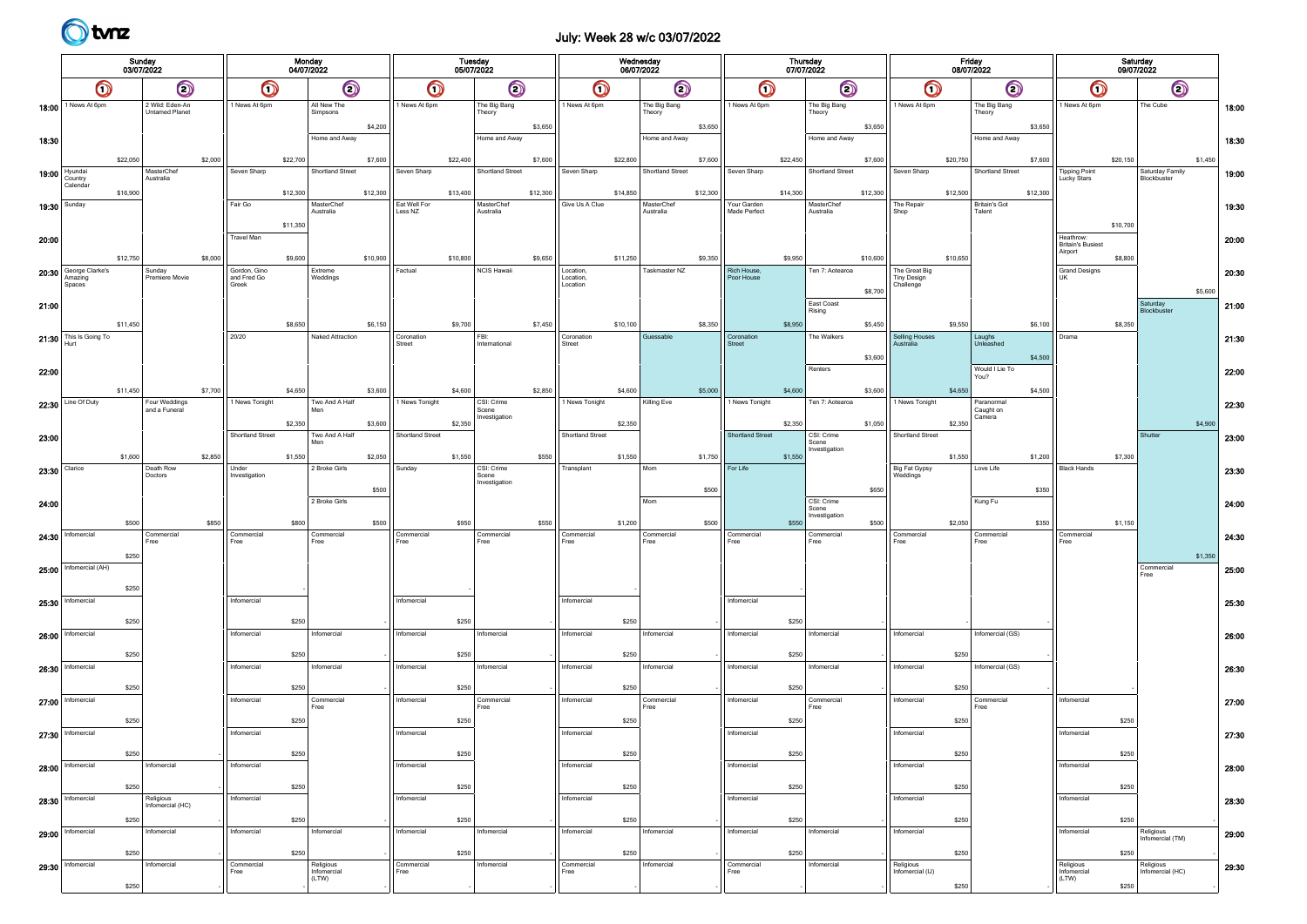# July: Week 28 w/c 03/07/2022

| Time | Sunday 03/07/2022 TVNZ 1 | Sunday 03/07/2022 TVNZ 2 | Monday 04/07/2022 TVNZ 1 | Monday 04/07/2022 TVNZ 2 | Tuesday 05/07/2022 TVNZ 1 | Tuesday 05/07/2022 TVNZ 2 | Wednesday 06/07/2022 TVNZ 1 | Wednesday 06/07/2022 TVNZ 2 | Thursday 07/07/2022 TVNZ 1 | Thursday 07/07/2022 TVNZ 2 | Friday 08/07/2022 TVNZ 1 | Friday 08/07/2022 TVNZ 2 | Saturday 09/07/2022 TVNZ 1 | Saturday 09/07/2022 TVNZ 2 |
|---|---|---|---|---|---|---|---|---|---|---|---|---|---|---|
| 18:00 | 1 News At 6pm $22,050 | 2 Wild: Eden-An Untamed Planet $2,000 | 1 News At 6pm $22,700 | All New The Simpsons $4,200 | 1 News At 6pm $22,400 | The Big Bang Theory $3,650 | 1 News At 6pm $22,800 | The Big Bang Theory $3,650 | 1 News At 6pm $22,450 | The Big Bang Theory $3,650 | 1 News At 6pm $20,750 | The Big Bang Theory $3,650 | 1 News At 6pm $20,150 | The Cube $1,450 |
| 18:30 | | | | Home and Away $7,600 | | Home and Away $7,600 | | Home and Away $7,600 | | Home and Away $7,600 | | Home and Away $7,600 | | |
| 19:00 | Hyundai Country Calendar $16,900 | MasterChef Australia $8,000 | Seven Sharp $12,300 | Shortland Street $12,300 | Seven Sharp $13,400 | Shortland Street $12,300 | Seven Sharp $14,850 | Shortland Street $12,300 | Seven Sharp $14,300 | Shortland Street $12,300 | Seven Sharp $12,500 | Shortland Street $12,300 | Tipping Point Lucky Stars $10,700 | Saturday Family Blockbuster $5,600 |
| 19:30 | Sunday $12,750 | | Fair Go $11,350 | MasterChef Australia $10,900 | Eat Well For Less NZ $10,800 | MasterChef Australia $9,650 | Give Us A Clue $11,250 | MasterChef Australia $9,350 | Your Garden Made Perfect $9,950 | MasterChef Australia $10,600 | The Repair Shop $10,650 | Britain's Got Talent $6,100 | | |
| 20:00 | | | Travel Man $9,600 | | | | | | | | | | Heathrow: Britain's Busiest Airport $8,800 | |
| 20:30 | George Clarke's Amazing Spaces $11,450 | Sunday Premiere Movie $7,700 | Gordon, Gino and Fred Go Greek $8,650 | Extreme Weddings $6,150 | Factual $9,700 | NCIS Hawaii $7,450 | Location, Location, Location $10,100 | Taskmaster NZ $8,350 | Rich House, Poor House $8,950 | Ten 7: Aotearoa $8,700 | The Great Big Tiny Design Challenge $9,550 | | Grand Designs UK $8,350 | |
| 21:00 | | | | | | | | | | East Coast Rising $5,450 | | | | Saturday Blockbuster $4,900 |
| 21:30 | This Is Going To Hurt $11,450 | | 20/20 $4,650 | Naked Attraction $3,600 | Coronation Street $4,600 | FBI: International $2,850 | Coronation Street $4,600 | Guessable $5,000 | Coronation Street $4,600 | The Walkers $3,600 | Selling Houses Australia $4,650 | Laughs Unleashed $4,500 | Drama $7,300 | |
| 22:00 | | | | | | | | | | Renters $3,600 | | Would I Lie To You? $4,500 | | |
| 22:30 | Line Of Duty $1,600 | Four Weddings and a Funeral $2,850 | 1 News Tonight $2,350 | Two And A Half Men $3,600 | 1 News Tonight $2,350 | CSI: Crime Scene Investigation $550 | 1 News Tonight $2,350 | Killing Eve $1,750 | 1 News Tonight $2,350 | Ten 7: Aotearoa $1,050 | 1 News Tonight $2,350 | Paranormal Caught on Camera $1,200 | | |
| 23:00 | | | Shortland Street $1,550 | Two And A Half Men $2,050 | Shortland Street $1,550 | | Shortland Street $1,550 | | Shortland Street $1,550 | CSI: Crime Scene Investigation $650 | Shortland Street $1,550 | | | Shutter $1,350 |
| 23:30 | Clarice $500 | Death Row Doctors $850 | Under Investigation $800 | 2 Broke Girls $500 | Sunday $950 | CSI: Crime Scene Investigation $550 | Transplant $1,200 | Mom $500 | For Life $550 | | Big Fat Gypsy Weddings $2,050 | Love Life $350 | Black Hands $1,150 | |
| 24:00 | | | | 2 Broke Girls $500 | | | | Mom $500 | | CSI: Crime Scene Investigation $500 | | Kung Fu $350 | | |
| 24:30 | Infomercial $250 | Commercial Free - | Commercial Free - | Commercial Free - | Commercial Free - | Commercial Free - | Commercial Free - | Commercial Free - | Commercial Free - | Commercial Free - | Commercial Free - | Commercial Free - | Commercial Free - | |
| 25:00 | Infomercial (AH) $250 | | | | | | | | | | | | | Commercial Free - |
| 25:30 | Infomercial $250 | | Infomercial $250 | | Infomercial $250 | | Infomercial $250 | | Infomercial $250 | | | | | |
| 26:00 | Infomercial $250 | | Infomercial $250 | Infomercial - | Infomercial $250 | Infomercial - | Infomercial $250 | Infomercial - | Infomercial $250 | Infomercial - | Infomercial $250 | Infomercial (GS) - | | |
| 26:30 | Infomercial $250 | | Infomercial $250 | Infomercial - | Infomercial $250 | Infomercial - | Infomercial $250 | Infomercial - | Infomercial $250 | Infomercial - | Infomercial $250 | Infomercial (GS) - | | |
| 27:00 | Infomercial $250 | | Infomercial $250 | Commercial Free - | Infomercial $250 | Commercial Free - | Infomercial $250 | Commercial Free - | Infomercial $250 | Commercial Free - | Infomercial $250 | Commercial Free - | Infomercial $250 | |
| 27:30 | Infomercial $250 | | Infomercial $250 | | Infomercial $250 | | Infomercial $250 | | Infomercial $250 | | Infomercial $250 | | Infomercial $250 | |
| 28:00 | Infomercial $250 | Infomercial - | Infomercial $250 | | Infomercial $250 | | Infomercial $250 | | Infomercial $250 | | Infomercial $250 | | Infomercial $250 | |
| 28:30 | Infomercial $250 | Religious Infomercial (HC) - | Infomercial $250 | | Infomercial $250 | | Infomercial $250 | | Infomercial $250 | | Infomercial $250 | | Infomercial $250 | |
| 29:00 | Infomercial $250 | Infomercial - | Infomercial $250 | Infomercial - | Infomercial $250 | Infomercial - | Infomercial $250 | Infomercial - | Infomercial $250 | Infomercial - | Infomercial $250 | | Infomercial $250 | Religious Infomercial (TM) - |
| 29:30 | Infomercial $250 | Infomercial - | Commercial Free - | Religious Infomercial (LTW) - | Commercial Free - | Infomercial - | Commercial Free - | Infomercial - | Commercial Free - | Infomercial - | Religious Infomercial (IJ) $250 | | Religious Infomercial (LTW) $250 | Religious Infomercial (HC) - |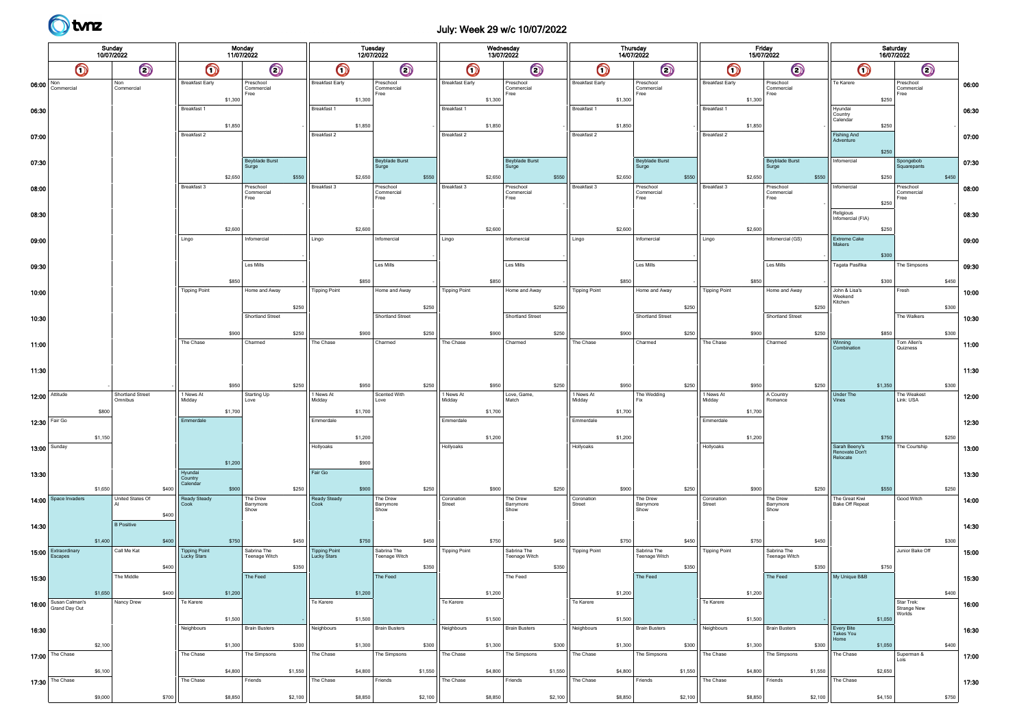# July: Week 29 w/c 10/07/2022

| | Sunday 10/07/2022 | | Monday 11/07/2022 | | Tuesday 12/07/2022 | | Wednesday 13/07/2022 | | Thursday 14/07/2022 | | Friday 15/07/2022 | | Saturday 16/07/2022 | | |
|---|---|---|---|---|---|---|---|---|---|---|---|---|---|---|---|
| | 1 | 2 | 1 | 2 | 1 | 2 | 1 | 2 | 1 | 2 | 1 | 2 | 1 | 2 | |
| 06:00 | Non Commercial - | Non Commercial - | Breakfast Early $1,300 | Preschool Commercial Free - | Breakfast Early $1,300 | Preschool Commercial Free - | Breakfast Early $1,300 | Preschool Commercial Free - | Breakfast Early $1,300 | Preschool Commercial Free - | Breakfast Early $1,300 | Preschool Commercial Free - | Te Karere $250 | Preschool Commercial Free - | 06:00 |
| 06:30 | | | Breakfast 1 $1,850 | | Breakfast 1 $1,850 | | Breakfast 1 $1,850 | | Breakfast 1 $1,850 | | Breakfast 1 $1,850 | | Hyundai Country Calendar $250 | | 06:30 |
| 07:00 | | | Breakfast 2 $2,650 | | Breakfast 2 $2,650 | | Breakfast 2 $2,650 | | Breakfast 2 $2,650 | | Breakfast 2 $2,650 | | Fishing And Adventure $250 | | 07:00 |
| 07:30 | | | | Beyblade Burst Surge $550 | | Beyblade Burst Surge $550 | | Beyblade Burst Surge $550 | | Beyblade Burst Surge $550 | | Beyblade Burst Surge $550 | Infomercial $250 | Spongebob Squarepants $450 | 07:30 |
| 08:00 | | | Breakfast 3 $2,600 | Preschool Commercial Free - | Breakfast 3 $2,600 | Preschool Commercial Free - | Breakfast 3 $2,600 | Preschool Commercial Free - | Breakfast 3 $2,600 | Preschool Commercial Free - | Breakfast 3 $2,600 | Preschool Commercial Free - | Infomercial $250 | Preschool Commercial Free - | 08:00 |
| 08:30 | | | | | | | | | | | | | Religious Infomercial (FIA) $250 | | 08:30 |
| 09:00 | | | Lingo $850 | Infomercial - | Lingo $850 | Infomercial - | Lingo $850 | Infomercial - | Lingo $850 | Infomercial - | Lingo $850 | Infomercial (GS) - | Extreme Cake Makers $300 | | 09:00 |
| 09:30 | | | | Les Mills - | | Les Mills - | | Les Mills - | | Les Mills - | | Les Mills - | Tagata Pasifika $300 | The Simpsons $450 | 09:30 |
| 10:00 | | | Tipping Point $900 | Home and Away $250 | Tipping Point $900 | Home and Away $250 | Tipping Point $900 | Home and Away $250 | Tipping Point $900 | Home and Away $250 | Tipping Point $900 | Home and Away $250 | John & Lisa's Weekend Kitchen $850 | Fresh $300 | 10:00 |
| 10:30 | | | | Shortland Street $250 | | Shortland Street $250 | | Shortland Street $250 | | Shortland Street $250 | | Shortland Street $250 | | The Walkers $300 | 10:30 |
| 11:00 | | | The Chase $950 | Charmed $250 | The Chase $950 | Charmed $250 | The Chase $950 | Charmed $250 | The Chase $950 | Charmed $250 | The Chase $950 | Charmed $250 | Winning Combination $1,350 | Tom Allen's Quizness $300 | 11:00 |
| 11:30 | | | | | | | | | | | | | | | 11:30 |
| 12:00 | Attitude $800 | Shortland Street Omnibus $400 | 1 News At Midday $1,700 | Starting Up Love $250 | 1 News At Midday $1,700 | Scented With Love $250 | 1 News At Midday $1,700 | Love, Game, Match $250 | 1 News At Midday $1,700 | The Wedding Fix $250 | 1 News At Midday $1,700 | A Country Romance $250 | Under The Vines $750 | The Weakest Link: USA $250 | 12:00 |
| 12:30 | Fair Go $1,150 | | Emmerdale $1,200 | | Emmerdale $1,200 | | Emmerdale $1,200 | | Emmerdale $1,200 | | Emmerdale $1,200 | | | | 12:30 |
| 13:00 | Sunday $1,650 | | | | Hollyoaks $900 | | Hollyoaks $900 | | Hollyoaks $900 | | Hollyoaks $900 | | Sarah Beeny's Renovate Don't Relocate $550 | The Courtship $250 | 13:00 |
| 13:30 | | | Hyundai Country Calendar $900 | | Fair Go $900 | | | | | | | | | | 13:30 |
| 14:00 | Space Invaders $1,400 | United States Of Al $400 | Ready Steady Cook $750 | The Drew Barrymore Show $450 | Ready Steady Cook $750 | The Drew Barrymore Show $450 | Coronation Street $750 | The Drew Barrymore Show $450 | Coronation Street $750 | The Drew Barrymore Show $450 | Coronation Street $750 | The Drew Barrymore Show $450 | The Great Kiwi Bake Off Repeat $750 | Good Witch $300 | 14:00 |
| 14:30 | | B Positive $400 | | | | | | | | | | | | | 14:30 |
| 15:00 | Extraordinary Escapes $1,650 | Call Me Kat $400 | Tipping Point Lucky Stars $1,200 | Sabrina The Teenage Witch $350 | Tipping Point Lucky Stars $1,200 | Sabrina The Teenage Witch $350 | Tipping Point $1,200 | Sabrina The Teenage Witch $350 | Tipping Point $1,200 | Sabrina The Teenage Witch $350 | Tipping Point $1,200 | Sabrina The Teenage Witch $350 | | Junior Bake Off $400 | 15:00 |
| 15:30 | | The Middle $400 | | The Feed - | | The Feed - | | The Feed - | | The Feed - | | The Feed - | My Unique B&B $1,050 | | 15:30 |
| 16:00 | Susan Calman's Grand Day Out $2,100 | Nancy Drew $700 | Te Karere $1,500 | | Te Karere $1,500 | | Te Karere $1,500 | | Te Karere $1,500 | | Te Karere $1,500 | | | Star Trek: Strange New Worlds $400 | 16:00 |
| 16:30 | | | Neighbours $1,300 | Brain Busters $300 | Neighbours $1,300 | Brain Busters $300 | Neighbours $1,300 | Brain Busters $300 | Neighbours $1,300 | Brain Busters $300 | Neighbours $1,300 | Brain Busters $300 | Every Bite Takes You Home $1,050 | | 16:30 |
| 17:00 | The Chase $6,100 | | The Chase $4,800 | The Simpsons $1,550 | The Chase $4,800 | The Simpsons $1,550 | The Chase $4,800 | The Simpsons $1,550 | The Chase $4,800 | The Simpsons $1,550 | The Chase $4,800 | The Simpsons $1,550 | The Chase $2,650 | Superman & Lois $750 | 17:00 |
| 17:30 | The Chase $9,000 | | The Chase $8,850 | Friends $2,100 | The Chase $8,850 | Friends $2,100 | The Chase $8,850 | Friends $2,100 | The Chase $8,850 | Friends $2,100 | The Chase $8,850 | Friends $2,100 | The Chase $4,150 | | 17:30 |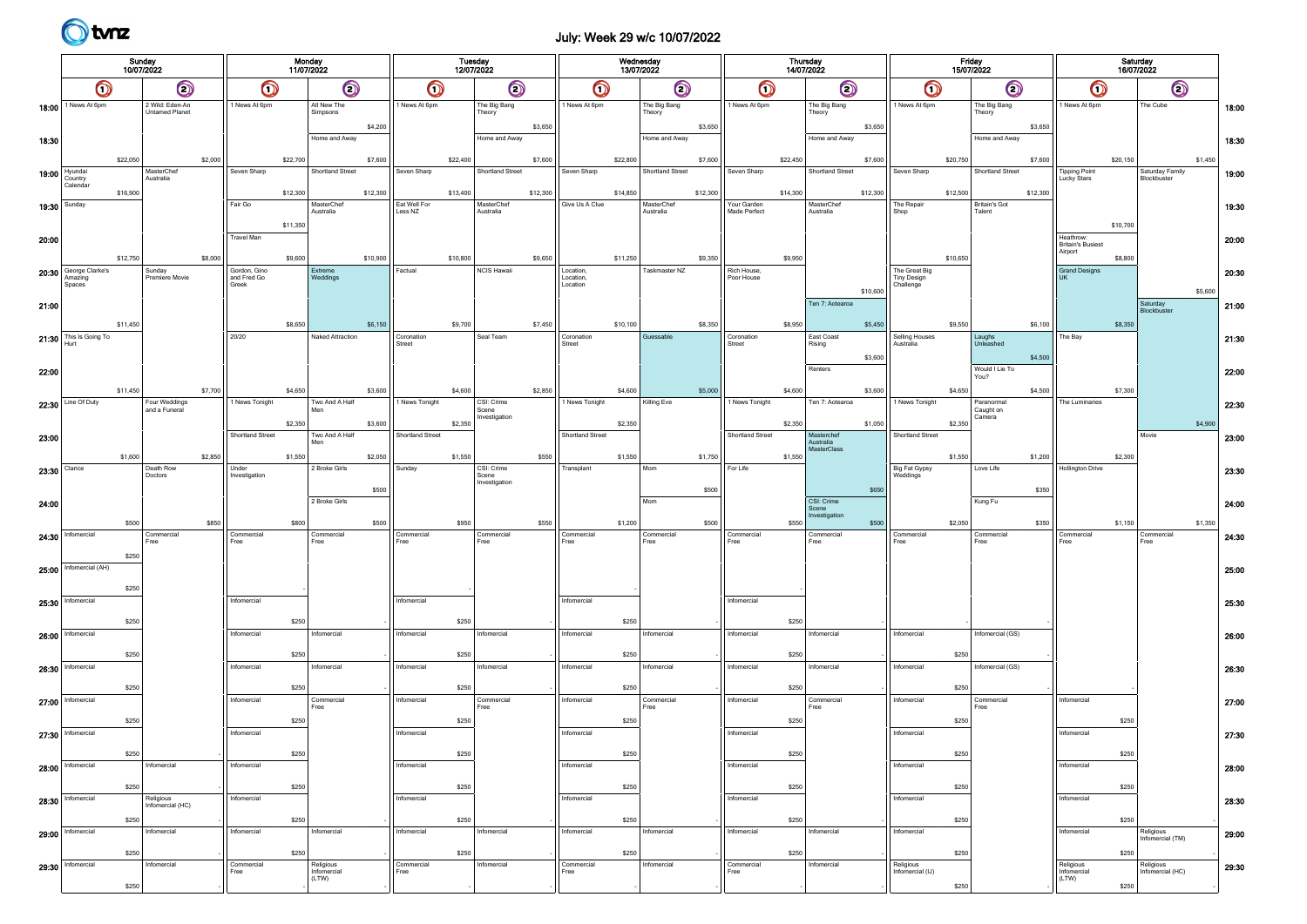# July: Week 29 w/c 10/07/2022

| Time | Sunday 10/07/2022 TVNZ 1 | Sunday 10/07/2022 TVNZ 2 | Monday 11/07/2022 TVNZ 1 | Monday 11/07/2022 TVNZ 2 | Tuesday 12/07/2022 TVNZ 1 | Tuesday 12/07/2022 TVNZ 2 | Wednesday 13/07/2022 TVNZ 1 | Wednesday 13/07/2022 TVNZ 2 | Thursday 14/07/2022 TVNZ 1 | Thursday 14/07/2022 TVNZ 2 | Friday 15/07/2022 TVNZ 1 | Friday 15/07/2022 TVNZ 2 | Saturday 16/07/2022 TVNZ 1 | Saturday 16/07/2022 TVNZ 2 |
|---|---|---|---|---|---|---|---|---|---|---|---|---|---|---|
| 18:00 | 1 News At 6pm | 2 Wild: Eden-An Untamed Planet | 1 News At 6pm | All New The Simpsons $4,200 | 1 News At 6pm | The Big Bang Theory $3,650 | 1 News At 6pm | The Big Bang Theory $3,650 | 1 News At 6pm | The Big Bang Theory $3,650 | 1 News At 6pm | The Big Bang Theory $3,650 | 1 News At 6pm | The Cube |
| 18:30 | $22,050 | $2,000 | $22,700 | Home and Away $7,600 | $22,400 | Home and Away $7,600 | $22,800 | Home and Away $7,600 | $22,450 | Home and Away $7,600 | $20,750 | Home and Away $7,600 | $20,150 | $1,450 |
| 19:00 | Hyundai Country Calendar $16,900 | MasterChef Australia | Seven Sharp $12,300 | Shortland Street $12,300 | Seven Sharp $13,400 | Shortland Street $12,300 | Seven Sharp $14,850 | Shortland Street $12,300 | Seven Sharp $14,300 | Shortland Street $12,300 | Seven Sharp $12,500 | Shortland Street $12,300 | Tipping Point Lucky Stars | Saturday Family Blockbuster |
| 19:30 | Sunday | | Fair Go $11,350 | MasterChef Australia | Eat Well For Less NZ | MasterChef Australia | Give Us A Clue | MasterChef Australia | Your Garden Made Perfect | MasterChef Australia | The Repair Shop | Britain's Got Talent | $10,700 | |
| 20:00 | $12,750 | $8,000 | Travel Man $9,600 | $10,900 | $10,800 | $9,650 | $11,250 | $9,350 | $9,950 | | $10,650 | | Heathrow: Britain's Busiest Airport $8,800 | |
| 20:30 | George Clarke's Amazing Spaces | Sunday Premiere Movie | Gordon, Gino and Fred Go Greek | Extreme Weddings | Factual | NCIS Hawaii | Location, Location, Location | Taskmaster NZ | Rich House, Poor House | $10,600 | The Great Big Tiny Design Challenge | | Grand Designs UK | $5,600 |
| 21:00 | $11,450 | | $8,650 | $6,150 | $9,700 | $7,450 | $10,100 | $8,350 | $8,950 | Ten 7: Aotearoa $5,450 | $9,550 | $6,100 | $8,350 | Saturday Blockbuster |
| 21:30 | This Is Going To Hurt | | 20/20 | Naked Attraction | Coronation Street | Seal Team | Coronation Street | Guessable | Coronation Street | East Coast Rising $3,600 | Selling Houses Australia | Laughs Unleashed $4,500 | The Bay | |
| 22:00 | $11,450 | $7,700 | $4,650 | $3,600 | $4,600 | $2,850 | $4,600 | $5,000 | $4,600 | Renters $3,600 | $4,650 | Would I Lie To You? $4,500 | $7,300 | |
| 22:30 | Line Of Duty | Four Weddings and a Funeral | 1 News Tonight $2,350 | Two And A Half Men $3,600 | 1 News Tonight $2,350 | CSI: Crime Scene Investigation | 1 News Tonight $2,350 | Killing Eve | 1 News Tonight $2,350 | Ten 7: Aotearoa $1,050 | 1 News Tonight $2,350 | Paranormal Caught on Camera | The Luminaries | $4,900 |
| 23:00 | $1,600 | $2,850 | Shortland Street $1,550 | Two And A Half Men $2,050 | Shortland Street $1,550 | $550 | Shortland Street $1,550 | $1,750 | Shortland Street $1,550 | Masterchef Australia MasterClass | Shortland Street $1,550 | $1,200 | $2,300 | Movie |
| 23:30 | Clarice | Death Row Doctors | Under Investigation | 2 Broke Girls $500 | Sunday | CSI: Crime Scene Investigation | Transplant | Mom $500 | For Life | $650 | Big Fat Gypsy Weddings | Love Life $350 | Hollington Drive | |
| 24:00 | $500 | $850 | $800 | 2 Broke Girls $500 | $950 | $550 | $1,200 | Mom $500 | $550 | CSI: Crime Scene Investigation $500 | $2,050 | Kung Fu $350 | $1,150 | $1,350 |
| 24:30 | Infomercial $250 | Commercial Free | Commercial Free | Commercial Free | Commercial Free | Commercial Free | Commercial Free | Commercial Free | Commercial Free | Commercial Free | Commercial Free | Commercial Free | Commercial Free | Commercial Free |
| 25:00 | Infomercial (AH) $250 | | - | | - | | - | | - | | | | | |
| 25:30 | Infomercial $250 | | Infomercial $250 | - | Infomercial $250 | - | Infomercial $250 | - | Infomercial $250 | - | - | - | | |
| 26:00 | Infomercial $250 | | Infomercial $250 | Infomercial - | Infomercial $250 | Infomercial - | Infomercial $250 | Infomercial - | Infomercial $250 | Infomercial - | Infomercial $250 | Infomercial (GS) - | | |
| 26:30 | Infomercial $250 | | Infomercial $250 | Infomercial - | Infomercial $250 | Infomercial - | Infomercial $250 | Infomercial - | Infomercial $250 | Infomercial - | Infomercial $250 | Infomercial (GS) - | - | |
| 27:00 | Infomercial $250 | | Infomercial $250 | Commercial Free | Infomercial $250 | Commercial Free | Infomercial $250 | Commercial Free | Infomercial $250 | Commercial Free | Infomercial $250 | Commercial Free | Infomercial $250 | |
| 27:30 | Infomercial $250 | - | Infomercial $250 | | Infomercial $250 | | Infomercial $250 | | Infomercial $250 | | Infomercial $250 | | Infomercial $250 | |
| 28:00 | Infomercial $250 | Infomercial - | Infomercial $250 | | Infomercial $250 | | Infomercial $250 | | Infomercial $250 | | Infomercial $250 | | Infomercial $250 | |
| 28:30 | Infomercial $250 | Religious Infomercial (HC) - | Infomercial $250 | - | Infomercial $250 | - | Infomercial $250 | - | Infomercial $250 | - | Infomercial $250 | | Infomercial $250 | |
| 29:00 | Infomercial $250 | Infomercial - | Infomercial $250 | Infomercial - | Infomercial $250 | Infomercial - | Infomercial $250 | Infomercial - | Infomercial $250 | Infomercial - | Infomercial $250 | | Infomercial $250 | Religious Infomercial (TM) - |
| 29:30 | Infomercial $250 | Infomercial - | Commercial Free - | Religious Infomercial (LTW) - | Commercial Free - | Infomercial - | Commercial Free - | Infomercial - | Commercial Free - | Infomercial - | Religious Infomercial (IJ) $250 | - | Religious Infomercial (LTW) $250 | Religious Infomercial (HC) - |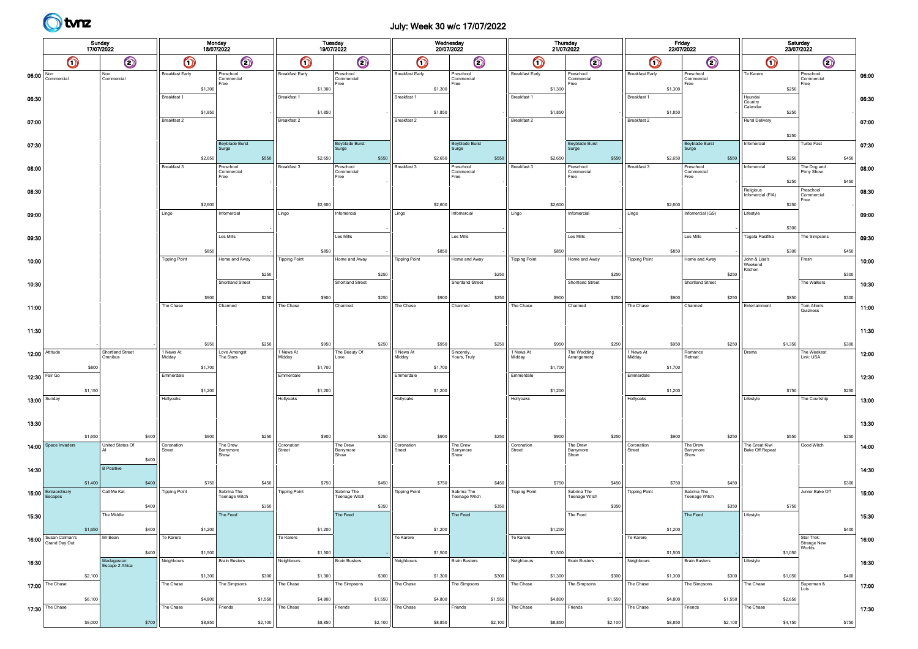# July: Week 30 w/c 17/07/2022

| Time | Sunday 17/07/2022 (1) | Sunday 17/07/2022 (2) | Monday 18/07/2022 (1) | Monday 18/07/2022 (2) | Tuesday 19/07/2022 (1) | Tuesday 19/07/2022 (2) | Wednesday 20/07/2022 (1) | Wednesday 20/07/2022 (2) | Thursday 21/07/2022 (1) | Thursday 21/07/2022 (2) | Friday 22/07/2022 (1) | Friday 22/07/2022 (2) | Saturday 23/07/2022 (1) | Saturday 23/07/2022 (2) | Time |
|---|---|---|---|---|---|---|---|---|---|---|---|---|---|---|---|
| 06:00 | Non Commercial | Non Commercial | Breakfast Early $1,300 | Preschool Commercial Free | Breakfast Early $1,300 | Preschool Commercial Free | Breakfast Early $1,300 | Preschool Commercial Free | Breakfast Early $1,300 | Preschool Commercial Free | Breakfast Early $1,300 | Preschool Commercial Free | Te Karere $250 | Preschool Commercial Free | 06:00 |
| 06:30 | | | Breakfast 1 $1,850 | - | Breakfast 1 $1,850 | - | Breakfast 1 $1,850 | - | Breakfast 1 $1,850 | - | Breakfast 1 $1,850 | - | Hyundai Country Calendar $250 | - | 06:30 |
| 07:00 | | | Breakfast 2 | | Breakfast 2 | | Breakfast 2 | | Breakfast 2 | | Breakfast 2 | | Rural Delivery $250 | | 07:00 |
| 07:30 | | | $2,650 | Beyblade Burst Surge $550 | $2,650 | Beyblade Burst Surge $550 | $2,650 | Beyblade Burst Surge $550 | $2,650 | Beyblade Burst Surge $550 | $2,650 | Beyblade Burst Surge $550 | Infomercial $250 | Turbo Fast $450 | 07:30 |
| 08:00 | | | Breakfast 3 | Preschool Commercial Free - | Breakfast 3 | Preschool Commercial Free - | Breakfast 3 | Preschool Commercial Free - | Breakfast 3 | Preschool Commercial Free - | Breakfast 3 | Preschool Commercial Free - | Infomercial $250 | The Dog and Pony Show $450 | 08:00 |
| 08:30 | | | $2,600 | | $2,600 | | $2,600 | | $2,600 | | $2,600 | | Religious Infomercial (FIA) $250 | Preschool Commercial Free - | 08:30 |
| 09:00 | | | Lingo | Infomercial - | Lingo | Infomercial - | Lingo | Infomercial - | Lingo | Infomercial - | Lingo | Infomercial (GS) - | Lifestyle $300 | | 09:00 |
| 09:30 | | | $850 | Les Mills - | $850 | Les Mills - | $850 | Les Mills - | $850 | Les Mills - | $850 | Les Mills - | Tagata Pasifika $300 | The Simpsons $450 | 09:30 |
| 10:00 | | | Tipping Point | Home and Away $250 | Tipping Point | Home and Away $250 | Tipping Point | Home and Away $250 | Tipping Point | Home and Away $250 | Tipping Point | Home and Away $250 | John & Lisa's Weekend Kitchen | Fresh $300 | 10:00 |
| 10:30 | | | $900 | Shortland Street $250 | $900 | Shortland Street $250 | $900 | Shortland Street $250 | $900 | Shortland Street $250 | $900 | Shortland Street $250 | $850 | The Walkers $300 | 10:30 |
| 11:00 | | | The Chase | Charmed | The Chase | Charmed | The Chase | Charmed | The Chase | Charmed | The Chase | Charmed | Entertainment | Tom Allen's Quizness | 11:00 |
| 11:30 | - | - | $950 | $250 | $950 | $250 | $950 | $250 | $950 | $250 | $950 | $250 | $1,350 | $300 | 11:30 |
| 12:00 | Attitude $800 | Shortland Street Omnibus | 1 News At Midday $1,700 | Love Amongst The Stars | 1 News At Midday $1,700 | The Beauty Of Love | 1 News At Midday $1,700 | Sincerely, Yours, Truly | 1 News At Midday $1,700 | The Wedding Arrangement | 1 News At Midday $1,700 | Romance Retreat | Drama | The Weakest Link: USA | 12:00 |
| 12:30 | Fair Go $1,150 | | Emmerdale $1,200 | | Emmerdale $1,200 | | Emmerdale $1,200 | | Emmerdale $1,200 | | Emmerdale $1,200 | | $750 | $250 | 12:30 |
| 13:00 | Sunday | | Hollyoaks | | Hollyoaks | | Hollyoaks | | Hollyoaks | | Hollyoaks | | Lifestyle | The Courtship | 13:00 |
| 13:30 | $1,650 | $400 | $900 | $250 | $900 | $250 | $900 | $250 | $900 | $250 | $900 | $250 | $550 | $250 | 13:30 |
| 14:00 | Space Invaders | United States Of AI $400 | Coronation Street | The Drew Barrymore Show | Coronation Street | The Drew Barrymore Show | Coronation Street | The Drew Barrymore Show | Coronation Street | The Drew Barrymore Show | Coronation Street | The Drew Barrymore Show | The Great Kiwi Bake Off Repeat | Good Witch | 14:00 |
| 14:30 | $1,400 | B Positive $400 | $750 | $450 | $750 | $450 | $750 | $450 | $750 | $450 | $750 | $450 | | $300 | 14:30 |
| 15:00 | Extraordinary Escapes | Call Me Kat $400 | Tipping Point | Sabrina The Teenage Witch $350 | Tipping Point | Sabrina The Teenage Witch $350 | Tipping Point | Sabrina The Teenage Witch $350 | Tipping Point | Sabrina The Teenage Witch $350 | Tipping Point | Sabrina The Teenage Witch $350 | $750 | Junior Bake Off | 15:00 |
| 15:30 | $1,650 | The Middle $400 | $1,200 | The Feed | $1,200 | The Feed | $1,200 | The Feed | $1,200 | The Feed | $1,200 | The Feed | Lifestyle | $400 | 15:30 |
| 16:00 | Susan Calman's Grand Day Out | Mr Bean $400 | Te Karere $1,500 | - | Te Karere $1,500 | - | Te Karere $1,500 | - | Te Karere $1,500 | - | Te Karere $1,500 | - | $1,050 | Star Trek: Strange New Worlds | 16:00 |
| 16:30 | $2,100 | Madagascar: Escape 2 Africa | Neighbours $1,300 | Brain Busters $300 | Neighbours $1,300 | Brain Busters $300 | Neighbours $1,300 | Brain Busters $300 | Neighbours $1,300 | Brain Busters $300 | Neighbours $1,300 | Brain Busters $300 | Lifestyle $1,050 | $400 | 16:30 |
| 17:00 | The Chase $6,100 | | The Chase $4,800 | The Simpsons $1,550 | The Chase $4,800 | The Simpsons $1,550 | The Chase $4,800 | The Simpsons $1,550 | The Chase $4,800 | The Simpsons $1,550 | The Chase $4,800 | The Simpsons $1,550 | The Chase $2,650 | Superman & Lois | 17:00 |
| 17:30 | The Chase $9,000 | $700 | The Chase $8,850 | Friends $2,100 | The Chase $8,850 | Friends $2,100 | The Chase $8,850 | Friends $2,100 | The Chase $8,850 | Friends $2,100 | The Chase $8,850 | Friends $2,100 | The Chase $4,150 | $750 | 17:30 |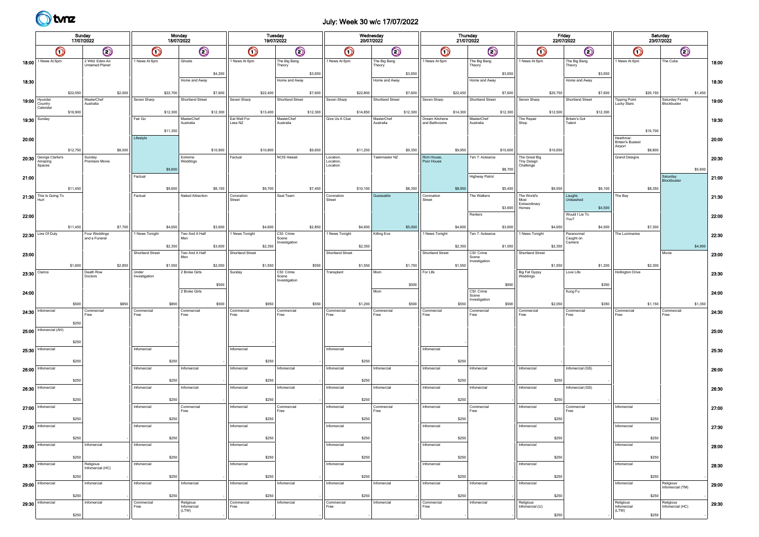# July: Week 30 w/c 17/07/2022

## Sunday 17/07/2022

| Time | TVNZ 1 | Rate | TVNZ 2 | Rate |
|---|---|---|---|---|
| 18:00 | 1 News At 6pm | $22,050 | 2 Wild: Eden-An Untamed Planet | $2,000 |
| 19:00 | Hyundai Country Calendar | $16,900 | MasterChef Australia | $8,000 |
| 19:30 | Sunday | $12,750 | | |
| 20:30 | George Clarke's Amazing Spaces | $11,450 | Sunday Premiere Movie | $7,700 |
| 21:30 | This Is Going To Hurt | $11,450 | | |
| 22:30 | Line Of Duty | $1,600 | Four Weddings and a Funeral | $2,850 |
| 23:30 | Clarice | $500 | Death Row Doctors | $850 |
| 24:30 | Infomercial | $250 | Commercial Free | - |
| 25:00 | Infomercial (AH) | $250 | | |
| 25:30 | Infomercial | $250 | | |
| 26:00 | Infomercial | $250 | | |
| 26:30 | Infomercial | $250 | | |
| 27:00 | Infomercial | $250 | | |
| 27:30 | Infomercial | $250 | | |
| 28:00 | Infomercial | $250 | Infomercial | - |
| 28:30 | Infomercial | $250 | Religious Infomercial (HC) | - |
| 29:00 | Infomercial | $250 | Infomercial | - |
| 29:30 | Infomercial | $250 | Infomercial | - |

## Monday 18/07/2022

| Time | TVNZ 1 | Rate | TVNZ 2 | Rate |
|---|---|---|---|---|
| 18:00 | 1 News At 6pm | $22,700 | Ghosts | $4,200 |
| 18:30 | | | Home and Away | $7,600 |
| 19:00 | Seven Sharp | $12,300 | Shortland Street | $12,300 |
| 19:30 | Fair Go | $11,350 | MasterChef Australia | $10,900 |
| 20:00 | Lifestyle | $9,600 | | |
| 20:30 | | | Extreme Weddings | $6,150 |
| 21:00 | Factual | $9,600 | | |
| 21:30 | Factual | $4,650 | Naked Attraction | $3,600 |
| 22:30 | 1 News Tonight | $2,350 | Two And A Half Men | $3,600 |
| 23:00 | Shortland Street | $1,550 | Two And A Half Men | $2,050 |
| 23:30 | Under Investigation | $800 | 2 Broke Girls | $500 |
| 24:00 | | | 2 Broke Girls | $500 |
| 24:30 | Commercial Free | - | Commercial Free | - |
| 25:30 | Infomercial | $250 | | |
| 26:00 | Infomercial | $250 | Infomercial | - |
| 26:30 | Infomercial | $250 | Infomercial | - |
| 27:00 | Infomercial | $250 | Commercial Free | - |
| 27:30 | Infomercial | $250 | | |
| 28:00 | Infomercial | $250 | | |
| 28:30 | Infomercial | $250 | | |
| 29:00 | Infomercial | $250 | Infomercial | - |
| 29:30 | Commercial Free | - | Religious Infomercial (LTW) | - |

## Tuesday 19/07/2022

| Time | TVNZ 1 | Rate | TVNZ 2 | Rate |
|---|---|---|---|---|
| 18:00 | 1 News At 6pm | $22,400 | The Big Bang Theory | $3,650 |
| 18:30 | | | Home and Away | $7,600 |
| 19:00 | Seven Sharp | $13,400 | Shortland Street | $12,300 |
| 19:30 | Eat Well For Less NZ | $10,800 | MasterChef Australia | $9,650 |
| 20:30 | Factual | $9,700 | NCIS Hawaii | $7,450 |
| 21:30 | Coronation Street | $4,600 | Seal Team | $2,850 |
| 22:30 | 1 News Tonight | $2,350 | CSI: Crime Scene Investigation | $550 |
| 23:00 | Shortland Street | $1,550 | | |
| 23:30 | Sunday | $950 | CSI: Crime Scene Investigation | $550 |
| 24:30 | Commercial Free | - | Commercial Free | - |
| 25:30 | Infomercial | $250 | | |
| 26:00 | Infomercial | $250 | Infomercial | - |
| 26:30 | Infomercial | $250 | Infomercial | - |
| 27:00 | Infomercial | $250 | Commercial Free | - |
| 27:30 | Infomercial | $250 | | |
| 28:00 | Infomercial | $250 | | |
| 28:30 | Infomercial | $250 | | |
| 29:00 | Infomercial | $250 | Infomercial | - |
| 29:30 | Commercial Free | - | Infomercial | - |

## Wednesday 20/07/2022

| Time | TVNZ 1 | Rate | TVNZ 2 | Rate |
|---|---|---|---|---|
| 18:00 | 1 News At 6pm | $22,800 | The Big Bang Theory | $3,650 |
| 18:30 | | | Home and Away | $7,600 |
| 19:00 | Seven Sharp | $14,850 | Shortland Street | $12,300 |
| 19:30 | Give Us A Clue | $11,250 | MasterChef Australia | $9,350 |
| 20:30 | Location, Location, Location | $10,100 | Taskmaster NZ | $8,350 |
| 21:30 | Coronation Street | $4,600 | Guessable | $5,000 |
| 22:30 | 1 News Tonight | $2,350 | Killing Eve | $1,750 |
| 23:00 | Shortland Street | $1,550 | | |
| 23:30 | Transplant | $1,200 | Mom | $500 |
| 24:00 | | | Mom | $500 |
| 24:30 | Commercial Free | - | Commercial Free | - |
| 25:30 | Infomercial | $250 | | |
| 26:00 | Infomercial | $250 | Infomercial | - |
| 26:30 | Infomercial | $250 | Infomercial | - |
| 27:00 | Infomercial | $250 | Commercial Free | - |
| 27:30 | Infomercial | $250 | | |
| 28:00 | Infomercial | $250 | | |
| 28:30 | Infomercial | $250 | | |
| 29:00 | Infomercial | $250 | Infomercial | - |
| 29:30 | Commercial Free | - | Infomercial | - |

## Thursday 21/07/2022

| Time | TVNZ 1 | Rate | TVNZ 2 | Rate |
|---|---|---|---|---|
| 18:00 | 1 News At 6pm | $22,450 | The Big Bang Theory | $3,650 |
| 18:30 | | | Home and Away | $7,600 |
| 19:00 | Seven Sharp | $14,300 | Shortland Street | $12,300 |
| 19:30 | Dream Kitchens and Bathrooms | $9,950 | MasterChef Australia | $10,600 |
| 20:30 | Rich House, Poor House | $8,950 | Ten 7: Aotearoa | $8,700 |
| 21:00 | | | Highway Patrol | $5,450 |
| 21:30 | Coronation Street | $4,600 | The Walkers | $3,600 |
| 22:00 | | | Renters | $3,600 |
| 22:30 | 1 News Tonight | $2,350 | Ten 7: Aotearoa | $1,050 |
| 23:00 | Shortland Street | $1,550 | CSI: Crime Scene Investigation | $650 |
| 23:30 | For Life | $550 | | |
| 24:00 | | | CSI: Crime Scene Investigation | $500 |
| 24:30 | Commercial Free | - | Commercial Free | - |
| 25:30 | Infomercial | $250 | | |
| 26:00 | Infomercial | $250 | Infomercial | - |
| 26:30 | Infomercial | $250 | Infomercial | - |
| 27:00 | Infomercial | $250 | Commercial Free | - |
| 27:30 | Infomercial | $250 | | |
| 28:00 | Infomercial | $250 | | |
| 28:30 | Infomercial | $250 | | |
| 29:00 | Infomercial | $250 | Infomercial | - |
| 29:30 | Commercial Free | - | Infomercial | - |

## Friday 22/07/2022

| Time | TVNZ 1 | Rate | TVNZ 2 | Rate |
|---|---|---|---|---|
| 18:00 | 1 News At 6pm | $20,750 | The Big Bang Theory | $3,650 |
| 18:30 | | | Home and Away | $7,600 |
| 19:00 | Seven Sharp | $12,500 | Shortland Street | $12,300 |
| 19:30 | The Repair Shop | $10,650 | Britain's Got Talent | $6,100 |
| 20:30 | The Great Big Tiny Design Challenge | $9,550 | | |
| 21:30 | The World's Most Extraordinary Homes | $4,650 | Laughs Unleashed | $4,500 |
| 22:00 | | | Would I Lie To You? | $4,500 |
| 22:30 | 1 News Tonight | $2,350 | Paranormal Caught on Camera | $1,200 |
| 23:00 | Shortland Street | $1,550 | | |
| 23:30 | Big Fat Gypsy Weddings | $2,050 | Love Life | $350 |
| 24:00 | | | Kung Fu | $350 |
| 24:30 | Commercial Free | - | Commercial Free | - |
| 26:00 | Infomercial | $250 | Infomercial (GS) | - |
| 26:30 | Infomercial | $250 | Infomercial (GS) | - |
| 27:00 | Infomercial | $250 | Commercial Free | - |
| 27:30 | Infomercial | $250 | | |
| 28:00 | Infomercial | $250 | | |
| 28:30 | Infomercial | $250 | | |
| 29:00 | Infomercial | $250 | | |
| 29:30 | Religious Infomercial (IJ) | $250 | | |

## Saturday 23/07/2022

| Time | TVNZ 1 | Rate | TVNZ 2 | Rate |
|---|---|---|---|---|
| 18:00 | 1 News At 6pm | $20,150 | The Cube | $1,450 |
| 19:00 | Tipping Point Lucky Stars | $10,700 | Saturday Family Blockbuster | $5,600 |
| 20:00 | Heathrow: Britain's Busiest Airport | $8,800 | | |
| 20:30 | Grand Designs | $8,350 | | |
| 21:00 | | | Saturday Blockbuster | $4,900 |
| 21:30 | The Bay | $7,300 | | |
| 22:30 | The Luminaries | $2,300 | | |
| 23:00 | | | Movie | $1,350 |
| 23:30 | Hollington Drive | $1,150 | | |
| 24:30 | Commercial Free | - | Commercial Free | - |
| 27:00 | Infomercial | $250 | | |
| 27:30 | Infomercial | $250 | | |
| 28:00 | Infomercial | $250 | | |
| 28:30 | Infomercial | $250 | | |
| 29:00 | Infomercial | $250 | Religious Infomercial (TM) | - |
| 29:30 | Religious Infomercial (LTW) | $250 | Religious Infomercial (HC) | - |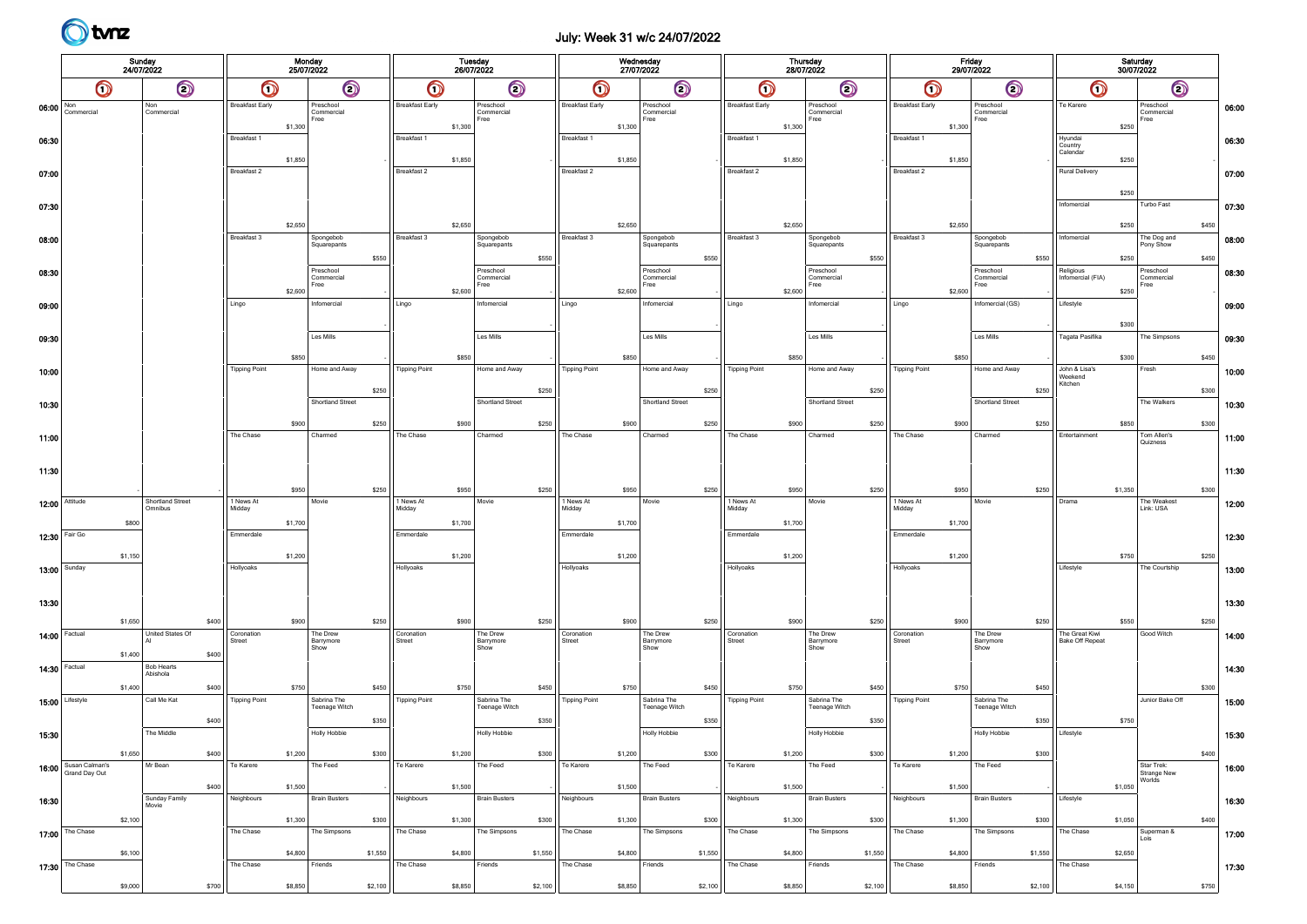# July: Week 31 w/c 24/07/2022

| | Sunday 24/07/2022 | | Monday 25/07/2022 | | Tuesday 26/07/2022 | | Wednesday 27/07/2022 | | Thursday 28/07/2022 | | Friday 29/07/2022 | | Saturday 30/07/2022 | | |
|---|---|---|---|---|---|---|---|---|---|---|---|---|---|---|---|
| | 1 | 2 | 1 | 2 | 1 | 2 | 1 | 2 | 1 | 2 | 1 | 2 | 1 | 2 | |
| 06:00 | Non Commercial | Non Commercial | Breakfast Early $1,300 | Preschool Commercial Free | Breakfast Early $1,300 | Preschool Commercial Free | Breakfast Early $1,300 | Preschool Commercial Free | Breakfast Early $1,300 | Preschool Commercial Free | Breakfast Early $1,300 | Preschool Commercial Free | Te Karere $250 | Preschool Commercial Free | 06:00 |
| 06:30 | | | Breakfast 1 $1,850 | - | Breakfast 1 $1,850 | - | Breakfast 1 $1,850 | - | Breakfast 1 $1,850 | - | Breakfast 1 $1,850 | - | Hyundai Country Calendar $250 | - | 06:30 |
| 07:00 | | | Breakfast 2 | | Breakfast 2 | | Breakfast 2 | | Breakfast 2 | | Breakfast 2 | | Rural Delivery $250 | | 07:00 |
| 07:30 | | | $2,650 | | $2,650 | | $2,650 | | $2,650 | | $2,650 | | Infomercial $250 | Turbo Fast $450 | 07:30 |
| 08:00 | | | Breakfast 3 | Spongebob Squarepants $550 | Breakfast 3 | Spongebob Squarepants $550 | Breakfast 3 | Spongebob Squarepants $550 | Breakfast 3 | Spongebob Squarepants $550 | Breakfast 3 | Spongebob Squarepants $550 | Infomercial $250 | The Dog and Pony Show $450 | 08:00 |
| 08:30 | | | $2,600 | Preschool Commercial Free - | $2,600 | Preschool Commercial Free - | $2,600 | Preschool Commercial Free - | $2,600 | Preschool Commercial Free - | $2,600 | Preschool Commercial Free - | Religious Infomercial (FIA) $250 | Preschool Commercial Free - | 08:30 |
| 09:00 | | | Lingo | Infomercial - | Lingo | Infomercial - | Lingo | Infomercial - | Lingo | Infomercial - | Lingo | Infomercial (GS) - | Lifestyle $300 | | 09:00 |
| 09:30 | | | $850 | Les Mills - | $850 | Les Mills - | $850 | Les Mills - | $850 | Les Mills - | $850 | Les Mills - | Tagata Pasifika $300 | The Simpsons $450 | 09:30 |
| 10:00 | | | Tipping Point | Home and Away $250 | Tipping Point | Home and Away $250 | Tipping Point | Home and Away $250 | Tipping Point | Home and Away $250 | Tipping Point | Home and Away $250 | John & Lisa's Weekend Kitchen | Fresh $300 | 10:00 |
| 10:30 | | | $900 | Shortland Street $250 | $900 | Shortland Street $250 | $900 | Shortland Street $250 | $900 | Shortland Street $250 | $900 | Shortland Street $250 | $850 | The Walkers $300 | 10:30 |
| 11:00 | | | The Chase | Charmed | The Chase | Charmed | The Chase | Charmed | The Chase | Charmed | The Chase | Charmed | Entertainment | Tom Allen's Quizness | 11:00 |
| 11:30 | - | - | $950 | $250 | $950 | $250 | $950 | $250 | $950 | $250 | $950 | $250 | $1,350 | $300 | 11:30 |
| 12:00 | Attitude $800 | Shortland Street Omnibus | 1 News At Midday $1,700 | Movie | 1 News At Midday $1,700 | Movie | 1 News At Midday $1,700 | Movie | 1 News At Midday $1,700 | Movie | 1 News At Midday $1,700 | Movie | Drama | The Weakest Link: USA | 12:00 |
| 12:30 | Fair Go $1,150 | | Emmerdale $1,200 | | Emmerdale $1,200 | | Emmerdale $1,200 | | Emmerdale $1,200 | | Emmerdale $1,200 | | $750 | $250 | 12:30 |
| 13:00 | Sunday | | Hollyoaks | | Hollyoaks | | Hollyoaks | | Hollyoaks | | Hollyoaks | | Lifestyle | The Courtship | 13:00 |
| 13:30 | $1,650 | $400 | $900 | $250 | $900 | $250 | $900 | $250 | $900 | $250 | $900 | $250 | $550 | $250 | 13:30 |
| 14:00 | Factual $1,400 | United States Of Al $400 | Coronation Street | The Drew Barrymore Show | Coronation Street | The Drew Barrymore Show | Coronation Street | The Drew Barrymore Show | Coronation Street | The Drew Barrymore Show | Coronation Street | The Drew Barrymore Show | The Great Kiwi Bake Off Repeat | Good Witch | 14:00 |
| 14:30 | Factual $1,400 | Bob Hearts Abishola $400 | $750 | $450 | $750 | $450 | $750 | $450 | $750 | $450 | $750 | $450 | | $300 | 14:30 |
| 15:00 | Lifestyle | Call Me Kat $400 | Tipping Point | Sabrina The Teenage Witch $350 | Tipping Point | Sabrina The Teenage Witch $350 | Tipping Point | Sabrina The Teenage Witch $350 | Tipping Point | Sabrina The Teenage Witch $350 | Tipping Point | Sabrina The Teenage Witch $350 | $750 | Junior Bake Off | 15:00 |
| 15:30 | $1,650 | The Middle $400 | $1,200 | Holly Hobbie $300 | $1,200 | Holly Hobbie $300 | $1,200 | Holly Hobbie $300 | $1,200 | Holly Hobbie $300 | $1,200 | Holly Hobbie $300 | Lifestyle | $400 | 15:30 |
| 16:00 | Susan Calman's Grand Day Out | Mr Bean $400 | Te Karere $1,500 | The Feed - | Te Karere $1,500 | The Feed - | Te Karere $1,500 | The Feed - | Te Karere $1,500 | The Feed - | Te Karere $1,500 | The Feed - | $1,050 | Star Trek: Strange New Worlds | 16:00 |
| 16:30 | $2,100 | Sunday Family Movie | Neighbours $1,300 | Brain Busters $300 | Neighbours $1,300 | Brain Busters $300 | Neighbours $1,300 | Brain Busters $300 | Neighbours $1,300 | Brain Busters $300 | Neighbours $1,300 | Brain Busters $300 | Lifestyle $1,050 | $400 | 16:30 |
| 17:00 | The Chase $6,100 | | The Chase $4,800 | The Simpsons $1,550 | The Chase $4,800 | The Simpsons $1,550 | The Chase $4,800 | The Simpsons $1,550 | The Chase $4,800 | The Simpsons $1,550 | The Chase $4,800 | The Simpsons $1,550 | The Chase $2,650 | Superman & Lois | 17:00 |
| 17:30 | The Chase $9,000 | $700 | The Chase $8,850 | Friends $2,100 | The Chase $8,850 | Friends $2,100 | The Chase $8,850 | Friends $2,100 | The Chase $8,850 | Friends $2,100 | The Chase $8,850 | Friends $2,100 | The Chase $4,150 | $750 | 17:30 |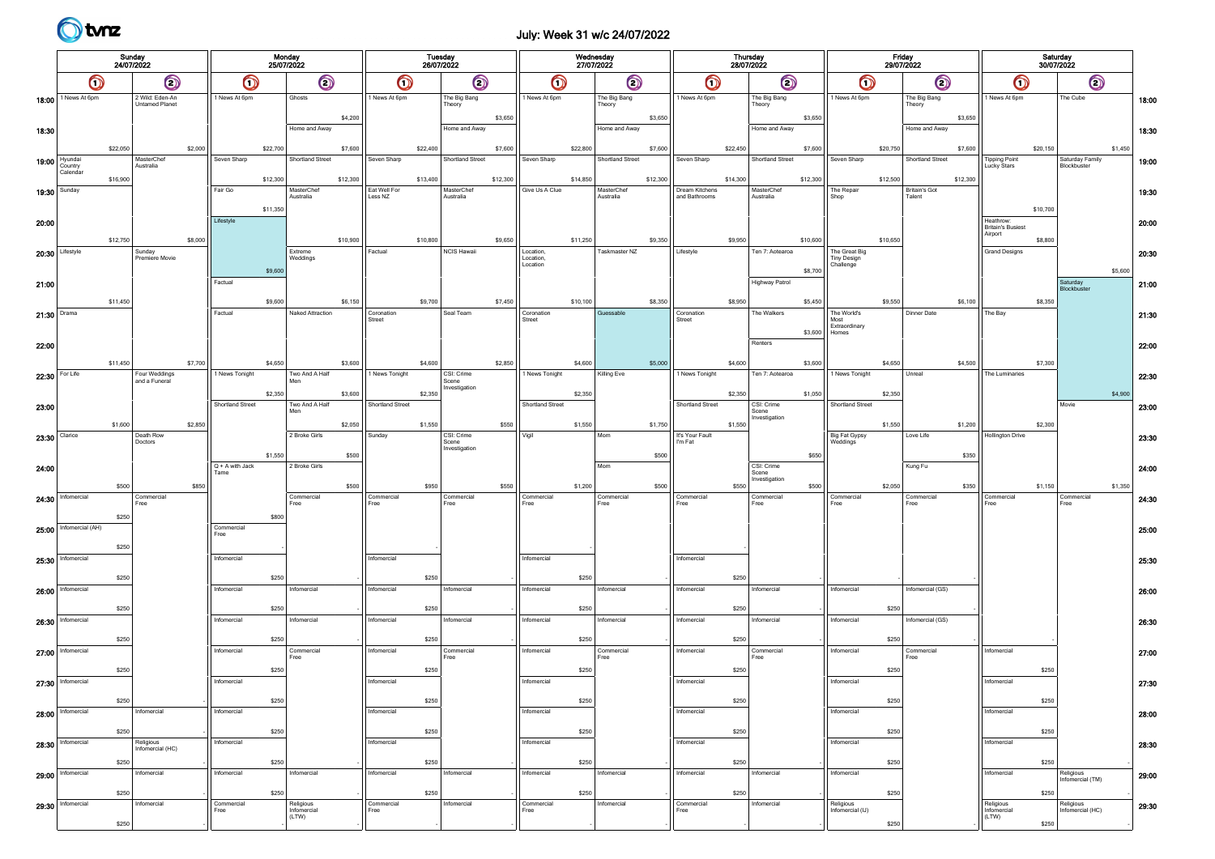# July: Week 31 w/c 24/07/2022

| Time | Sunday 24/07/2022 (1) | Sunday 24/07/2022 (2) | Monday 25/07/2022 (1) | Monday 25/07/2022 (2) | Tuesday 26/07/2022 (1) | Tuesday 26/07/2022 (2) | Wednesday 27/07/2022 (1) | Wednesday 27/07/2022 (2) | Thursday 28/07/2022 (1) | Thursday 28/07/2022 (2) | Friday 29/07/2022 (1) | Friday 29/07/2022 (2) | Saturday 30/07/2022 (1) | Saturday 30/07/2022 (2) | Time |
|---|---|---|---|---|---|---|---|---|---|---|---|---|---|---|---|
| 18:00 | 1 News At 6pm $22,050 | 2 Wild: Eden-An Untamed Planet $2,000 | 1 News At 6pm $22,700 | Ghosts $4,200 | 1 News At 6pm $22,400 | The Big Bang Theory $3,650 | 1 News At 6pm $22,800 | The Big Bang Theory $3,650 | 1 News At 6pm $22,450 | The Big Bang Theory $3,650 | 1 News At 6pm $20,750 | The Big Bang Theory $3,650 | 1 News At 6pm $20,150 | The Cube $1,450 | 18:00 |
| 18:30 | | | | Home and Away $7,600 | | Home and Away $7,600 | | Home and Away $7,600 | | Home and Away $7,600 | | Home and Away $7,600 | | | 18:30 |
| 19:00 | Hyundai Country Calendar $16,900 | MasterChef Australia $8,000 | Seven Sharp $12,300 | Shortland Street $12,300 | Seven Sharp $13,400 | Shortland Street $12,300 | Seven Sharp $14,850 | Shortland Street $12,300 | Seven Sharp $14,300 | Shortland Street $12,300 | Seven Sharp $12,500 | Shortland Street $12,300 | Tipping Point Lucky Stars $10,700 | Saturday Family Blockbuster $5,600 | 19:00 |
| 19:30 | Sunday $12,750 | | Fair Go $11,350 | MasterChef Australia $10,900 | Eat Well For Less NZ $10,800 | MasterChef Australia $9,650 | Give Us A Clue $11,250 | MasterChef Australia $9,350 | Dream Kitchens and Bathrooms $9,950 | MasterChef Australia $10,600 | The Repair Shop $10,650 | Britain's Got Talent $6,100 | | | 19:30 |
| 20:00 | | | Lifestyle $9,600 | | | | | | | | | | Heathrow: Britain's Busiest Airport $8,800 | | 20:00 |
| 20:30 | Lifestyle $11,450 | Sunday Premiere Movie $7,700 | | Extreme Weddings $6,150 | Factual $9,700 | NCIS Hawaii $7,450 | Location, Location, Location $10,100 | Taskmaster NZ $8,350 | Lifestyle $8,950 | Ten 7: Aotearoa $8,700 | The Great Big Tiny Design Challenge $9,550 | | Grand Designs $8,350 | | 20:30 |
| 21:00 | | | Factual $9,600 | | | | | | | Highway Patrol $5,450 | | | | Saturday Blockbuster $4,900 | 21:00 |
| 21:30 | Drama $11,450 | | Factual $4,650 | Naked Attraction $3,600 | Coronation Street $4,600 | Seal Team $2,850 | Coronation Street $4,600 | Guessable $5,000 | Coronation Street $4,600 | The Walkers $3,600 | The World's Most Extraordinary Homes $4,650 | Dinner Date $4,500 | The Bay $7,300 | | 21:30 |
| 22:00 | | | | | | | | | | Renters $3,600 | | | | | 22:00 |
| 22:30 | For Life $1,600 | Four Weddings and a Funeral $2,850 | 1 News Tonight $2,350 | Two And A Half Men $3,600 | 1 News Tonight $2,350 | CSI: Crime Scene Investigation $550 | 1 News Tonight $2,350 | Killing Eve $1,750 | 1 News Tonight $2,350 | Ten 7: Aotearoa $1,050 | 1 News Tonight $2,350 | Unreal $1,200 | The Luminaries $2,300 | | 22:30 |
| 23:00 | | | Shortland Street $1,550 | Two And A Half Men $2,050 | Shortland Street $1,550 | | Shortland Street $1,550 | | Shortland Street $1,550 | CSI: Crime Scene Investigation $650 | Shortland Street $1,550 | | | Movie $1,350 | 23:00 |
| 23:30 | Clarice $500 | Death Row Doctors $850 | | 2 Broke Girls $500 | Sunday $950 | CSI: Crime Scene Investigation $550 | Vigil $1,200 | Mom $500 | It's Your Fault I'm Fat $550 | | Big Fat Gypsy Weddings $2,050 | Love Life $350 | Hollington Drive $1,150 | | 23:30 |
| 24:00 | | | Q + A with Jack Tame $800 | 2 Broke Girls $500 | | | | Mom $500 | | CSI: Crime Scene Investigation $500 | | Kung Fu $350 | | | 24:00 |
| 24:30 | Infomercial $250 | Commercial Free - | | Commercial Free - | Commercial Free - | Commercial Free - | Commercial Free - | Commercial Free - | Commercial Free - | Commercial Free - | Commercial Free - | Commercial Free - | Commercial Free - | Commercial Free - | 24:30 |
| 25:00 | Infomercial (AH) $250 | | Commercial Free - | | | | | | | | | | | | 25:00 |
| 25:30 | Infomercial $250 | | Infomercial $250 | | Infomercial $250 | | Infomercial $250 | | Infomercial $250 | | | | | | 25:30 |
| 26:00 | Infomercial $250 | | Infomercial $250 | Infomercial - | Infomercial $250 | Infomercial - | Infomercial $250 | Infomercial - | Infomercial $250 | Infomercial - | Infomercial $250 | Infomercial (GS) - | | | 26:00 |
| 26:30 | Infomercial $250 | | Infomercial $250 | Infomercial - | Infomercial $250 | Infomercial - | Infomercial $250 | Infomercial - | Infomercial $250 | Infomercial - | Infomercial $250 | Infomercial (GS) - | | | 26:30 |
| 27:00 | Infomercial $250 | | Infomercial $250 | Commercial Free - | Infomercial $250 | Commercial Free - | Infomercial $250 | Commercial Free - | Infomercial $250 | Commercial Free - | Infomercial $250 | Commercial Free - | Infomercial $250 | | 27:00 |
| 27:30 | Infomercial $250 | | Infomercial $250 | | Infomercial $250 | | Infomercial $250 | | Infomercial $250 | | Infomercial $250 | | Infomercial $250 | | 27:30 |
| 28:00 | Infomercial $250 | Infomercial - | Infomercial $250 | | Infomercial $250 | | Infomercial $250 | | Infomercial $250 | | Infomercial $250 | | Infomercial $250 | | 28:00 |
| 28:30 | Infomercial $250 | Religious Infomercial (HC) - | Infomercial $250 | | Infomercial $250 | | Infomercial $250 | | Infomercial $250 | | Infomercial $250 | | Infomercial $250 | | 28:30 |
| 29:00 | Infomercial $250 | Infomercial - | Infomercial $250 | Infomercial - | Infomercial $250 | Infomercial - | Infomercial $250 | Infomercial - | Infomercial $250 | Infomercial - | Infomercial $250 | | Infomercial $250 | Religious Infomercial (TM) - | 29:00 |
| 29:30 | Infomercial $250 | Infomercial - | Commercial Free - | Religious Infomercial (LTW) - | Commercial Free - | Infomercial - | Commercial Free - | Infomercial - | Commercial Free - | Infomercial - | Religious Infomercial (IJ) $250 | | Religious Infomercial (LTW) $250 | Religious Infomercial (HC) - | 29:30 |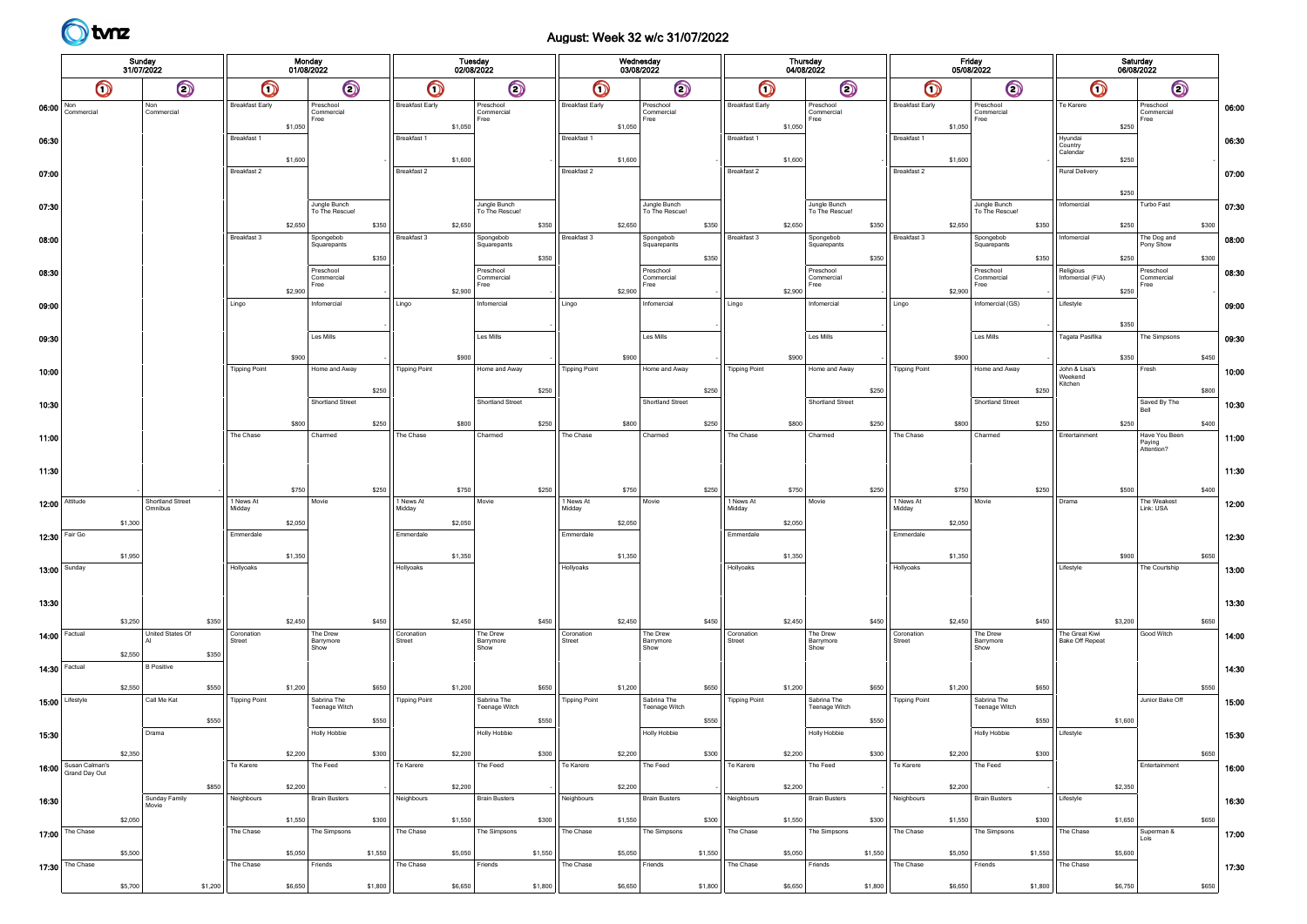# August: Week 32 w/c 31/07/2022

| | Sunday 31/07/2022 | | Monday 01/08/2022 | | Tuesday 02/08/2022 | | Wednesday 03/08/2022 | | Thursday 04/08/2022 | | Friday 05/08/2022 | | Saturday 06/08/2022 | | |
|---|---|---|---|---|---|---|---|---|---|---|---|---|---|---|---|
| | 1 | 2 | 1 | 2 | 1 | 2 | 1 | 2 | 1 | 2 | 1 | 2 | 1 | 2 | |
| 06:00 | Non Commercial | Non Commercial | Breakfast Early $1,050 | Preschool Commercial Free | Breakfast Early $1,050 | Preschool Commercial Free | Breakfast Early $1,050 | Preschool Commercial Free | Breakfast Early $1,050 | Preschool Commercial Free | Breakfast Early $1,050 | Preschool Commercial Free | Te Karere $250 | Preschool Commercial Free | 06:00 |
| 06:30 | | | Breakfast 1 $1,600 | - | Breakfast 1 $1,600 | - | Breakfast 1 $1,600 | - | Breakfast 1 $1,600 | - | Breakfast 1 $1,600 | - | Hyundai Country Calendar $250 | - | 06:30 |
| 07:00 | | | Breakfast 2 | | Breakfast 2 | | Breakfast 2 | | Breakfast 2 | | Breakfast 2 | | Rural Delivery $250 | | 07:00 |
| 07:30 | | | $2,650 | Jungle Bunch To The Rescue! $350 | $2,650 | Jungle Bunch To The Rescue! $350 | $2,650 | Jungle Bunch To The Rescue! $350 | $2,650 | Jungle Bunch To The Rescue! $350 | $2,650 | Jungle Bunch To The Rescue! $350 | Infomercial $250 | Turbo Fast $300 | 07:30 |
| 08:00 | | | Breakfast 3 | Spongebob Squarepants $350 | Breakfast 3 | Spongebob Squarepants $350 | Breakfast 3 | Spongebob Squarepants $350 | Breakfast 3 | Spongebob Squarepants $350 | Breakfast 3 | Spongebob Squarepants $350 | Infomercial $250 | The Dog and Pony Show $300 | 08:00 |
| 08:30 | | | $2,900 | Preschool Commercial Free - | $2,900 | Preschool Commercial Free - | $2,900 | Preschool Commercial Free - | $2,900 | Preschool Commercial Free - | $2,900 | Preschool Commercial Free - | Religious Infomercial (FIA) $250 | Preschool Commercial Free - | 08:30 |
| 09:00 | | | Lingo | Infomercial - | Lingo | Infomercial - | Lingo | Infomercial - | Lingo | Infomercial - | Lingo | Infomercial (GS) - | Lifestyle $350 | | 09:00 |
| 09:30 | | | $900 | Les Mills - | $900 | Les Mills - | $900 | Les Mills - | $900 | Les Mills - | $900 | Les Mills - | Tagata Pasifika $350 | The Simpsons $450 | 09:30 |
| 10:00 | | | Tipping Point | Home and Away $250 | Tipping Point | Home and Away $250 | Tipping Point | Home and Away $250 | Tipping Point | Home and Away $250 | Tipping Point | Home and Away $250 | John & Lisa's Weekend Kitchen | Fresh $800 | 10:00 |
| 10:30 | | | $800 | Shortland Street $250 | $800 | Shortland Street $250 | $800 | Shortland Street $250 | $800 | Shortland Street $250 | $800 | Shortland Street $250 | $250 | Saved By The Bell $400 | 10:30 |
| 11:00 | | | The Chase | Charmed | The Chase | Charmed | The Chase | Charmed | The Chase | Charmed | The Chase | Charmed | Entertainment | Have You Been Paying Attention? | 11:00 |
| 11:30 | - | - | $750 | $250 | $750 | $250 | $750 | $250 | $750 | $250 | $750 | $250 | $500 | $400 | 11:30 |
| 12:00 | Attitude $1,300 | Shortland Street Omnibus | 1 News At Midday $2,050 | Movie | 1 News At Midday $2,050 | Movie | 1 News At Midday $2,050 | Movie | 1 News At Midday $2,050 | Movie | 1 News At Midday $2,050 | Movie | Drama | The Weakest Link: USA | 12:00 |
| 12:30 | Fair Go $1,950 | | Emmerdale $1,350 | | Emmerdale $1,350 | | Emmerdale $1,350 | | Emmerdale $1,350 | | Emmerdale $1,350 | | $900 | $650 | 12:30 |
| 13:00 | Sunday | | Hollyoaks | | Hollyoaks | | Hollyoaks | | Hollyoaks | | Hollyoaks | | Lifestyle | The Courtship | 13:00 |
| 13:30 | $3,250 | $350 | $2,450 | $450 | $2,450 | $450 | $2,450 | $450 | $2,450 | $450 | $2,450 | $450 | $3,200 | $650 | 13:30 |
| 14:00 | Factual $2,550 | United States Of Al $350 | Coronation Street | The Drew Barrymore Show | Coronation Street | The Drew Barrymore Show | Coronation Street | The Drew Barrymore Show | Coronation Street | The Drew Barrymore Show | Coronation Street | The Drew Barrymore Show | The Great Kiwi Bake Off Repeat | Good Witch | 14:00 |
| 14:30 | Factual $2,550 | B Positive $550 | $1,200 | $650 | $1,200 | $650 | $1,200 | $650 | $1,200 | $650 | $1,200 | $650 | | $550 | 14:30 |
| 15:00 | Lifestyle | Call Me Kat $550 | Tipping Point | Sabrina The Teenage Witch $550 | Tipping Point | Sabrina The Teenage Witch $550 | Tipping Point | Sabrina The Teenage Witch $550 | Tipping Point | Sabrina The Teenage Witch $550 | Tipping Point | Sabrina The Teenage Witch $550 | $1,600 | Junior Bake Off | 15:00 |
| 15:30 | $2,350 | Drama | $2,200 | Holly Hobbie $300 | $2,200 | Holly Hobbie $300 | $2,200 | Holly Hobbie $300 | $2,200 | Holly Hobbie $300 | $2,200 | Holly Hobbie $300 | Lifestyle | $650 | 15:30 |
| 16:00 | Susan Calman's Grand Day Out | $850 | Te Karere $2,200 | The Feed - | Te Karere $2,200 | The Feed - | Te Karere $2,200 | The Feed - | Te Karere $2,200 | The Feed - | Te Karere $2,200 | The Feed - | $2,350 | Entertainment | 16:00 |
| 16:30 | $2,050 | Sunday Family Movie | Neighbours $1,550 | Brain Busters $300 | Neighbours $1,550 | Brain Busters $300 | Neighbours $1,550 | Brain Busters $300 | Neighbours $1,550 | Brain Busters $300 | Neighbours $1,550 | Brain Busters $300 | Lifestyle $1,650 | $650 | 16:30 |
| 17:00 | The Chase $5,500 | | The Chase $5,050 | The Simpsons $1,550 | The Chase $5,050 | The Simpsons $1,550 | The Chase $5,050 | The Simpsons $1,550 | The Chase $5,050 | The Simpsons $1,550 | The Chase $5,050 | The Simpsons $1,550 | The Chase $5,600 | Superman & Lois | 17:00 |
| 17:30 | The Chase $5,700 | $1,200 | The Chase $6,650 | Friends $1,800 | The Chase $6,650 | Friends $1,800 | The Chase $6,650 | Friends $1,800 | The Chase $6,650 | Friends $1,800 | The Chase $6,650 | Friends $1,800 | The Chase $6,750 | $650 | 17:30 |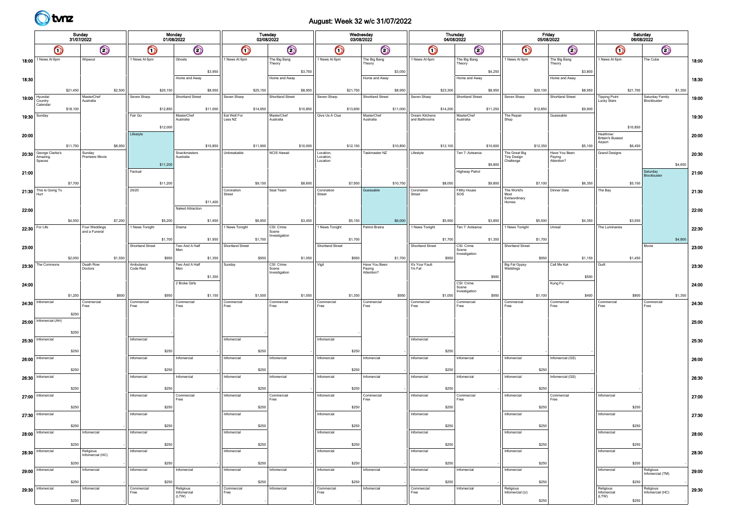# August: Week 32 w/c 31/07/2022

| | Sunday 31/07/2022 TVNZ 1 | Sunday 31/07/2022 TVNZ 2 | Monday 01/08/2022 TVNZ 1 | Monday 01/08/2022 TVNZ 2 | Tuesday 02/08/2022 TVNZ 1 | Tuesday 02/08/2022 TVNZ 2 | Wednesday 03/08/2022 TVNZ 1 | Wednesday 03/08/2022 TVNZ 2 | Thursday 04/08/2022 TVNZ 1 | Thursday 04/08/2022 TVNZ 2 | Friday 05/08/2022 TVNZ 1 | Friday 05/08/2022 TVNZ 2 | Saturday 06/08/2022 TVNZ 1 | Saturday 06/08/2022 TVNZ 2 | |
|---|---|---|---|---|---|---|---|---|---|---|---|---|---|---|---|
| 18:00 | 1 News At 6pm $21,450 | Wipeout $2,500 | 1 News At 6pm $20,150 | Ghosts $3,950 | 1 News At 6pm $25,150 | The Big Bang Theory $3,750 | 1 News At 6pm $21,750 | The Big Bang Theory $3,050 | 1 News At 6pm $23,300 | The Big Bang Theory $4,250 | 1 News At 6pm $20,100 | The Big Bang Theory $3,800 | 1 News At 6pm $21,700 | The Cube $1,350 | 18:00 |
| 18:30 | | | | Home and Away $8,950 | | Home and Away $8,950 | | Home and Away $8,950 | | Home and Away $8,950 | | Home and Away $8,950 | | | 18:30 |
| 19:00 | Hyundai Country Calendar $18,100 | MasterChef Australia $8,950 | Seven Sharp $12,850 | Shortland Street $11,000 | Seven Sharp $14,950 | Shortland Street $10,850 | Seven Sharp $13,600 | Shortland Street $11,000 | Seven Sharp $14,200 | Shortland Street $11,250 | Seven Sharp $12,850 | Shortland Street $9,900 | Tipping Point Lucky Stars $10,850 | Saturday Family Blockbuster $4,650 | 19:00 |
| 19:30 | Sunday $11,750 | | Fair Go $12,000 | MasterChef Australia $10,850 | Eat Well For Less NZ $11,900 | MasterChef Australia $10,000 | Give Us A Clue $12,150 | MasterChef Australia $10,850 | Dream Kitchens and Bathrooms $12,100 | MasterChef Australia $10,600 | The Repair Shop $12,350 | Guessable $5,100 | | | 19:30 |
| 20:00 | | | Lifestyle $11,200 | | | | | | | | | | Heathrow: Britain's Busiest Airport $6,450 | | 20:00 |
| 20:30 | George Clarke's Amazing Spaces $7,700 | Sunday Premiere Movie $7,200 | | Snackmasters Australia $11,400 | Unbreakable $9,150 | NCIS Hawaii $8,600 | Location, Location, Location $7,950 | Taskmaster NZ $10,750 | Lifestyle $8,050 | Ten 7: Aotearoa $9,800 | The Great Big Tiny Design Challenge $7,100 | Have You Been Paying Attention? $6,350 | Grand Designs $5,100 | | 20:30 |
| 21:00 | | | Factual $11,200 | | | | | | | Highway Patrol $9,800 | | | | Saturday Blockbuster $4,800 | 21:00 |
| 21:30 | This Is Going To Hurt $4,550 | | 20/20 $5,200 | | Coronation Street $6,950 | Seal Team $3,450 | Coronation Street $5,150 | Guessable $6,000 | Coronation Street $5,950 | Filthy House SOS $3,850 | The World's Most Extraordinary Homes $5,500 | Dinner Date $4,350 | The Bay $3,550 | | 21:30 |
| 22:00 | | | | Naked Attraction $1,950 | | | | | | | | | | | 22:00 |
| 22:30 | For Life $2,050 | Four Weddings and a Funeral $1,550 | 1 News Tonight $1,700 | Drama $1,950 | 1 News Tonight $1,700 | CSI: Crime Scene Investigation $1,050 | 1 News Tonight $1,700 | Patriot Brains $1,750 | 1 News Tonight $1,700 | Ten 7: Aotearoa $1,350 | 1 News Tonight $1,700 | Unreal $1,150 | The Luminaries $1,450 | | 22:30 |
| 23:00 | | | Shortland Street $950 | Two And A Half Men $1,350 | Shortland Street $950 | | Shortland Street $950 | | Shortland Street $950 | CSI: Crime Scene Investigation $900 | Shortland Street $950 | | | Movie $1,350 | 23:00 |
| 23:30 | The Commons $1,250 | Death Row Doctors $600 | Ambulance: Code Red $950 | Two And A Half Men $1,350 | Sunday $1,500 | CSI: Crime Scene Investigation $1,050 | Vigil $1,350 | Have You Been Paying Attention? $950 | It's Your Fault I'm Fat $1,050 | | Big Fat Gypsy Weddings $1,100 | Call Me Kat $500 | Guilt $800 | | 23:30 |
| 24:00 | | | | 2 Broke Girls $1,150 | | | | | | CSI: Crime Scene Investigation $950 | | Kung Fu $400 | | | 24:00 |
| 24:30 | Infomercial $250 | Commercial Free | Commercial Free - | Commercial Free | Commercial Free - | Commercial Free | Commercial Free - | Commercial Free | Commercial Free - | Commercial Free | Commercial Free - | Commercial Free | Commercial Free - | Commercial Free | 24:30 |
| 25:00 | Infomercial (AH) $250 | | | | | | | | | | | | | | 25:00 |
| 25:30 | Infomercial $250 | | Infomercial $250 | - | Infomercial $250 | - | Infomercial $250 | - | Infomercial $250 | - | | - | | | 25:30 |
| 26:00 | Infomercial $250 | | Infomercial $250 | Infomercial - | Infomercial $250 | Infomercial - | Infomercial $250 | Infomercial - | Infomercial $250 | Infomercial - | Infomercial $250 | Infomercial (GS) - | | | 26:00 |
| 26:30 | Infomercial $250 | | Infomercial $250 | Infomercial - | Infomercial $250 | Infomercial - | Infomercial $250 | Infomercial - | Infomercial $250 | Infomercial - | Infomercial $250 | Infomercial (GS) - | | | 26:30 |
| 27:00 | Infomercial $250 | | Infomercial $250 | Commercial Free | Infomercial $250 | Commercial Free | Infomercial $250 | Commercial Free | Infomercial $250 | Commercial Free | Infomercial $250 | Commercial Free | Infomercial $250 | | 27:00 |
| 27:30 | Infomercial $250 | - | Infomercial $250 | | Infomercial $250 | | Infomercial $250 | | Infomercial $250 | | Infomercial $250 | | Infomercial $250 | | 27:30 |
| 28:00 | Infomercial $250 | Infomercial - | Infomercial $250 | | Infomercial $250 | | Infomercial $250 | | Infomercial $250 | | Infomercial $250 | | Infomercial $250 | | 28:00 |
| 28:30 | Infomercial $250 | Religious Infomercial (HC) - | Infomercial $250 | - | Infomercial $250 | - | Infomercial $250 | - | Infomercial $250 | - | Infomercial $250 | | Infomercial $250 | - | 28:30 |
| 29:00 | Infomercial $250 | Infomercial - | Infomercial $250 | Infomercial - | Infomercial $250 | Infomercial - | Infomercial $250 | Infomercial - | Infomercial $250 | Infomercial - | Infomercial $250 | | Infomercial $250 | Religious Infomercial (TM) - | 29:00 |
| 29:30 | Infomercial $250 | Infomercial - | Commercial Free - | Religious Infomercial (LTW) - | Commercial Free - | Infomercial - | Commercial Free - | Infomercial - | Commercial Free - | Infomercial - | Religious Infomercial (IJ) $250 | - | Religious Infomercial (LTW) $250 | Religious Infomercial (HC) - | 29:30 |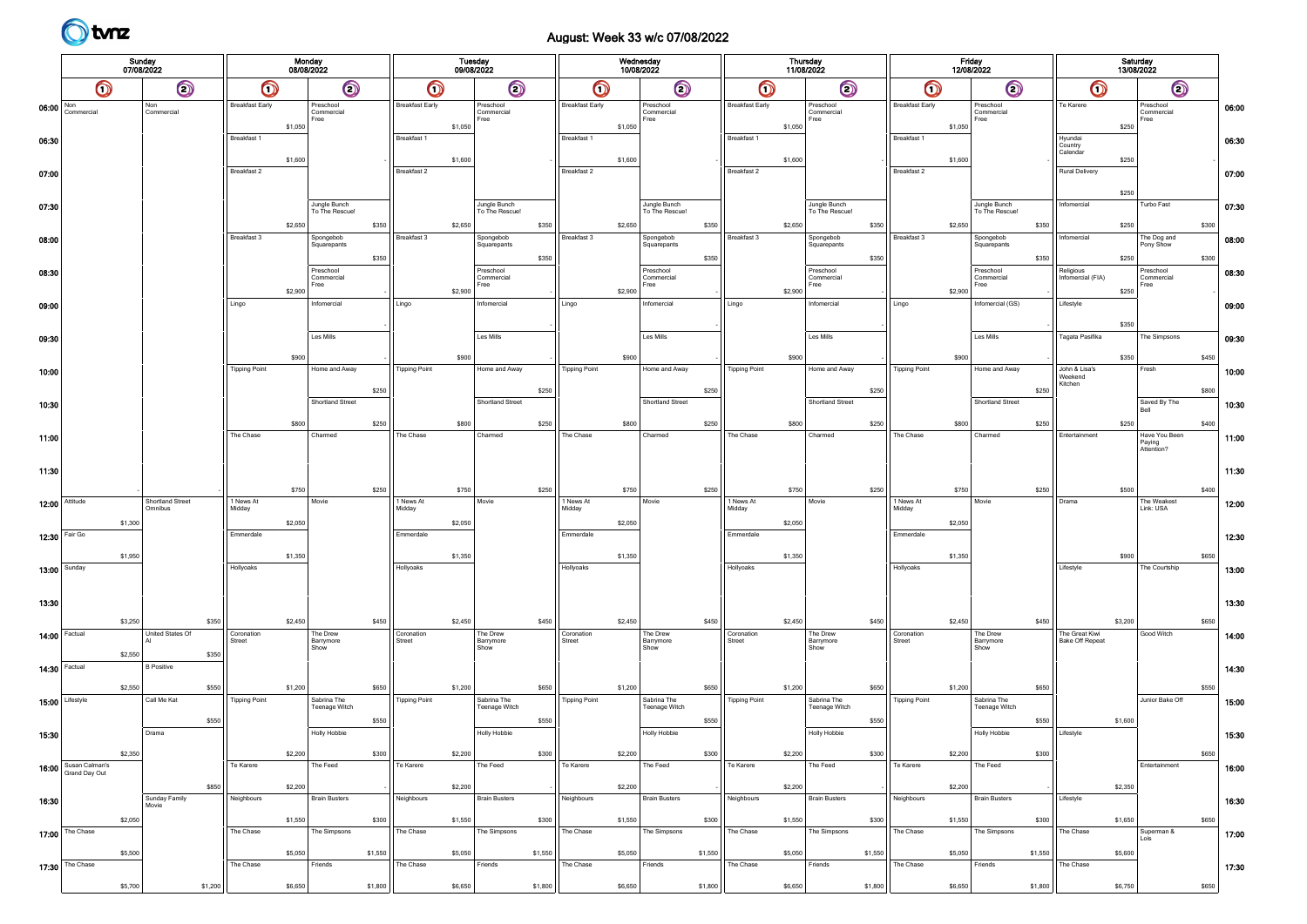# August: Week 33 w/c 07/08/2022

| Time | Sun 07/08 TV1 | Sun 07/08 TV2 | Mon 08/08 TV1 | Mon 08/08 TV2 | Tue 09/08 TV1 | Tue 09/08 TV2 | Wed 10/08 TV1 | Wed 10/08 TV2 | Thu 11/08 TV1 | Thu 11/08 TV2 | Fri 12/08 TV1 | Fri 12/08 TV2 | Sat 13/08 TV1 | Sat 13/08 TV2 | Time |
|---|---|---|---|---|---|---|---|---|---|---|---|---|---|---|---|
| 06:00 | Non Commercial | Non Commercial | Breakfast Early $1,050 | Preschool Commercial Free | Breakfast Early $1,050 | Preschool Commercial Free | Breakfast Early $1,050 | Preschool Commercial Free | Breakfast Early $1,050 | Preschool Commercial Free | Breakfast Early $1,050 | Preschool Commercial Free | Te Karere $250 | Preschool Commercial Free | 06:00 |
| 06:30 | | | Breakfast 1 $1,600 | - | Breakfast 1 $1,600 | - | Breakfast 1 $1,600 | - | Breakfast 1 $1,600 | - | Breakfast 1 $1,600 | - | Hyundai Country Calendar $250 | - | 06:30 |
| 07:00 | | | Breakfast 2 | | Breakfast 2 | | Breakfast 2 | | Breakfast 2 | | Breakfast 2 | | Rural Delivery $250 | | 07:00 |
| 07:30 | | | $2,650 | Jungle Bunch To The Rescue! $350 | $2,650 | Jungle Bunch To The Rescue! $350 | $2,650 | Jungle Bunch To The Rescue! $350 | $2,650 | Jungle Bunch To The Rescue! $350 | $2,650 | Jungle Bunch To The Rescue! $350 | Infomercial $250 | Turbo Fast $300 | 07:30 |
| 08:00 | | | Breakfast 3 | Spongebob Squarepants $350 | Breakfast 3 | Spongebob Squarepants $350 | Breakfast 3 | Spongebob Squarepants $350 | Breakfast 3 | Spongebob Squarepants $350 | Breakfast 3 | Spongebob Squarepants $350 | Infomercial $250 | The Dog and Pony Show $300 | 08:00 |
| 08:30 | | | $2,900 | Preschool Commercial Free - | $2,900 | Preschool Commercial Free - | $2,900 | Preschool Commercial Free - | $2,900 | Preschool Commercial Free - | $2,900 | Preschool Commercial Free - | Religious Infomercial (FIA) $250 | Preschool Commercial Free - | 08:30 |
| 09:00 | | | Lingo | Infomercial - | Lingo | Infomercial - | Lingo | Infomercial - | Lingo | Infomercial - | Lingo | Infomercial (GS) - | Lifestyle $350 | | 09:00 |
| 09:30 | | | $900 | Les Mills - | $900 | Les Mills - | $900 | Les Mills - | $900 | Les Mills - | $900 | Les Mills - | Tagata Pasifika $350 | The Simpsons $450 | 09:30 |
| 10:00 | | | Tipping Point | Home and Away $250 | Tipping Point | Home and Away $250 | Tipping Point | Home and Away $250 | Tipping Point | Home and Away $250 | Tipping Point | Home and Away $250 | John & Lisa's Weekend Kitchen | Fresh $800 | 10:00 |
| 10:30 | | | $800 | Shortland Street $250 | $800 | Shortland Street $250 | $800 | Shortland Street $250 | $800 | Shortland Street $250 | $800 | Shortland Street $250 | $250 | Saved By The Bell $400 | 10:30 |
| 11:00 | | | The Chase | Charmed | The Chase | Charmed | The Chase | Charmed | The Chase | Charmed | The Chase | Charmed | Entertainment | Have You Been Paying Attention? | 11:00 |
| 11:30 | - | - | $750 | $250 | $750 | $250 | $750 | $250 | $750 | $250 | $750 | $250 | $500 | $400 | 11:30 |
| 12:00 | Attitude $1,300 | Shortland Street Omnibus | 1 News At Midday $2,050 | Movie | 1 News At Midday $2,050 | Movie | 1 News At Midday $2,050 | Movie | 1 News At Midday $2,050 | Movie | 1 News At Midday $2,050 | Movie | Drama | The Weakest Link: USA | 12:00 |
| 12:30 | Fair Go $1,950 | | Emmerdale $1,350 | | Emmerdale $1,350 | | Emmerdale $1,350 | | Emmerdale $1,350 | | Emmerdale $1,350 | | $900 | $650 | 12:30 |
| 13:00 | Sunday | | Hollyoaks | | Hollyoaks | | Hollyoaks | | Hollyoaks | | Hollyoaks | | Lifestyle | The Courtship | 13:00 |
| 13:30 | $3,250 | $350 | $2,450 | $450 | $2,450 | $450 | $2,450 | $450 | $2,450 | $450 | $2,450 | $450 | $3,200 | $650 | 13:30 |
| 14:00 | Factual $2,550 | United States Of AI $350 | Coronation Street | The Drew Barrymore Show | Coronation Street | The Drew Barrymore Show | Coronation Street | The Drew Barrymore Show | Coronation Street | The Drew Barrymore Show | Coronation Street | The Drew Barrymore Show | The Great Kiwi Bake Off Repeat | Good Witch | 14:00 |
| 14:30 | Factual $2,550 | B Positive $550 | $1,200 | $650 | $1,200 | $650 | $1,200 | $650 | $1,200 | $650 | $1,200 | $650 | | $550 | 14:30 |
| 15:00 | Lifestyle | Call Me Kat $550 | Tipping Point | Sabrina The Teenage Witch $550 | Tipping Point | Sabrina The Teenage Witch $550 | Tipping Point | Sabrina The Teenage Witch $550 | Tipping Point | Sabrina The Teenage Witch $550 | Tipping Point | Sabrina The Teenage Witch $550 | $1,600 | Junior Bake Off | 15:00 |
| 15:30 | $2,350 | Drama | $2,200 | Holly Hobbie $300 | $2,200 | Holly Hobbie $300 | $2,200 | Holly Hobbie $300 | $2,200 | Holly Hobbie $300 | $2,200 | Holly Hobbie $300 | Lifestyle | $650 | 15:30 |
| 16:00 | Susan Calman's Grand Day Out | $850 | Te Karere $2,200 | The Feed - | Te Karere $2,200 | The Feed - | Te Karere $2,200 | The Feed - | Te Karere $2,200 | The Feed - | Te Karere $2,200 | The Feed - | $2,350 | Entertainment | 16:00 |
| 16:30 | $2,050 | Sunday Family Movie | Neighbours $1,550 | Brain Busters $300 | Neighbours $1,550 | Brain Busters $300 | Neighbours $1,550 | Brain Busters $300 | Neighbours $1,550 | Brain Busters $300 | Neighbours $1,550 | Brain Busters $300 | Lifestyle $1,650 | $650 | 16:30 |
| 17:00 | The Chase $5,500 | | The Chase $5,050 | The Simpsons $1,550 | The Chase $5,050 | The Simpsons $1,550 | The Chase $5,050 | The Simpsons $1,550 | The Chase $5,050 | The Simpsons $1,550 | The Chase $5,050 | The Simpsons $1,550 | The Chase $5,600 | Superman & Lois | 17:00 |
| 17:30 | The Chase $5,700 | $1,200 | The Chase $6,650 | Friends $1,800 | The Chase $6,650 | Friends $1,800 | The Chase $6,650 | Friends $1,800 | The Chase $6,650 | Friends $1,800 | The Chase $6,650 | Friends $1,800 | The Chase $6,750 | $650 | 17:30 |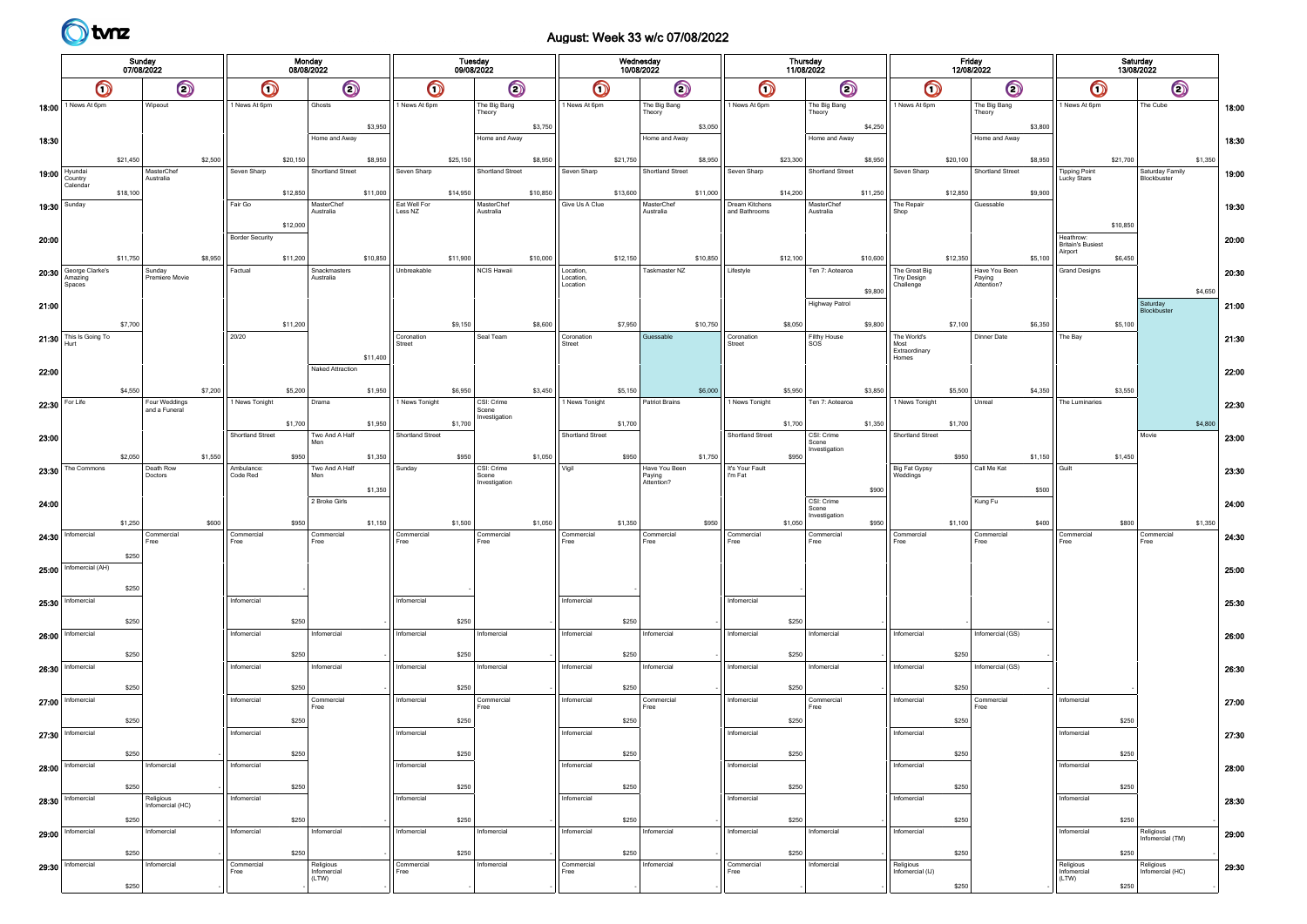# August: Week 33 w/c 07/08/2022

| Time | Sunday 07/08/2022 (1) | Sunday 07/08/2022 (2) | Monday 08/08/2022 (1) | Monday 08/08/2022 (2) | Tuesday 09/08/2022 (1) | Tuesday 09/08/2022 (2) | Wednesday 10/08/2022 (1) | Wednesday 10/08/2022 (2) | Thursday 11/08/2022 (1) | Thursday 11/08/2022 (2) | Friday 12/08/2022 (1) | Friday 12/08/2022 (2) | Saturday 13/08/2022 (1) | Saturday 13/08/2022 (2) |
|---|---|---|---|---|---|---|---|---|---|---|---|---|---|---|
| 18:00 | 1 News At 6pm $21,450 | Wipeout $2,500 | 1 News At 6pm $20,150 | Ghosts $3,950 | 1 News At 6pm $25,150 | The Big Bang Theory $3,750 | 1 News At 6pm $21,750 | The Big Bang Theory $3,050 | 1 News At 6pm $23,300 | The Big Bang Theory $4,250 | 1 News At 6pm $20,100 | The Big Bang Theory $3,800 | 1 News At 6pm $21,700 | The Cube $1,350 |
| 18:30 | | | | Home and Away $8,950 | | Home and Away $8,950 | | Home and Away $8,950 | | Home and Away $8,950 | | Home and Away $8,950 | | |
| 19:00 | Hyundai Country Calendar $18,100 | MasterChef Australia $8,950 | Seven Sharp $12,850 | Shortland Street $11,000 | Seven Sharp $14,950 | Shortland Street $10,850 | Seven Sharp $13,600 | Shortland Street $11,000 | Seven Sharp $14,200 | Shortland Street $11,250 | Seven Sharp $12,850 | Shortland Street $9,900 | Tipping Point Lucky Stars $10,850 | Saturday Family Blockbuster $4,650 |
| 19:30 | Sunday $11,750 | | Fair Go $12,000 | MasterChef Australia $10,850 | Eat Well For Less NZ $11,900 | MasterChef Australia $10,000 | Give Us A Clue $12,150 | MasterChef Australia $10,850 | Dream Kitchens and Bathrooms $12,100 | MasterChef Australia $10,600 | The Repair Shop $12,350 | Guessable $5,100 | | |
| 20:00 | | | Border Security $11,200 | | | | | | | | | | Heathrow: Britain's Busiest Airport $6,450 | |
| 20:30 | George Clarke's Amazing Spaces $7,700 | Sunday Premiere Movie $7,200 | Factual $11,200 | Snackmasters Australia $11,400 | Unbreakable $9,150 | NCIS Hawaii $8,600 | Location, Location, Location $7,950 | Taskmaster NZ $10,750 | Lifestyle $8,050 | Ten 7: Aotearoa $9,800 | The Great Big Tiny Design Challenge $7,100 | Have You Been Paying Attention? $6,350 | Grand Designs $5,100 | |
| 21:00 | | | | | | | | | | Highway Patrol $9,800 | | | | Saturday Blockbuster $4,800 |
| 21:30 | This Is Going To Hurt $4,550 | | 20/20 $5,200 | | Coronation Street $6,950 | Seal Team $3,450 | Coronation Street $5,150 | Guessable $6,000 | Coronation Street $5,950 | Filthy House SOS $3,850 | The World's Most Extraordinary Homes $5,500 | Dinner Date $4,350 | The Bay $3,550 | |
| 22:00 | | | | Naked Attraction $1,950 | | | | | | | | | | |
| 22:30 | For Life $2,050 | Four Weddings and a Funeral $1,550 | 1 News Tonight $1,700 | Drama $1,950 | 1 News Tonight $1,700 | CSI: Crime Scene Investigation $1,050 | 1 News Tonight $1,700 | Patriot Brains $1,750 | 1 News Tonight $1,700 | Ten 7: Aotearoa $1,350 | 1 News Tonight $1,700 | Unreal $1,150 | The Luminaries $1,450 | |
| 23:00 | | | Shortland Street $950 | Two And A Half Men $1,350 | Shortland Street $950 | | Shortland Street $950 | | Shortland Street $950 | CSI: Crime Scene Investigation $900 | Shortland Street $950 | | | Movie $1,350 |
| 23:30 | The Commons $1,250 | Death Row Doctors $600 | Ambulance: Code Red $950 | Two And A Half Men $1,350 | Sunday $1,500 | CSI: Crime Scene Investigation $1,050 | Vigil $1,350 | Have You Been Paying Attention? $950 | It's Your Fault I'm Fat $1,050 | | Big Fat Gypsy Weddings $1,100 | Call Me Kat $500 | Guilt $800 | |
| 24:00 | | | | 2 Broke Girls $1,150 | | | | | | CSI: Crime Scene Investigation $950 | | Kung Fu $400 | | |
| 24:30 | Infomercial $250 | Commercial Free - | Commercial Free - | Commercial Free - | Commercial Free - | Commercial Free - | Commercial Free - | Commercial Free - | Commercial Free - | Commercial Free - | Commercial Free - | Commercial Free - | Commercial Free - | Commercial Free - |
| 25:00 | Infomercial (AH) $250 | | | | | | | | | | | | | |
| 25:30 | Infomercial $250 | | Infomercial $250 | | Infomercial $250 | | Infomercial $250 | | Infomercial $250 | | | | | |
| 26:00 | Infomercial $250 | | Infomercial $250 | Infomercial - | Infomercial $250 | Infomercial - | Infomercial $250 | Infomercial - | Infomercial $250 | Infomercial - | Infomercial $250 | Infomercial (GS) - | | |
| 26:30 | Infomercial $250 | | Infomercial $250 | Infomercial - | Infomercial $250 | Infomercial - | Infomercial $250 | Infomercial - | Infomercial $250 | Infomercial - | Infomercial $250 | Infomercial (GS) - | | |
| 27:00 | Infomercial $250 | | Infomercial $250 | Commercial Free - | Infomercial $250 | Commercial Free - | Infomercial $250 | Commercial Free - | Infomercial $250 | Commercial Free - | Infomercial $250 | Commercial Free - | Infomercial $250 | |
| 27:30 | Infomercial $250 | | Infomercial $250 | | Infomercial $250 | | Infomercial $250 | | Infomercial $250 | | Infomercial $250 | | Infomercial $250 | |
| 28:00 | Infomercial $250 | Infomercial - | Infomercial $250 | | Infomercial $250 | | Infomercial $250 | | Infomercial $250 | | Infomercial $250 | | Infomercial $250 | |
| 28:30 | Infomercial $250 | Religious Infomercial (HC) - | Infomercial $250 | | Infomercial $250 | | Infomercial $250 | | Infomercial $250 | | Infomercial $250 | | Infomercial $250 | |
| 29:00 | Infomercial $250 | Infomercial - | Infomercial $250 | Infomercial - | Infomercial $250 | Infomercial - | Infomercial $250 | Infomercial - | Infomercial $250 | Infomercial - | Infomercial $250 | | Infomercial $250 | Religious Infomercial (TM) |
| 29:30 | Infomercial $250 | Infomercial - | Commercial Free - | Religious Infomercial (LTW) - | Commercial Free - | Infomercial - | Commercial Free - | Infomercial - | Commercial Free - | Infomercial - | Religious Infomercial (IJ) $250 | - | Religious Infomercial (LTW) $250 | Religious Infomercial (HC) - |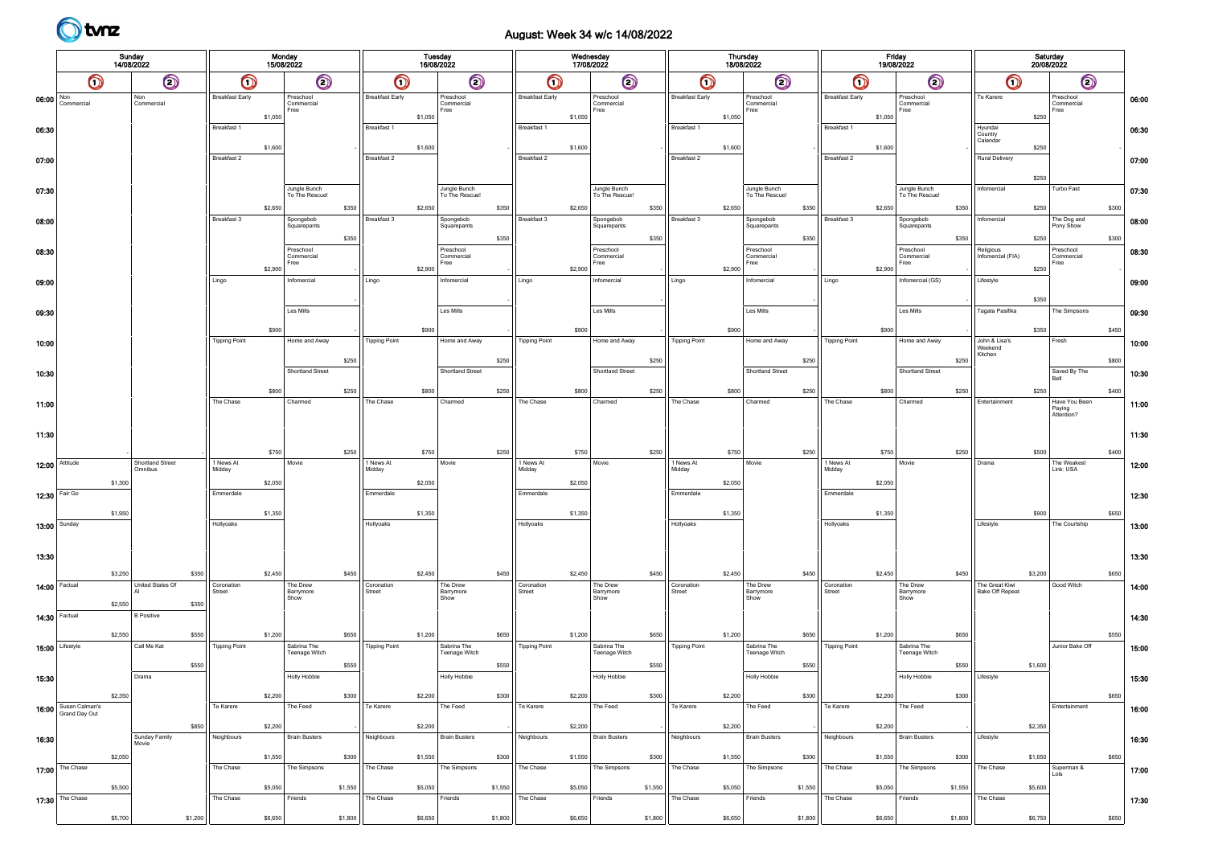# August: Week 34 w/c 14/08/2022

| | Sunday 14/08/2022 | | Monday 15/08/2022 | | Tuesday 16/08/2022 | | Wednesday 17/08/2022 | | Thursday 18/08/2022 | | Friday 19/08/2022 | | Saturday 20/08/2022 | | |
|---|---|---|---|---|---|---|---|---|---|---|---|---|---|---|---|
| | 1 | 2 | 1 | 2 | 1 | 2 | 1 | 2 | 1 | 2 | 1 | 2 | 1 | 2 | |
| 06:00 | Non Commercial | Non Commercial | Breakfast Early $1,050 | Preschool Commercial Free | Breakfast Early $1,050 | Preschool Commercial Free | Breakfast Early $1,050 | Preschool Commercial Free | Breakfast Early $1,050 | Preschool Commercial Free | Breakfast Early $1,050 | Preschool Commercial Free | Te Karere $250 | Preschool Commercial Free | 06:00 |
| 06:30 | | | Breakfast 1 $1,600 | - | Breakfast 1 $1,600 | - | Breakfast 1 $1,600 | - | Breakfast 1 $1,600 | - | Breakfast 1 $1,600 | - | Hyundai Country Calendar $250 | - | 06:30 |
| 07:00 | | | Breakfast 2 | | Breakfast 2 | | Breakfast 2 | | Breakfast 2 | | Breakfast 2 | | Rural Delivery $250 | | 07:00 |
| 07:30 | | | $2,650 | Jungle Bunch To The Rescue! $350 | $2,650 | Jungle Bunch To The Rescue! $350 | $2,650 | Jungle Bunch To The Rescue! $350 | $2,650 | Jungle Bunch To The Rescue! $350 | $2,650 | Jungle Bunch To The Rescue! $350 | Infomercial $250 | Turbo Fast $300 | 07:30 |
| 08:00 | | | Breakfast 3 | Spongebob Squarepants $350 | Breakfast 3 | Spongebob Squarepants $350 | Breakfast 3 | Spongebob Squarepants $350 | Breakfast 3 | Spongebob Squarepants $350 | Breakfast 3 | Spongebob Squarepants $350 | Infomercial $250 | The Dog and Pony Show $300 | 08:00 |
| 08:30 | | | $2,900 | Preschool Commercial Free - | $2,900 | Preschool Commercial Free - | $2,900 | Preschool Commercial Free - | $2,900 | Preschool Commercial Free - | $2,900 | Preschool Commercial Free - | Religious Infomercial (FIA) $250 | Preschool Commercial Free - | 08:30 |
| 09:00 | | | Lingo | Infomercial - | Lingo | Infomercial - | Lingo | Infomercial - | Lingo | Infomercial - | Lingo | Infomercial (GS) - | Lifestyle $350 | | 09:00 |
| 09:30 | | | $900 | Les Mills - | $900 | Les Mills - | $900 | Les Mills - | $900 | Les Mills - | $900 | Les Mills - | Tagata Pasifika $350 | The Simpsons $450 | 09:30 |
| 10:00 | | | Tipping Point | Home and Away $250 | Tipping Point | Home and Away $250 | Tipping Point | Home and Away $250 | Tipping Point | Home and Away $250 | Tipping Point | Home and Away $250 | John & Lisa's Weekend Kitchen | Fresh $800 | 10:00 |
| 10:30 | | | $800 | Shortland Street $250 | $800 | Shortland Street $250 | $800 | Shortland Street $250 | $800 | Shortland Street $250 | $800 | Shortland Street $250 | $250 | Saved By The Bell $400 | 10:30 |
| 11:00 | | | The Chase | Charmed | The Chase | Charmed | The Chase | Charmed | The Chase | Charmed | The Chase | Charmed | Entertainment | Have You Been Paying Attention? | 11:00 |
| 11:30 | - | - | $750 | $250 | $750 | $250 | $750 | $250 | $750 | $250 | $750 | $250 | $500 | $400 | 11:30 |
| 12:00 | Attitude $1,300 | Shortland Street Omnibus | 1 News At Midday $2,050 | Movie | 1 News At Midday $2,050 | Movie | 1 News At Midday $2,050 | Movie | 1 News At Midday $2,050 | Movie | 1 News At Midday $2,050 | Movie | Drama | The Weakest Link: USA | 12:00 |
| 12:30 | Fair Go $1,950 | | Emmerdale $1,350 | | Emmerdale $1,350 | | Emmerdale $1,350 | | Emmerdale $1,350 | | Emmerdale $1,350 | | $900 | $650 | 12:30 |
| 13:00 | Sunday | | Hollyoaks | | Hollyoaks | | Hollyoaks | | Hollyoaks | | Hollyoaks | | Lifestyle | The Courtship | 13:00 |
| 13:30 | $3,250 | $350 | $2,450 | $450 | $2,450 | $450 | $2,450 | $450 | $2,450 | $450 | $2,450 | $450 | $3,200 | $650 | 13:30 |
| 14:00 | Factual $2,550 | United States Of AI $350 | Coronation Street | The Drew Barrymore Show | Coronation Street | The Drew Barrymore Show | Coronation Street | The Drew Barrymore Show | Coronation Street | The Drew Barrymore Show | Coronation Street | The Drew Barrymore Show | The Great Kiwi Bake Off Repeat | Good Witch | 14:00 |
| 14:30 | Factual $2,550 | B Positive $550 | $1,200 | $650 | $1,200 | $650 | $1,200 | $650 | $1,200 | $650 | $1,200 | $650 | | $550 | 14:30 |
| 15:00 | Lifestyle | Call Me Kat $550 | Tipping Point | Sabrina The Teenage Witch $550 | Tipping Point | Sabrina The Teenage Witch $550 | Tipping Point | Sabrina The Teenage Witch $550 | Tipping Point | Sabrina The Teenage Witch $550 | Tipping Point | Sabrina The Teenage Witch $550 | $1,600 | Junior Bake Off | 15:00 |
| 15:30 | $2,350 | Drama | $2,200 | Holly Hobbie $300 | $2,200 | Holly Hobbie $300 | $2,200 | Holly Hobbie $300 | $2,200 | Holly Hobbie $300 | $2,200 | Holly Hobbie $300 | Lifestyle | $650 | 15:30 |
| 16:00 | Susan Calman's Grand Day Out | $850 | Te Karere $2,200 | The Feed - | Te Karere $2,200 | The Feed - | Te Karere $2,200 | The Feed - | Te Karere $2,200 | The Feed - | Te Karere $2,200 | The Feed - | $2,350 | Entertainment | 16:00 |
| 16:30 | $2,050 | Sunday Family Movie | Neighbours $1,550 | Brain Busters $300 | Neighbours $1,550 | Brain Busters $300 | Neighbours $1,550 | Brain Busters $300 | Neighbours $1,550 | Brain Busters $300 | Neighbours $1,550 | Brain Busters $300 | Lifestyle $1,650 | $650 | 16:30 |
| 17:00 | The Chase $5,500 | | The Chase $5,050 | The Simpsons $1,550 | The Chase $5,050 | The Simpsons $1,550 | The Chase $5,050 | The Simpsons $1,550 | The Chase $5,050 | The Simpsons $1,550 | The Chase $5,050 | The Simpsons $1,550 | The Chase $5,600 | Superman & Lois | 17:00 |
| 17:30 | The Chase $5,700 | $1,200 | The Chase $6,650 | Friends $1,800 | The Chase $6,650 | Friends $1,800 | The Chase $6,650 | Friends $1,800 | The Chase $6,650 | Friends $1,800 | The Chase $6,650 | Friends $1,800 | The Chase $6,750 | $650 | 17:30 |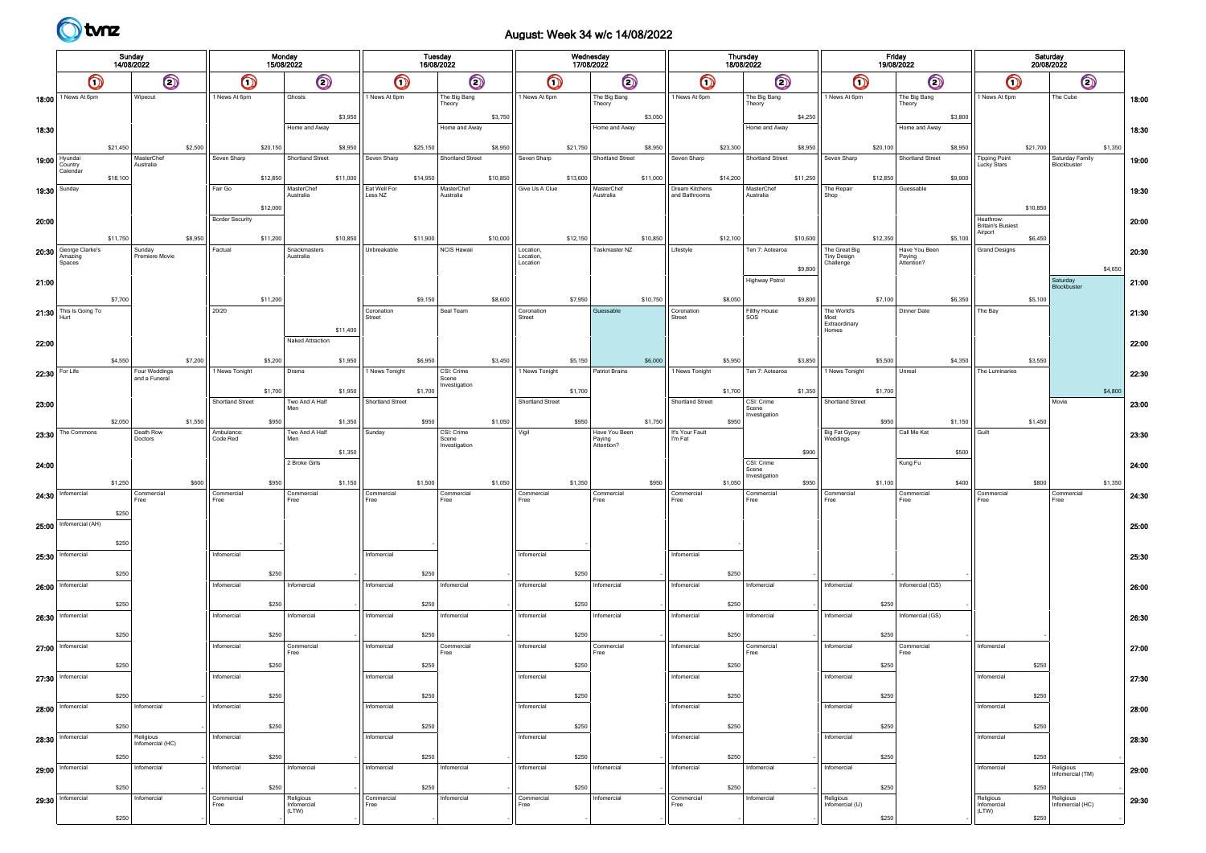# August: Week 34 w/c 14/08/2022

| Time | Sunday 14/08/2022 TVNZ 1 | Sunday 14/08/2022 TVNZ 2 | Monday 15/08/2022 TVNZ 1 | Monday 15/08/2022 TVNZ 2 | Tuesday 16/08/2022 TVNZ 1 | Tuesday 16/08/2022 TVNZ 2 | Wednesday 17/08/2022 TVNZ 1 | Wednesday 17/08/2022 TVNZ 2 | Thursday 18/08/2022 TVNZ 1 | Thursday 18/08/2022 TVNZ 2 | Friday 19/08/2022 TVNZ 1 | Friday 19/08/2022 TVNZ 2 | Saturday 20/08/2022 TVNZ 1 | Saturday 20/08/2022 TVNZ 2 |
|---|---|---|---|---|---|---|---|---|---|---|---|---|---|---|
| 18:00 | 1 News At 6pm $21,450 | Wipeout $2,500 | 1 News At 6pm $20,150 | Ghosts $3,950 | 1 News At 6pm $25,150 | The Big Bang Theory $3,750 | 1 News At 6pm $21,750 | The Big Bang Theory $3,050 | 1 News At 6pm $23,300 | The Big Bang Theory $4,250 | 1 News At 6pm $20,100 | The Big Bang Theory $3,800 | 1 News At 6pm $21,700 | The Cube $1,350 |
| 18:30 | | | | Home and Away $8,950 | | Home and Away $8,950 | | Home and Away $8,950 | | Home and Away $8,950 | | Home and Away $8,950 | | |
| 19:00 | Hyundai Country Calendar $18,100 | MasterChef Australia $8,950 | Seven Sharp $12,850 | Shortland Street $11,000 | Seven Sharp $14,950 | Shortland Street $10,850 | Seven Sharp $13,600 | Shortland Street $11,000 | Seven Sharp $14,200 | Shortland Street $11,250 | Seven Sharp $12,850 | Shortland Street $9,900 | Tipping Point Lucky Stars $10,850 | Saturday Family Blockbuster $4,650 |
| 19:30 | Sunday $11,750 | | Fair Go $12,000 | MasterChef Australia $10,850 | Eat Well For Less NZ $11,900 | MasterChef Australia $10,000 | Give Us A Clue $12,150 | MasterChef Australia $10,850 | Dream Kitchens and Bathrooms $12,100 | MasterChef Australia $10,600 | The Repair Shop $12,350 | Guessable $5,100 | | |
| 20:00 | | | Border Security $11,200 | | | | | | | | | | Heathrow: Britain's Busiest Airport $6,450 | |
| 20:30 | George Clarke's Amazing Spaces $7,700 | Sunday Premiere Movie $7,200 | Factual $11,200 | Snackmasters Australia $11,400 | Unbreakable $9,150 | NCIS Hawaii $8,600 | Location, Location, Location $7,950 | Taskmaster NZ $10,750 | Lifestyle $8,050 | Ten 7: Aotearoa $9,800 | The Great Big Tiny Design Challenge $7,100 | Have You Been Paying Attention? $6,350 | Grand Designs $5,100 | |
| 21:00 | | | | | | | | | | Highway Patrol $9,800 | | | | Saturday Blockbuster $4,800 |
| 21:30 | This Is Going To Hurt $4,550 | | 20/20 $5,200 | | Coronation Street $6,950 | Seal Team $3,450 | Coronation Street $5,150 | Guessable $6,000 | Coronation Street $5,950 | Filthy House SOS $3,850 | The World's Most Extraordinary Homes $5,500 | Dinner Date $4,350 | The Bay $3,550 | |
| 22:00 | | | | Naked Attraction $1,950 | | | | | | | | | | |
| 22:30 | For Life $2,050 | Four Weddings and a Funeral $1,550 | 1 News Tonight $1,700 | Drama $1,950 | 1 News Tonight $1,700 | CSI: Crime Scene Investigation $1,050 | 1 News Tonight $1,700 | Patriot Brains $1,750 | 1 News Tonight $1,700 | Ten 7: Aotearoa $1,350 | 1 News Tonight $1,700 | Unreal $1,150 | The Luminaries $1,450 | |
| 23:00 | | | Shortland Street $950 | Two And A Half Men $1,350 | Shortland Street $950 | | Shortland Street $950 | | Shortland Street $950 | CSI: Crime Scene Investigation $900 | Shortland Street $950 | | | Movie $1,350 |
| 23:30 | The Commons $1,250 | Death Row Doctors $600 | Ambulance: Code Red $950 | Two And A Half Men $1,350 | Sunday $1,500 | CSI: Crime Scene Investigation $1,050 | Vigil $1,350 | Have You Been Paying Attention? $950 | It's Your Fault I'm Fat $1,050 | | Big Fat Gypsy Weddings $1,100 | Call Me Kat $500 | Guilt $800 | |
| 24:00 | | | | 2 Broke Girls $1,150 | | | | | | CSI: Crime Scene Investigation $950 | | Kung Fu $400 | | |
| 24:30 | Infomercial $250 | Commercial Free - | Commercial Free - | Commercial Free - | Commercial Free - | Commercial Free - | Commercial Free - | Commercial Free - | Commercial Free - | Commercial Free - | Commercial Free - | Commercial Free - | Commercial Free - | Commercial Free - |
| 25:00 | Infomercial (AH) $250 | | | | | | | | | | | | | |
| 25:30 | Infomercial $250 | | Infomercial $250 | | Infomercial $250 | | Infomercial $250 | | Infomercial $250 | | | | | |
| 26:00 | Infomercial $250 | | Infomercial $250 | Infomercial - | Infomercial $250 | Infomercial - | Infomercial $250 | Infomercial - | Infomercial $250 | Infomercial - | Infomercial $250 | Infomercial (GS) - | | |
| 26:30 | Infomercial $250 | | Infomercial $250 | Infomercial - | Infomercial $250 | Infomercial - | Infomercial $250 | Infomercial - | Infomercial $250 | Infomercial - | Infomercial $250 | Infomercial (GS) - | | |
| 27:00 | Infomercial $250 | | Infomercial $250 | Commercial Free - | Infomercial $250 | Commercial Free - | Infomercial $250 | Commercial Free - | Infomercial $250 | Commercial Free - | Infomercial $250 | Commercial Free - | Infomercial $250 | |
| 27:30 | Infomercial $250 | | Infomercial $250 | | Infomercial $250 | | Infomercial $250 | | Infomercial $250 | | Infomercial $250 | | Infomercial $250 | |
| 28:00 | Infomercial $250 | Infomercial - | Infomercial $250 | | Infomercial $250 | | Infomercial $250 | | Infomercial $250 | | Infomercial $250 | | Infomercial $250 | |
| 28:30 | Infomercial $250 | Religious Infomercial (HC) - | Infomercial $250 | | Infomercial $250 | | Infomercial $250 | | Infomercial $250 | | Infomercial $250 | | Infomercial $250 | |
| 29:00 | Infomercial $250 | Infomercial - | Infomercial $250 | | Infomercial $250 | Infomercial - | Infomercial $250 | Infomercial - | Infomercial $250 | Infomercial - | Infomercial $250 | | Infomercial $250 | Religious Infomercial (TM) - |
| 29:30 | Infomercial $250 | Infomercial - | Commercial Free - | Religious Infomercial (LTW) - | Commercial Free - | Infomercial - | Commercial Free - | Infomercial - | Commercial Free - | Infomercial - | Religious Infomercial (IJ) $250 | - | Religious Infomercial (LTW) $250 | Religious Infomercial (HC) - |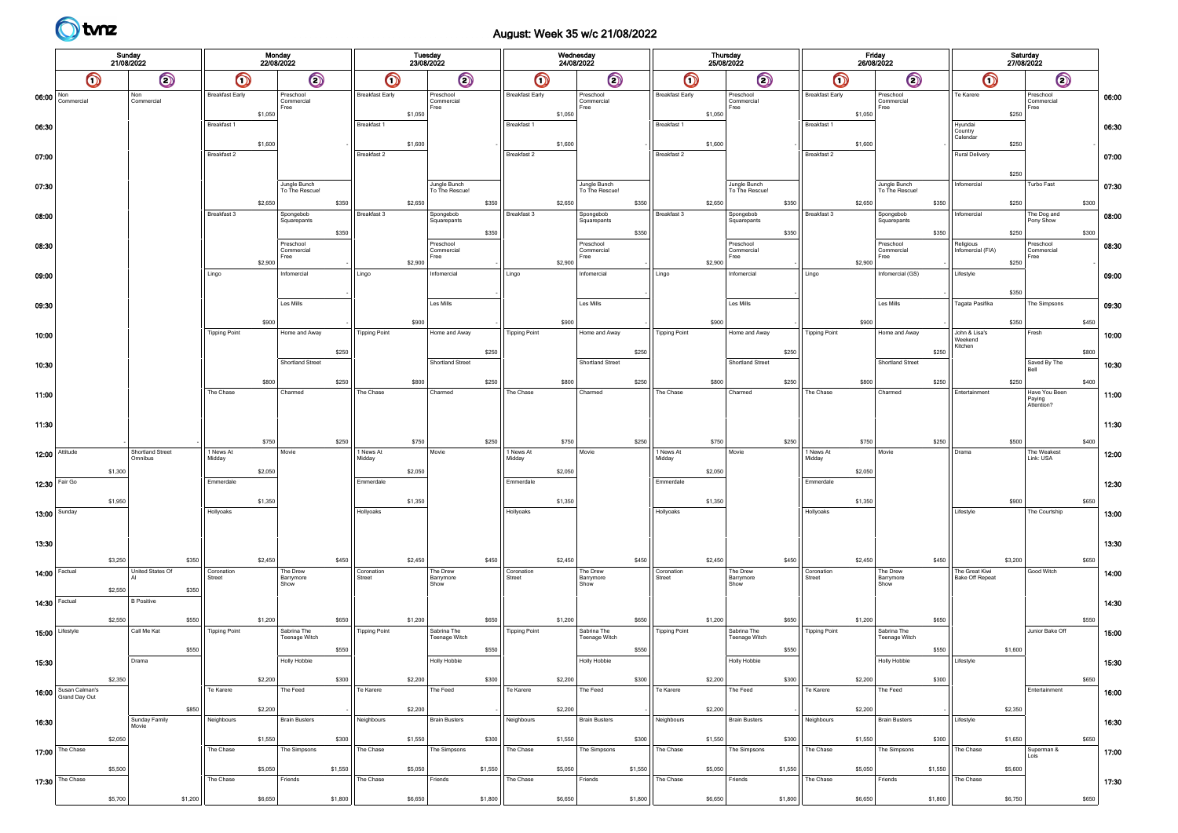# August: Week 35 w/c 21/08/2022

| | Sunday 21/08/2022 | | Monday 22/08/2022 | | Tuesday 23/08/2022 | | Wednesday 24/08/2022 | | Thursday 25/08/2022 | | Friday 26/08/2022 | | Saturday 27/08/2022 | | |
|---|---|---|---|---|---|---|---|---|---|---|---|---|---|---|---|
| | 1 | 2 | 1 | 2 | 1 | 2 | 1 | 2 | 1 | 2 | 1 | 2 | 1 | 2 | |
| 06:00 | Non Commercial | Non Commercial | Breakfast Early $1,050 | Preschool Commercial Free | Breakfast Early $1,050 | Preschool Commercial Free | Breakfast Early $1,050 | Preschool Commercial Free | Breakfast Early $1,050 | Preschool Commercial Free | Breakfast Early $1,050 | Preschool Commercial Free | Te Karere $250 | Preschool Commercial Free | 06:00 |
| 06:30 | | | Breakfast 1 $1,600 | - | Breakfast 1 $1,600 | - | Breakfast 1 $1,600 | - | Breakfast 1 $1,600 | - | Breakfast 1 $1,600 | - | Hyundai Country Calendar $250 | - | 06:30 |
| 07:00 | | | Breakfast 2 | | Breakfast 2 | | Breakfast 2 | | Breakfast 2 | | Breakfast 2 | | Rural Delivery $250 | | 07:00 |
| 07:30 | | | $2,650 | Jungle Bunch To The Rescue! $350 | $2,650 | Jungle Bunch To The Rescue! $350 | $2,650 | Jungle Bunch To The Rescue! $350 | $2,650 | Jungle Bunch To The Rescue! $350 | $2,650 | Jungle Bunch To The Rescue! $350 | Infomercial $250 | Turbo Fast $300 | 07:30 |
| 08:00 | | | Breakfast 3 | Spongebob Squarepants $350 | Breakfast 3 | Spongebob Squarepants $350 | Breakfast 3 | Spongebob Squarepants $350 | Breakfast 3 | Spongebob Squarepants $350 | Breakfast 3 | Spongebob Squarepants $350 | Infomercial $250 | The Dog and Pony Show $300 | 08:00 |
| 08:30 | | | $2,900 | Preschool Commercial Free - | $2,900 | Preschool Commercial Free - | $2,900 | Preschool Commercial Free - | $2,900 | Preschool Commercial Free - | $2,900 | Preschool Commercial Free - | Religious Infomercial (FIA) $250 | Preschool Commercial Free - | 08:30 |
| 09:00 | | | Lingo | Infomercial - | Lingo | Infomercial - | Lingo | Infomercial - | Lingo | Infomercial - | Lingo | Infomercial (GS) - | Lifestyle $350 | | 09:00 |
| 09:30 | | | $900 | Les Mills - | $900 | Les Mills - | $900 | Les Mills - | $900 | Les Mills - | $900 | Les Mills - | Tagata Pasifika $350 | The Simpsons $450 | 09:30 |
| 10:00 | | | Tipping Point | Home and Away $250 | Tipping Point | Home and Away $250 | Tipping Point | Home and Away $250 | Tipping Point | Home and Away $250 | Tipping Point | Home and Away $250 | John & Lisa's Weekend Kitchen | Fresh $800 | 10:00 |
| 10:30 | | | $800 | Shortland Street $250 | $800 | Shortland Street $250 | $800 | Shortland Street $250 | $800 | Shortland Street $250 | $800 | Shortland Street $250 | $250 | Saved By The Bell $400 | 10:30 |
| 11:00 | | | The Chase | Charmed | The Chase | Charmed | The Chase | Charmed | The Chase | Charmed | The Chase | Charmed | Entertainment | Have You Been Paying Attention? | 11:00 |
| 11:30 | - | - | $750 | $250 | $750 | $250 | $750 | $250 | $750 | $250 | $750 | $250 | $500 | $400 | 11:30 |
| 12:00 | Attitude $1,300 | Shortland Street Omnibus | 1 News At Midday $2,050 | Movie | 1 News At Midday $2,050 | Movie | 1 News At Midday $2,050 | Movie | 1 News At Midday $2,050 | Movie | 1 News At Midday $2,050 | Movie | Drama | The Weakest Link: USA | 12:00 |
| 12:30 | Fair Go $1,950 | | Emmerdale $1,350 | | Emmerdale $1,350 | | Emmerdale $1,350 | | Emmerdale $1,350 | | Emmerdale $1,350 | | $900 | $650 | 12:30 |
| 13:00 | Sunday | | Hollyoaks | | Hollyoaks | | Hollyoaks | | Hollyoaks | | Hollyoaks | | Lifestyle | The Courtship | 13:00 |
| 13:30 | $3,250 | $350 | $2,450 | $450 | $2,450 | $450 | $2,450 | $450 | $2,450 | $450 | $2,450 | $450 | $3,200 | $650 | 13:30 |
| 14:00 | Factual $2,550 | United States Of AI $350 | Coronation Street | The Drew Barrymore Show | Coronation Street | The Drew Barrymore Show | Coronation Street | The Drew Barrymore Show | Coronation Street | The Drew Barrymore Show | Coronation Street | The Drew Barrymore Show | The Great Kiwi Bake Off Repeat | Good Witch | 14:00 |
| 14:30 | Factual $2,550 | B Positive $550 | $1,200 | $650 | $1,200 | $650 | $1,200 | $650 | $1,200 | $650 | $1,200 | $650 | | $550 | 14:30 |
| 15:00 | Lifestyle | Call Me Kat $550 | Tipping Point | Sabrina The Teenage Witch $550 | Tipping Point | Sabrina The Teenage Witch $550 | Tipping Point | Sabrina The Teenage Witch $550 | Tipping Point | Sabrina The Teenage Witch $550 | Tipping Point | Sabrina The Teenage Witch $550 | $1,600 | Junior Bake Off | 15:00 |
| 15:30 | $2,350 | Drama | $2,200 | Holly Hobbie $300 | $2,200 | Holly Hobbie $300 | $2,200 | Holly Hobbie $300 | $2,200 | Holly Hobbie $300 | $2,200 | Holly Hobbie $300 | Lifestyle | $650 | 15:30 |
| 16:00 | Susan Calman's Grand Day Out | $850 | Te Karere $2,200 | The Feed - | Te Karere $2,200 | The Feed - | Te Karere $2,200 | The Feed - | Te Karere $2,200 | The Feed - | Te Karere $2,200 | The Feed - | $2,350 | Entertainment | 16:00 |
| 16:30 | $2,050 | Sunday Family Movie | Neighbours $1,550 | Brain Busters $300 | Neighbours $1,550 | Brain Busters $300 | Neighbours $1,550 | Brain Busters $300 | Neighbours $1,550 | Brain Busters $300 | Neighbours $1,550 | Brain Busters $300 | Lifestyle $1,650 | $650 | 16:30 |
| 17:00 | The Chase $5,500 | | The Chase $5,050 | The Simpsons $1,550 | The Chase $5,050 | The Simpsons $1,550 | The Chase $5,050 | The Simpsons $1,550 | The Chase $5,050 | The Simpsons $1,550 | The Chase $5,050 | The Simpsons $1,550 | The Chase $5,600 | Superman & Lois | 17:00 |
| 17:30 | The Chase $5,700 | $1,200 | The Chase $6,650 | Friends $1,800 | The Chase $6,650 | Friends $1,800 | The Chase $6,650 | Friends $1,800 | The Chase $6,650 | Friends $1,800 | The Chase $6,650 | Friends $1,800 | The Chase $6,750 | $650 | 17:30 |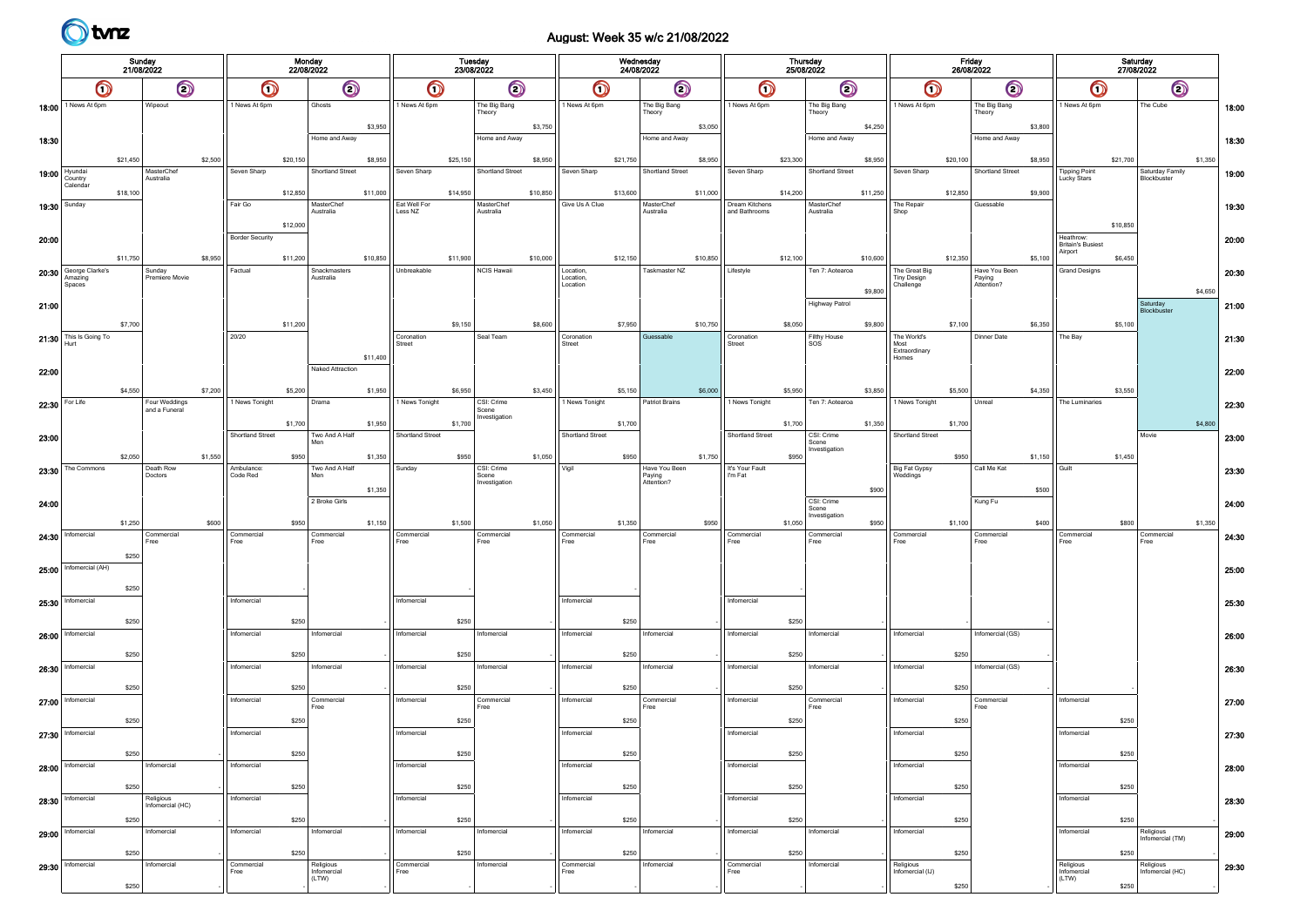# August: Week 35 w/c 21/08/2022

| Time | Sunday 21/08/2022 (1) | Sunday 21/08/2022 (2) | Monday 22/08/2022 (1) | Monday 22/08/2022 (2) | Tuesday 23/08/2022 (1) | Tuesday 23/08/2022 (2) | Wednesday 24/08/2022 (1) | Wednesday 24/08/2022 (2) | Thursday 25/08/2022 (1) | Thursday 25/08/2022 (2) | Friday 26/08/2022 (1) | Friday 26/08/2022 (2) | Saturday 27/08/2022 (1) | Saturday 27/08/2022 (2) |
|---|---|---|---|---|---|---|---|---|---|---|---|---|---|---|
| 18:00 | 1 News At 6pm $21,450 | Wipeout $2,500 | 1 News At 6pm $20,150 | Ghosts $3,950 | 1 News At 6pm $25,150 | The Big Bang Theory $3,750 | 1 News At 6pm $21,750 | The Big Bang Theory $3,050 | 1 News At 6pm $23,300 | The Big Bang Theory $4,250 | 1 News At 6pm $20,100 | The Big Bang Theory $3,800 | 1 News At 6pm $21,700 | The Cube $1,350 |
| 18:30 | | | | Home and Away $8,950 | | Home and Away $8,950 | | Home and Away $8,950 | | Home and Away $8,950 | | Home and Away $8,950 | | |
| 19:00 | Hyundai Country Calendar $18,100 | MasterChef Australia $8,950 | Seven Sharp $12,850 | Shortland Street $11,000 | Seven Sharp $14,950 | Shortland Street $10,850 | Seven Sharp $13,600 | Shortland Street $11,000 | Seven Sharp $14,200 | Shortland Street $11,250 | Seven Sharp $12,850 | Shortland Street $9,900 | Tipping Point Lucky Stars $10,850 | Saturday Family Blockbuster $4,650 |
| 19:30 | Sunday $11,750 | | Fair Go $12,000 | MasterChef Australia $10,850 | Eat Well For Less NZ $11,900 | MasterChef Australia $10,000 | Give Us A Clue $12,150 | MasterChef Australia $10,850 | Dream Kitchens and Bathrooms $12,100 | MasterChef Australia $10,600 | The Repair Shop $12,350 | Guessable $5,100 | | |
| 20:00 | | | Border Security $11,200 | | | | | | | | | | Heathrow: Britain's Busiest Airport $6,450 | |
| 20:30 | George Clarke's Amazing Spaces $7,700 | Sunday Premiere Movie $7,200 | Factual $11,200 | Snackmasters Australia $11,400 | Unbreakable $9,150 | NCIS Hawaii $8,600 | Location, Location, Location $7,950 | Taskmaster NZ $10,750 | Lifestyle $8,050 | Ten 7: Aotearoa $9,800 | The Great Big Tiny Design Challenge $7,100 | Have You Been Paying Attention? $6,350 | Grand Designs $5,100 | |
| 21:00 | | | | | | | | | | Highway Patrol $9,800 | | | | Saturday Blockbuster $4,800 |
| 21:30 | This Is Going To Hurt $4,550 | | 20/20 $5,200 | | Coronation Street $6,950 | Seal Team $3,450 | Coronation Street $5,150 | Guessable $6,000 | Coronation Street $5,950 | Filthy House SOS $3,850 | The World's Most Extraordinary Homes $5,500 | Dinner Date $4,350 | The Bay $3,550 | |
| 22:00 | | | | Naked Attraction $1,950 | | | | | | | | | | |
| 22:30 | For Life $2,050 | Four Weddings and a Funeral $1,550 | 1 News Tonight $1,700 | Drama $1,950 | 1 News Tonight $1,700 | CSI: Crime Scene Investigation $1,050 | 1 News Tonight $1,700 | Patriot Brains $1,750 | 1 News Tonight $1,700 | Ten 7: Aotearoa $1,350 | 1 News Tonight $1,700 | Unreal $1,150 | The Luminaries $1,450 | |
| 23:00 | | | Shortland Street $950 | Two And A Half Men $1,350 | Shortland Street $950 | | Shortland Street $950 | | Shortland Street $950 | CSI: Crime Scene Investigation $900 | Shortland Street $950 | | | Movie $1,350 |
| 23:30 | The Commons $1,250 | Death Row Doctors $600 | Ambulance: Code Red $950 | Two And A Half Men $1,350 | Sunday $1,500 | CSI: Crime Scene Investigation $1,050 | Vigil $1,350 | Have You Been Paying Attention? $950 | It's Your Fault I'm Fat $1,050 | | Big Fat Gypsy Weddings $1,100 | Call Me Kat $500 | Guilt $800 | |
| 24:00 | | | | 2 Broke Girls $1,150 | | | | | | CSI: Crime Scene Investigation $950 | | Kung Fu $400 | | |
| 24:30 | Infomercial $250 | Commercial Free - | Commercial Free - | Commercial Free - | Commercial Free - | Commercial Free - | Commercial Free - | Commercial Free - | Commercial Free - | Commercial Free - | Commercial Free - | Commercial Free - | Commercial Free - | Commercial Free - |
| 25:00 | Infomercial (AH) $250 | | | | | | | | | | | | | |
| 25:30 | Infomercial $250 | | Infomercial $250 | | Infomercial $250 | | Infomercial $250 | | Infomercial $250 | | | | | |
| 26:00 | Infomercial $250 | | Infomercial $250 | Infomercial - | Infomercial $250 | Infomercial - | Infomercial $250 | Infomercial - | Infomercial $250 | Infomercial - | Infomercial $250 | Infomercial (GS) - | | |
| 26:30 | Infomercial $250 | | Infomercial $250 | Infomercial - | Infomercial $250 | Infomercial - | Infomercial $250 | Infomercial - | Infomercial $250 | Infomercial - | Infomercial $250 | Infomercial (GS) - | | |
| 27:00 | Infomercial $250 | | Infomercial $250 | Commercial Free - | Infomercial $250 | Commercial Free - | Infomercial $250 | Commercial Free - | Infomercial $250 | Commercial Free - | Infomercial $250 | Commercial Free - | Infomercial $250 | |
| 27:30 | Infomercial $250 | | Infomercial $250 | | Infomercial $250 | | Infomercial $250 | | Infomercial $250 | | Infomercial $250 | | Infomercial $250 | |
| 28:00 | Infomercial $250 | Infomercial - | Infomercial $250 | | Infomercial $250 | | Infomercial $250 | | Infomercial $250 | | Infomercial $250 | | Infomercial $250 | |
| 28:30 | Infomercial $250 | Religious Infomercial (HC) - | Infomercial $250 | | Infomercial $250 | | Infomercial $250 | | Infomercial $250 | | Infomercial $250 | | Infomercial $250 | |
| 29:00 | Infomercial $250 | Infomercial - | Infomercial $250 | Infomercial - | Infomercial $250 | Infomercial - | Infomercial $250 | Infomercial - | Infomercial $250 | Infomercial - | Infomercial $250 | | Infomercial $250 | Religious Infomercial (TM) - |
| 29:30 | Infomercial $250 | Infomercial - | Commercial Free - | Religious Infomercial (LTW) - | Commercial Free - | Infomercial - | Commercial Free - | Infomercial - | Commercial Free - | Infomercial - | Religious Infomercial (IJ) $250 | | Religious Infomercial (LTW) $250 | Religious Infomercial (HC) - |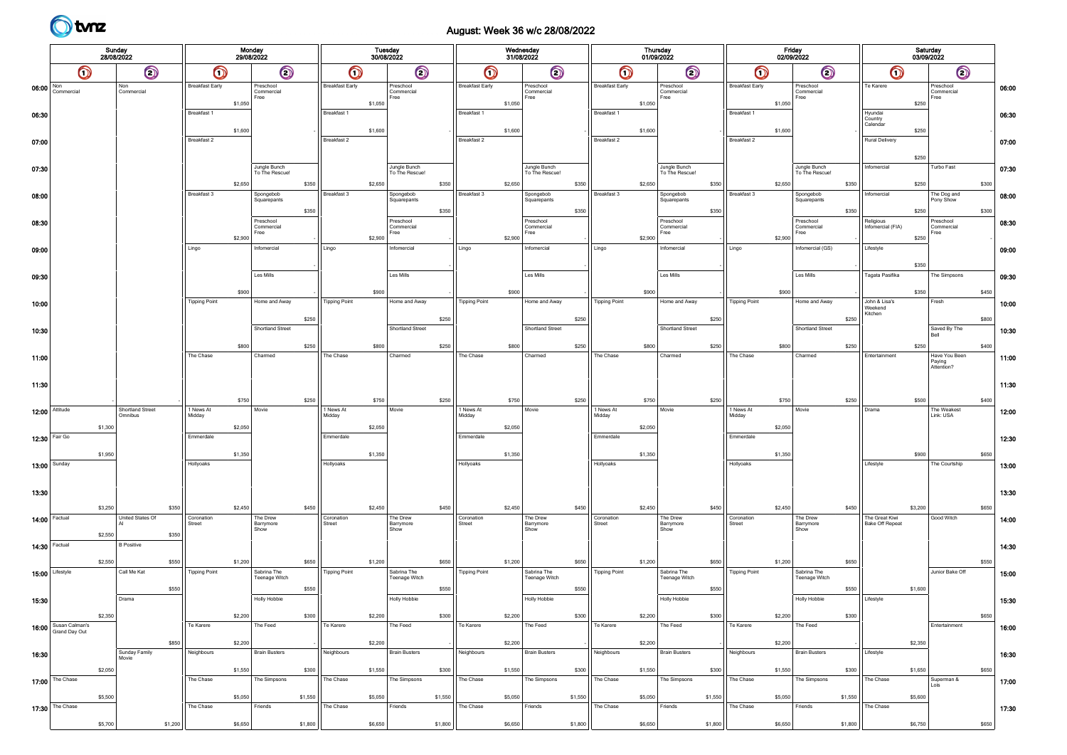# August: Week 36 w/c 28/08/2022

| | Sunday 28/08/2022 | | Monday 29/08/2022 | | Tuesday 30/08/2022 | | Wednesday 31/08/2022 | | Thursday 01/09/2022 | | Friday 02/09/2022 | | Saturday 03/09/2022 | | |
|---|---|---|---|---|---|---|---|---|---|---|---|---|---|---|---|
| | 1 | 2 | 1 | 2 | 1 | 2 | 1 | 2 | 1 | 2 | 1 | 2 | 1 | 2 | |
| 06:00 | Non Commercial | Non Commercial | Breakfast Early $1,050 | Preschool Commercial Free | Breakfast Early $1,050 | Preschool Commercial Free | Breakfast Early $1,050 | Preschool Commercial Free | Breakfast Early $1,050 | Preschool Commercial Free | Breakfast Early $1,050 | Preschool Commercial Free | Te Karere $250 | Preschool Commercial Free | 06:00 |
| 06:30 | | | Breakfast 1 $1,600 | - | Breakfast 1 $1,600 | - | Breakfast 1 $1,600 | - | Breakfast 1 $1,600 | - | Breakfast 1 $1,600 | - | Hyundai Country Calendar $250 | - | 06:30 |
| 07:00 | | | Breakfast 2 | | Breakfast 2 | | Breakfast 2 | | Breakfast 2 | | Breakfast 2 | | Rural Delivery $250 | | 07:00 |
| 07:30 | | | $2,650 | Jungle Bunch To The Rescue! $350 | $2,650 | Jungle Bunch To The Rescue! $350 | $2,650 | Jungle Bunch To The Rescue! $350 | $2,650 | Jungle Bunch To The Rescue! $350 | $2,650 | Jungle Bunch To The Rescue! $350 | Infomercial $250 | Turbo Fast $300 | 07:30 |
| 08:00 | | | Breakfast 3 | Spongebob Squarepants $350 | Breakfast 3 | Spongebob Squarepants $350 | Breakfast 3 | Spongebob Squarepants $350 | Breakfast 3 | Spongebob Squarepants $350 | Breakfast 3 | Spongebob Squarepants $350 | Infomercial $250 | The Dog and Pony Show $300 | 08:00 |
| 08:30 | | | $2,900 | Preschool Commercial Free - | $2,900 | Preschool Commercial Free - | $2,900 | Preschool Commercial Free - | $2,900 | Preschool Commercial Free - | $2,900 | Preschool Commercial Free - | Religious Infomercial (FIA) $250 | Preschool Commercial Free - | 08:30 |
| 09:00 | | | Lingo | Infomercial - | Lingo | Infomercial - | Lingo | Infomercial - | Lingo | Infomercial - | Lingo | Infomercial (GS) - | Lifestyle $350 | | 09:00 |
| 09:30 | | | $900 | Les Mills - | $900 | Les Mills - | $900 | Les Mills - | $900 | Les Mills - | $900 | Les Mills - | Tagata Pasifika $350 | The Simpsons $450 | 09:30 |
| 10:00 | | | Tipping Point | Home and Away $250 | Tipping Point | Home and Away $250 | Tipping Point | Home and Away $250 | Tipping Point | Home and Away $250 | Tipping Point | Home and Away $250 | John & Lisa's Weekend Kitchen | Fresh $800 | 10:00 |
| 10:30 | | | $800 | Shortland Street $250 | $800 | Shortland Street $250 | $800 | Shortland Street $250 | $800 | Shortland Street $250 | $800 | Shortland Street $250 | $250 | Saved By The Bell $400 | 10:30 |
| 11:00 | | | The Chase | Charmed | The Chase | Charmed | The Chase | Charmed | The Chase | Charmed | The Chase | Charmed | Entertainment | Have You Been Paying Attention? | 11:00 |
| 11:30 | - | - | $750 | $250 | $750 | $250 | $750 | $250 | $750 | $250 | $750 | $250 | $500 | $400 | 11:30 |
| 12:00 | Attitude $1,300 | Shortland Street Omnibus | 1 News At Midday $2,050 | Movie | 1 News At Midday $2,050 | Movie | 1 News At Midday $2,050 | Movie | 1 News At Midday $2,050 | Movie | 1 News At Midday $2,050 | Movie | Drama | The Weakest Link: USA | 12:00 |
| 12:30 | Fair Go $1,950 | | Emmerdale $1,350 | | Emmerdale $1,350 | | Emmerdale $1,350 | | Emmerdale $1,350 | | Emmerdale $1,350 | | $900 | $650 | 12:30 |
| 13:00 | Sunday | | Hollyoaks | | Hollyoaks | | Hollyoaks | | Hollyoaks | | Hollyoaks | | Lifestyle | The Courtship | 13:00 |
| 13:30 | $3,250 | $350 | $2,450 | $450 | $2,450 | $450 | $2,450 | $450 | $2,450 | $450 | $2,450 | $450 | $3,200 | $650 | 13:30 |
| 14:00 | Factual $2,550 | United States Of Al $350 | Coronation Street | The Drew Barrymore Show | Coronation Street | The Drew Barrymore Show | Coronation Street | The Drew Barrymore Show | Coronation Street | The Drew Barrymore Show | Coronation Street | The Drew Barrymore Show | The Great Kiwi Bake Off Repeat | Good Witch | 14:00 |
| 14:30 | Factual $2,550 | B Positive $550 | $1,200 | $650 | $1,200 | $650 | $1,200 | $650 | $1,200 | $650 | $1,200 | $650 | | $550 | 14:30 |
| 15:00 | Lifestyle | Call Me Kat $550 | Tipping Point | Sabrina The Teenage Witch $550 | Tipping Point | Sabrina The Teenage Witch $550 | Tipping Point | Sabrina The Teenage Witch $550 | Tipping Point | Sabrina The Teenage Witch $550 | Tipping Point | Sabrina The Teenage Witch $550 | $1,600 | Junior Bake Off | 15:00 |
| 15:30 | $2,350 | Drama | $2,200 | Holly Hobbie $300 | $2,200 | Holly Hobbie $300 | $2,200 | Holly Hobbie $300 | $2,200 | Holly Hobbie $300 | $2,200 | Holly Hobbie $300 | Lifestyle | $650 | 15:30 |
| 16:00 | Susan Calman's Grand Day Out | $850 | Te Karere $2,200 | The Feed - | Te Karere $2,200 | The Feed - | Te Karere $2,200 | The Feed - | Te Karere $2,200 | The Feed - | Te Karere $2,200 | The Feed - | $2,350 | Entertainment | 16:00 |
| 16:30 | $2,050 | Sunday Family Movie | Neighbours $1,550 | Brain Busters $300 | Neighbours $1,550 | Brain Busters $300 | Neighbours $1,550 | Brain Busters $300 | Neighbours $1,550 | Brain Busters $300 | Neighbours $1,550 | Brain Busters $300 | Lifestyle $1,650 | $650 | 16:30 |
| 17:00 | The Chase $5,500 | | The Chase $5,050 | The Simpsons $1,550 | The Chase $5,050 | The Simpsons $1,550 | The Chase $5,050 | The Simpsons $1,550 | The Chase $5,050 | The Simpsons $1,550 | The Chase $5,050 | The Simpsons $1,550 | The Chase $5,600 | Superman & Lois | 17:00 |
| 17:30 | The Chase $5,700 | $1,200 | The Chase $6,650 | Friends $1,800 | The Chase $6,650 | Friends $1,800 | The Chase $6,650 | Friends $1,800 | The Chase $6,650 | Friends $1,800 | The Chase $6,650 | Friends $1,800 | The Chase $6,750 | $650 | 17:30 |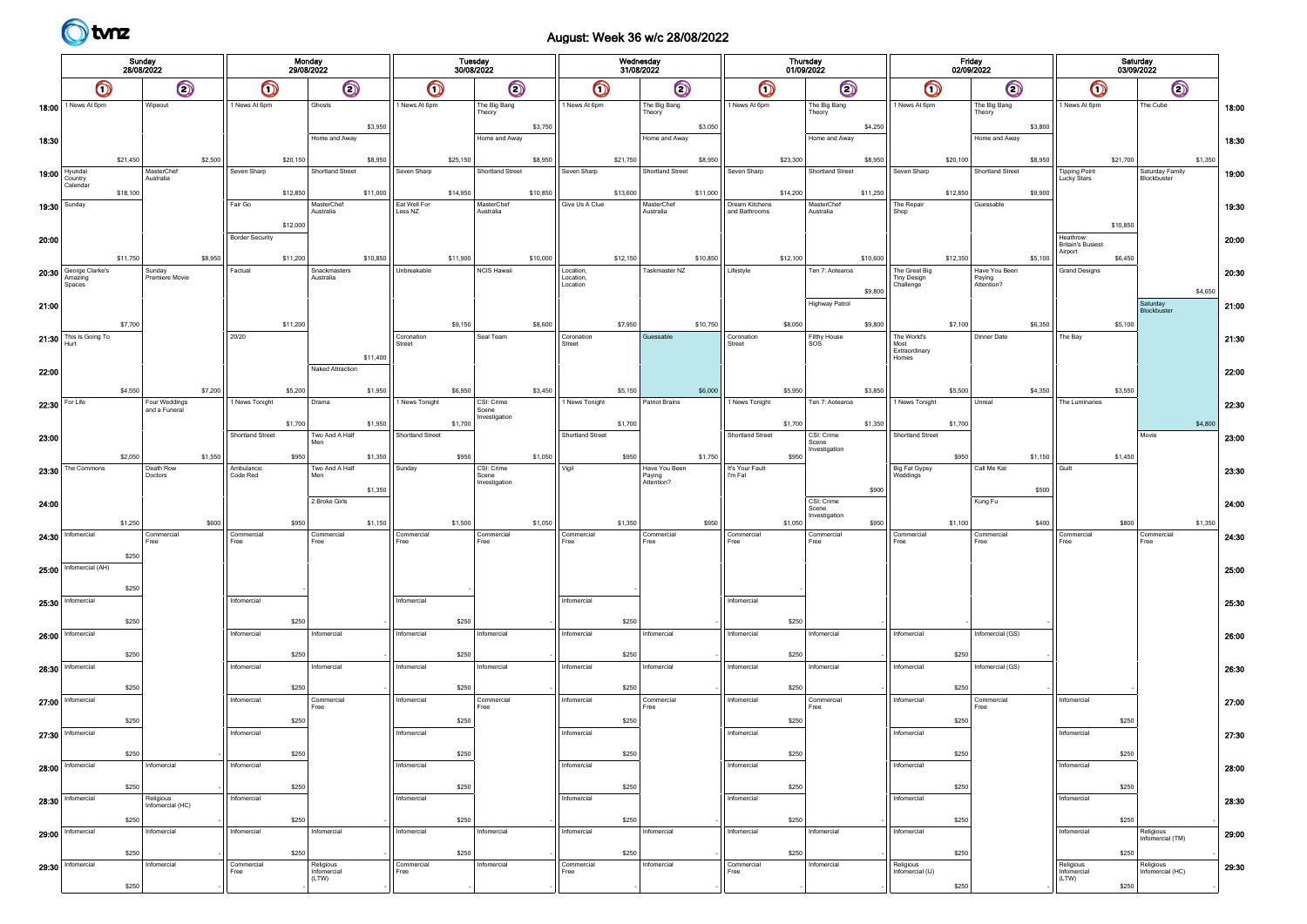tvnz

# August: Week 36 w/c 28/08/2022

| Time | Sunday 28/08/2022 (1) | Sunday 28/08/2022 (2) | Monday 29/08/2022 (1) | Monday 29/08/2022 (2) | Tuesday 30/08/2022 (1) | Tuesday 30/08/2022 (2) | Wednesday 31/08/2022 (1) | Wednesday 31/08/2022 (2) | Thursday 01/09/2022 (1) | Thursday 01/09/2022 (2) | Friday 02/09/2022 (1) | Friday 02/09/2022 (2) | Saturday 03/09/2022 (1) | Saturday 03/09/2022 (2) |
|---|---|---|---|---|---|---|---|---|---|---|---|---|---|---|
| 18:00 | 1 News At 6pm $21,450 | Wipeout $2,500 | 1 News At 6pm $20,150 | Ghosts $3,950 | 1 News At 6pm $25,150 | The Big Bang Theory $3,750 | 1 News At 6pm $21,750 | The Big Bang Theory $3,050 | 1 News At 6pm $23,300 | The Big Bang Theory $4,250 | 1 News At 6pm $20,100 | The Big Bang Theory $3,800 | 1 News At 6pm $21,700 | The Cube $1,350 |
| 18:30 | | | | Home and Away $8,950 | | Home and Away $8,950 | | Home and Away $8,950 | | Home and Away $8,950 | | Home and Away $8,950 | | |
| 19:00 | Hyundai Country Calendar $18,100 | MasterChef Australia $8,950 | Seven Sharp $12,850 | Shortland Street $11,000 | Seven Sharp $14,950 | Shortland Street $10,850 | Seven Sharp $13,600 | Shortland Street $11,000 | Seven Sharp $14,200 | Shortland Street $11,250 | Seven Sharp $12,850 | Shortland Street $9,900 | Tipping Point Lucky Stars $10,850 | Saturday Family Blockbuster $4,650 |
| 19:30 | Sunday $11,750 | | Fair Go $12,000 | MasterChef Australia $10,850 | Eat Well For Less NZ $11,900 | MasterChef Australia $10,000 | Give Us A Clue $12,150 | MasterChef Australia $10,850 | Dream Kitchens and Bathrooms $12,100 | MasterChef Australia $10,600 | The Repair Shop $12,350 | Guessable $5,100 | | |
| 20:00 | | | Border Security $11,200 | | | | | | | | | | Heathrow: Britain's Busiest Airport $6,450 | |
| 20:30 | George Clarke's Amazing Spaces $7,700 | Sunday Premiere Movie $7,200 | Factual $11,200 | Snackmasters Australia $11,400 | Unbreakable $9,150 | NCIS Hawaii $8,600 | Location, Location, Location $7,950 | Taskmaster NZ $10,750 | Lifestyle $8,050 | Ten 7: Aotearoa $9,800 | The Great Big Tiny Design Challenge $7,100 | Have You Been Paying Attention? $6,350 | Grand Designs $5,100 | |
| 21:00 | | | | | | | | | | Highway Patrol $9,800 | | | | Saturday Blockbuster $4,800 |
| 21:30 | This Is Going To Hurt $4,550 | | 20/20 $5,200 | | Coronation Street $6,950 | Seal Team $3,450 | Coronation Street $5,150 | Guessable $6,000 | Coronation Street $5,950 | Filthy House SOS $3,850 | The World's Most Extraordinary Homes $5,500 | Dinner Date $4,350 | The Bay $3,550 | |
| 22:00 | | | | Naked Attraction $1,950 | | | | | | | | | | |
| 22:30 | For Life $2,050 | Four Weddings and a Funeral $1,550 | 1 News Tonight $1,700 | Drama $1,950 | 1 News Tonight $1,700 | CSI: Crime Scene Investigation $1,050 | 1 News Tonight $1,700 | Patriot Brains $1,750 | 1 News Tonight $1,700 | Ten 7: Aotearoa $1,350 | 1 News Tonight $1,700 | Unreal $1,150 | The Luminaries $1,450 | |
| 23:00 | | | Shortland Street $950 | Two And A Half Men $1,350 | Shortland Street $950 | | Shortland Street $950 | | Shortland Street $950 | CSI: Crime Scene Investigation $900 | Shortland Street $950 | | | Movie $1,350 |
| 23:30 | The Commons $1,250 | Death Row Doctors $600 | Ambulance: Code Red $950 | Two And A Half Men $1,350 | Sunday $1,500 | CSI: Crime Scene Investigation $1,050 | Vigil $1,350 | Have You Been Paying Attention? $950 | It's Your Fault I'm Fat $1,050 | | Big Fat Gypsy Weddings $1,100 | Call Me Kat $500 | Guilt $800 | |
| 24:00 | | | | 2 Broke Girls $1,150 | | | | | | CSI: Crime Scene Investigation $950 | | Kung Fu $400 | | |
| 24:30 | Infomercial $250 | Commercial Free - | Commercial Free - | Commercial Free - | Commercial Free - | Commercial Free - | Commercial Free - | Commercial Free - | Commercial Free - | Commercial Free - | Commercial Free - | Commercial Free - | Commercial Free - | Commercial Free - |
| 25:00 | Infomercial (AH) $250 | | | | | | | | | | | | | |
| 25:30 | Infomercial $250 | | Infomercial $250 | | Infomercial $250 | | Infomercial $250 | | Infomercial $250 | | | | | |
| 26:00 | Infomercial $250 | | Infomercial $250 | Infomercial - | Infomercial $250 | Infomercial - | Infomercial $250 | Infomercial - | Infomercial $250 | Infomercial - | Infomercial $250 | Infomercial (GS) - | | |
| 26:30 | Infomercial $250 | | Infomercial $250 | Infomercial - | Infomercial $250 | Infomercial - | Infomercial $250 | Infomercial - | Infomercial $250 | Infomercial - | Infomercial $250 | Infomercial (GS) - | | |
| 27:00 | Infomercial $250 | | Infomercial $250 | Commercial Free - | Infomercial $250 | Commercial Free - | Infomercial $250 | Commercial Free - | Infomercial $250 | Commercial Free - | Infomercial $250 | Commercial Free - | Infomercial $250 | |
| 27:30 | Infomercial $250 | | Infomercial $250 | | Infomercial $250 | | Infomercial $250 | | Infomercial $250 | | Infomercial $250 | | Infomercial $250 | |
| 28:00 | Infomercial $250 | Infomercial - | Infomercial $250 | | Infomercial $250 | | Infomercial $250 | | Infomercial $250 | | Infomercial $250 | | Infomercial $250 | |
| 28:30 | Infomercial $250 | Religious Infomercial (HC) - | Infomercial $250 | | Infomercial $250 | | Infomercial $250 | | Infomercial $250 | | Infomercial $250 | | Infomercial $250 | |
| 29:00 | Infomercial $250 | Infomercial - | Infomercial $250 | Infomercial - | Infomercial $250 | Infomercial - | Infomercial $250 | Infomercial - | Infomercial $250 | Infomercial - | Infomercial $250 | | Infomercial $250 | Religious Infomercial (TM) - |
| 29:30 | Infomercial $250 | Infomercial - | Commercial Free - | Religious Infomercial (LTW) - | Commercial Free - | Infomercial - | Commercial Free - | Infomercial - | Commercial Free - | Infomercial - | Religious Infomercial (IJ) $250 | | Religious Infomercial (LTW) $250 | Religious Infomercial (HC) - |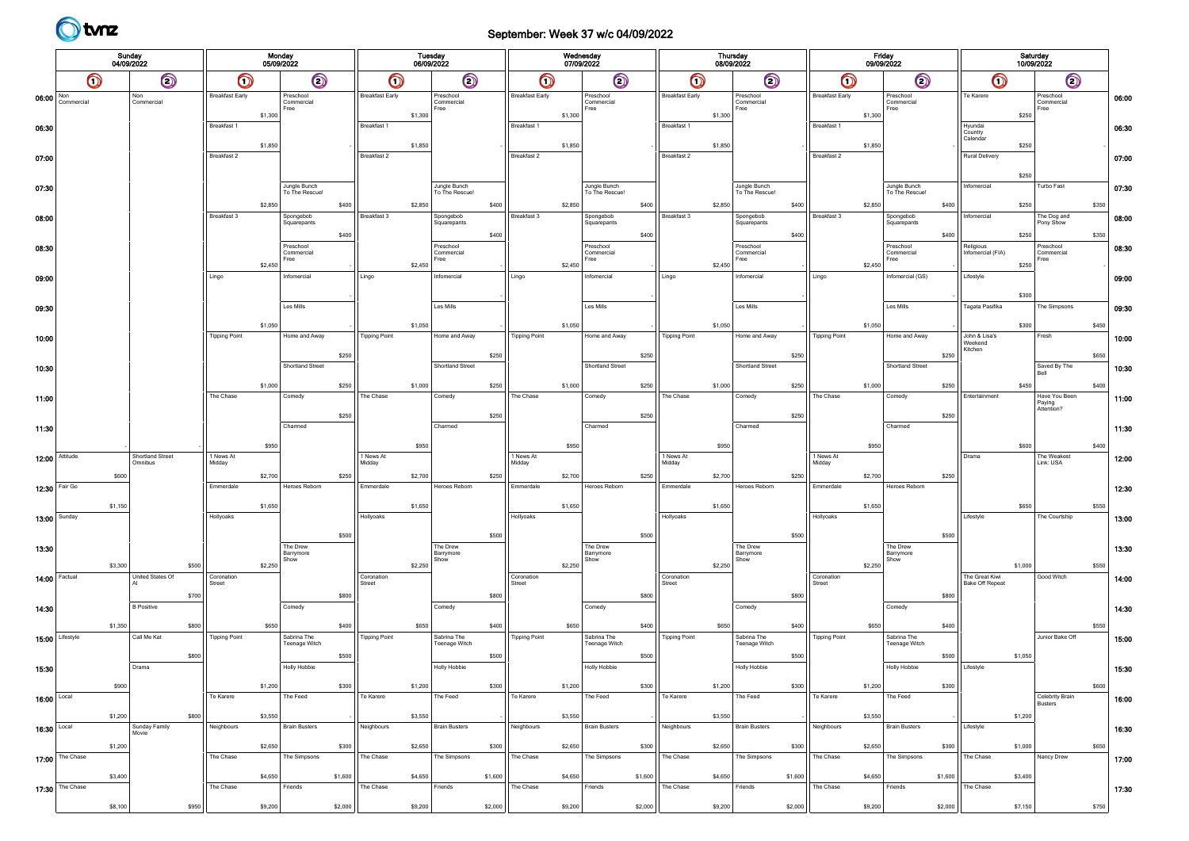tvnz

# September: Week 37 w/c 04/09/2022

| Time | Sunday 04/09/2022 | | Monday 05/09/2022 | | Tuesday 06/09/2022 | | Wednesday 07/09/2022 | | Thursday 08/09/2022 | | Friday 09/09/2022 | | Saturday 10/09/2022 | |
|---|---|---|---|---|---|---|---|---|---|---|---|---|---|---|
| | 1 | 2 | 1 | 2 | 1 | 2 | 1 | 2 | 1 | 2 | 1 | 2 | 1 | 2 |
| 06:00 | Non Commercial | Non Commercial | Breakfast Early $1,300 | Preschool Commercial Free | Breakfast Early $1,300 | Preschool Commercial Free | Breakfast Early $1,300 | Preschool Commercial Free | Breakfast Early $1,300 | Preschool Commercial Free | Breakfast Early $1,300 | Preschool Commercial Free | Te Karere $250 | Preschool Commercial Free |
| 06:30 | | | Breakfast 1 $1,850 | - | Breakfast 1 $1,850 | - | Breakfast 1 $1,850 | - | Breakfast 1 $1,850 | - | Breakfast 1 $1,850 | - | Hyundai Country Calendar $250 | - |
| 07:00 | | | Breakfast 2 | | Breakfast 2 | | Breakfast 2 | | Breakfast 2 | | Breakfast 2 | | Rural Delivery $250 | |
| 07:30 | | | $2,850 | Jungle Bunch To The Rescue! $400 | $2,850 | Jungle Bunch To The Rescue! $400 | $2,850 | Jungle Bunch To The Rescue! $400 | $2,850 | Jungle Bunch To The Rescue! $400 | $2,850 | Jungle Bunch To The Rescue! $400 | Infomercial $250 | Turbo Fast $350 |
| 08:00 | | | Breakfast 3 | Spongebob Squarepants $400 | Breakfast 3 | Spongebob Squarepants $400 | Breakfast 3 | Spongebob Squarepants $400 | Breakfast 3 | Spongebob Squarepants $400 | Breakfast 3 | Spongebob Squarepants $400 | Infomercial $250 | The Dog and Pony Show $350 |
| 08:30 | | | $2,450 | Preschool Commercial Free - | $2,450 | Preschool Commercial Free - | $2,450 | Preschool Commercial Free - | $2,450 | Preschool Commercial Free - | $2,450 | Preschool Commercial Free - | Religious Infomercial (FIA) $250 | Preschool Commercial Free - |
| 09:00 | | | Lingo | Infomercial - | Lingo | Infomercial - | Lingo | Infomercial - | Lingo | Infomercial - | Lingo | Infomercial (GS) - | Lifestyle $300 | |
| 09:30 | | | $1,050 | Les Mills - | $1,050 | Les Mills - | $1,050 | Les Mills - | $1,050 | Les Mills - | $1,050 | Les Mills - | Tagata Pasifika $300 | The Simpsons $450 |
| 10:00 | | | Tipping Point | Home and Away $250 | Tipping Point | Home and Away $250 | Tipping Point | Home and Away $250 | Tipping Point | Home and Away $250 | Tipping Point | Home and Away $250 | John & Lisa's Weekend Kitchen | Fresh $650 |
| 10:30 | | | $1,000 | Shortland Street $250 | $1,000 | Shortland Street $250 | $1,000 | Shortland Street $250 | $1,000 | Shortland Street $250 | $1,000 | Shortland Street $250 | $450 | Saved By The Bell $400 |
| 11:00 | | | The Chase | Comedy $250 | The Chase | Comedy $250 | The Chase | Comedy $250 | The Chase | Comedy $250 | The Chase | Comedy $250 | Entertainment | Have You Been Paying Attention? |
| 11:30 | - | | $950 | Charmed | $950 | Charmed | $950 | Charmed | $950 | Charmed | $950 | Charmed | $600 | $400 |
| 12:00 | Attitude $600 | Shortland Street Omnibus | 1 News At Midday $2,700 | $250 | 1 News At Midday $2,700 | $250 | 1 News At Midday $2,700 | $250 | 1 News At Midday $2,700 | $250 | 1 News At Midday $2,700 | $250 | Drama | The Weakest Link: USA |
| 12:30 | Fair Go $1,150 | | Emmerdale $1,650 | Heroes Reborn | Emmerdale $1,650 | Heroes Reborn | Emmerdale $1,650 | Heroes Reborn | Emmerdale $1,650 | Heroes Reborn | Emmerdale $1,650 | Heroes Reborn | $650 | $550 |
| 13:00 | Sunday | | Hollyoaks | $500 | Hollyoaks | $500 | Hollyoaks | $500 | Hollyoaks | $500 | Hollyoaks | $500 | Lifestyle | The Courtship |
| 13:30 | $3,300 | $500 | $2,250 | The Drew Barrymore Show | $2,250 | The Drew Barrymore Show | $2,250 | The Drew Barrymore Show | $2,250 | The Drew Barrymore Show | $2,250 | The Drew Barrymore Show | $1,000 | $550 |
| 14:00 | Factual | United States Of AI $700 | Coronation Street | $800 | Coronation Street | $800 | Coronation Street | $800 | Coronation Street | $800 | Coronation Street | $800 | The Great Kiwi Bake Off Repeat | Good Witch |
| 14:30 | $1,350 | B Positive $800 | $650 | Comedy $400 | $650 | Comedy $400 | $650 | Comedy $400 | $650 | Comedy $400 | $650 | Comedy $400 | | $550 |
| 15:00 | Lifestyle | Call Me Kat $800 | Tipping Point | Sabrina The Teenage Witch $500 | Tipping Point | Sabrina The Teenage Witch $500 | Tipping Point | Sabrina The Teenage Witch $500 | Tipping Point | Sabrina The Teenage Witch $500 | Tipping Point | Sabrina The Teenage Witch $500 | $1,050 | Junior Bake Off |
| 15:30 | $900 | Drama | $1,200 | Holly Hobbie $300 | $1,200 | Holly Hobbie $300 | $1,200 | Holly Hobbie $300 | $1,200 | Holly Hobbie $300 | $1,200 | Holly Hobbie $300 | Lifestyle | $600 |
| 16:00 | Local $1,200 | $800 | Te Karere $3,550 | The Feed - | Te Karere $3,550 | The Feed - | Te Karere $3,550 | The Feed - | Te Karere $3,550 | The Feed - | Te Karere $3,550 | The Feed - | $1,200 | Celebrity Brain Busters |
| 16:30 | Local $1,200 | Sunday Family Movie | Neighbours $2,650 | Brain Busters $300 | Neighbours $2,650 | Brain Busters $300 | Neighbours $2,650 | Brain Busters $300 | Neighbours $2,650 | Brain Busters $300 | Neighbours $2,650 | Brain Busters $300 | Lifestyle $1,000 | $650 |
| 17:00 | The Chase $3,400 | | The Chase $4,650 | The Simpsons $1,600 | The Chase $4,650 | The Simpsons $1,600 | The Chase $4,650 | The Simpsons $1,600 | The Chase $4,650 | The Simpsons $1,600 | The Chase $4,650 | The Simpsons $1,600 | The Chase $3,400 | Nancy Drew |
| 17:30 | The Chase $8,100 | $950 | The Chase $9,200 | Friends $2,000 | The Chase $9,200 | Friends $2,000 | The Chase $9,200 | Friends $2,000 | The Chase $9,200 | Friends $2,000 | The Chase $9,200 | Friends $2,000 | The Chase $7,150 | $750 |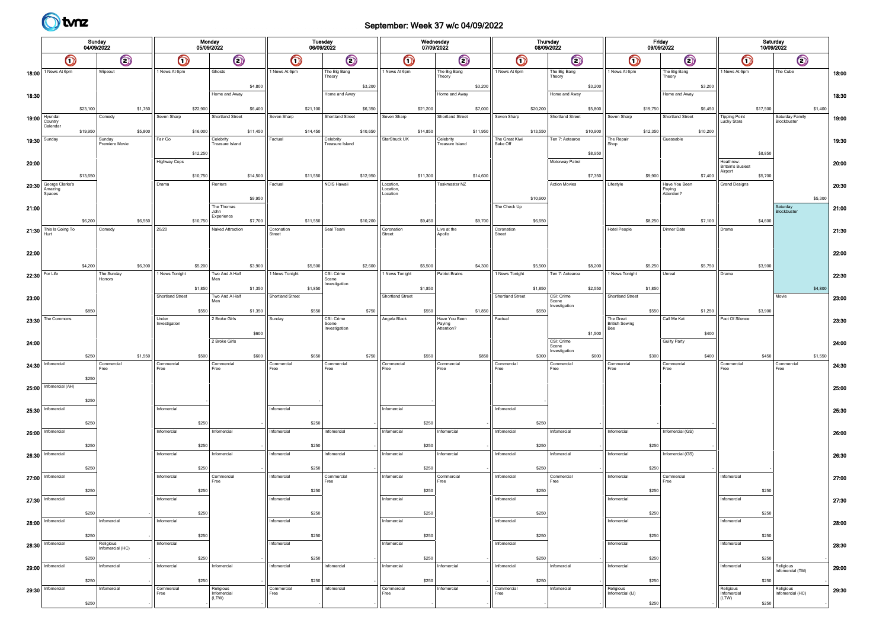# September: Week 37 w/c 04/09/2022

| | Sunday 04/09/2022 | | Monday 05/09/2022 | | Tuesday 06/09/2022 | | Wednesday 07/09/2022 | | Thursday 08/09/2022 | | Friday 09/09/2022 | | Saturday 10/09/2022 | | |
|---|---|---|---|---|---|---|---|---|---|---|---|---|---|---|---|
| | 1 | 2 | 1 | 2 | 1 | 2 | 1 | 2 | 1 | 2 | 1 | 2 | 1 | 2 | |
| 18:00 | 1 News At 6pm | Wipeout | 1 News At 6pm | Ghosts $4,800 | 1 News At 6pm | The Big Bang Theory $3,200 | 1 News At 6pm | The Big Bang Theory $3,200 | 1 News At 6pm | The Big Bang Theory $3,200 | 1 News At 6pm | The Big Bang Theory $3,200 | 1 News At 6pm | The Cube | 18:00 |
| 18:30 | $23,100 | $1,750 | $22,900 | Home and Away $6,400 | $21,100 | Home and Away $6,350 | $21,200 | Home and Away $7,000 | $20,200 | Home and Away $5,800 | $19,750 | Home and Away $6,450 | $17,500 | $1,400 | 18:30 |
| 19:00 | Hyundai Country Calendar $19,950 | Comedy $5,800 | Seven Sharp $16,000 | Shortland Street $11,450 | Seven Sharp $14,450 | Shortland Street $10,650 | Seven Sharp $14,850 | Shortland Street $11,950 | Seven Sharp $13,550 | Shortland Street $10,900 | Seven Sharp $12,350 | Shortland Street $10,200 | Tipping Point Lucky Stars | Saturday Family Blockbuster | 19:00 |
| 19:30 | Sunday | Sunday Premiere Movie | Fair Go $12,250 | Celebrity Treasure Island | Factual | Celebrity Treasure Island | StarStruck UK | Celebrity Treasure Island | The Great Kiwi Bake Off | Ten 7: Aotearoa $8,950 | The Repair Shop | Guessable | $8,850 | | 19:30 |
| 20:00 | $13,650 | | Highway Cops $10,750 | $14,500 | $11,550 | $12,950 | $11,300 | $14,600 | | Motorway Patrol $7,350 | $9,900 | $7,400 | Heathrow: Britain's Busiest Airport $5,700 | | 20:00 |
| 20:30 | George Clarke's Amazing Spaces | | Drama | Renters $9,950 | Factual | NCIS Hawaii | Location, Location, Location | Taskmaster NZ | $10,600 | Action Movies | Lifestyle | Have You Been Paying Attention? | Grand Designs | $5,300 | 20:30 |
| 21:00 | $6,200 | $6,550 | $10,750 | The Thomas John Experience $7,700 | $11,550 | $10,200 | $9,450 | $9,700 | The Check Up $6,650 | | $8,250 | $7,100 | $4,600 | Saturday Blockbuster | 21:00 |
| 21:30 | This Is Going To Hurt | Comedy | 20/20 | Naked Attraction | Coronation Street | Seal Team | Coronation Street | Live at the Apollo | Coronation Street | | Hotel People | Dinner Date | Drama | | 21:30 |
| 22:00 | $4,200 | $6,300 | $5,200 | $3,900 | $5,500 | $2,600 | $5,500 | $4,300 | $5,500 | $8,200 | $5,250 | $5,750 | $3,900 | | 22:00 |
| 22:30 | For Life | The Sunday Horrors | 1 News Tonight $1,850 | Two And A Half Men $1,350 | 1 News Tonight $1,850 | CSI: Crime Scene Investigation | 1 News Tonight $1,850 | Patriot Brains | 1 News Tonight $1,850 | Ten 7: Aotearoa $2,550 | 1 News Tonight $1,850 | Unreal | Drama | $4,800 | 22:30 |
| 23:00 | $850 | | Shortland Street $550 | Two And A Half Men $1,350 | Shortland Street $550 | $750 | Shortland Street $550 | $1,850 | Shortland Street $550 | CSI: Crime Scene Investigation | Shortland Street $550 | $1,250 | $3,900 | Movie | 23:00 |
| 23:30 | The Commons | | Under Investigation | 2 Broke Girls $600 | Sunday | CSI: Crime Scene Investigation | Angela Black | Have You Been Paying Attention? | Factual | $1,500 | The Great British Sewing Bee | Call Me Kat $400 | Pact Of Silence | | 23:30 |
| 24:00 | $250 | $1,550 | $500 | 2 Broke Girls $600 | $650 | $750 | $550 | $850 | $300 | CSI: Crime Scene Investigation $600 | $300 | Guilty Party $400 | $450 | $1,550 | 24:00 |
| 24:30 | Infomercial $250 | Commercial Free | Commercial Free | Commercial Free | Commercial Free | Commercial Free | Commercial Free | Commercial Free | Commercial Free | Commercial Free | Commercial Free | Commercial Free | Commercial Free | Commercial Free | 24:30 |
| 25:00 | Infomercial (AH) $250 | | - | | - | | - | | - | | | | | | 25:00 |
| 25:30 | Infomercial $250 | | Infomercial $250 | - | Infomercial $250 | - | Infomercial $250 | - | Infomercial $250 | - | - | - | | | 25:30 |
| 26:00 | Infomercial $250 | | Infomercial $250 | Infomercial - | Infomercial $250 | Infomercial - | Infomercial $250 | Infomercial - | Infomercial $250 | Infomercial - | Infomercial $250 | Infomercial (GS) - | | | 26:00 |
| 26:30 | Infomercial $250 | | Infomercial $250 | Infomercial - | Infomercial $250 | Infomercial - | Infomercial $250 | Infomercial - | Infomercial $250 | Infomercial - | Infomercial $250 | Infomercial (GS) - | - | | 26:30 |
| 27:00 | Infomercial $250 | | Infomercial $250 | Commercial Free | Infomercial $250 | Commercial Free | Infomercial $250 | Commercial Free | Infomercial $250 | Commercial Free | Infomercial $250 | Commercial Free | Infomercial $250 | | 27:00 |
| 27:30 | Infomercial $250 | - | Infomercial $250 | | Infomercial $250 | | Infomercial $250 | | Infomercial $250 | | Infomercial $250 | | Infomercial $250 | | 27:30 |
| 28:00 | Infomercial $250 | Infomercial - | Infomercial $250 | | Infomercial $250 | | Infomercial $250 | | Infomercial $250 | | Infomercial $250 | | Infomercial $250 | | 28:00 |
| 28:30 | Infomercial $250 | Religious Infomercial (HC) - | Infomercial $250 | - | Infomercial $250 | - | Infomercial $250 | - | Infomercial $250 | - | Infomercial $250 | | Infomercial $250 | - | 28:30 |
| 29:00 | Infomercial $250 | Infomercial - | Infomercial $250 | Infomercial - | Infomercial $250 | Infomercial - | Infomercial $250 | Infomercial - | Infomercial $250 | Infomercial - | Infomercial $250 | | Infomercial $250 | Religious Infomercial (TM) | 29:00 |
| 29:30 | Infomercial $250 | Infomercial - | Commercial Free - | Religious Infomercial (LTW) - | Commercial Free - | Infomercial - | Commercial Free - | Infomercial - | Commercial Free - | Infomercial - | Religious Infomercial (IJ) $250 | - | Religious Infomercial (LTW) $250 | Religious Infomercial (HC) - | 29:30 |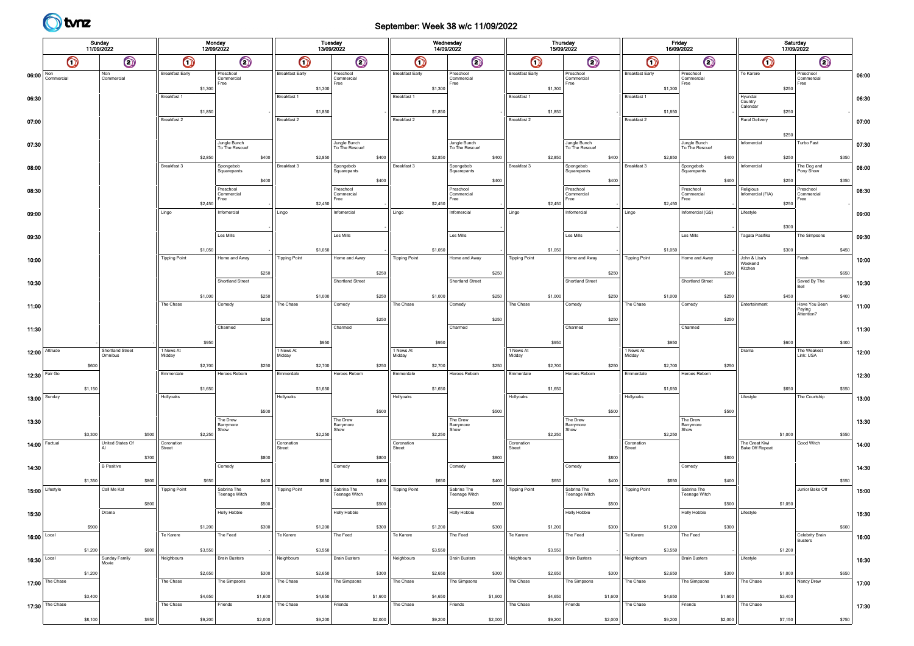# September: Week 38 w/c 11/09/2022

| | Sunday 11/09/2022 | | Monday 12/09/2022 | | Tuesday 13/09/2022 | | Wednesday 14/09/2022 | | Thursday 15/09/2022 | | Friday 16/09/2022 | | Saturday 17/09/2022 | | |
|---|---|---|---|---|---|---|---|---|---|---|---|---|---|---|---|
| | 1 | 2 | 1 | 2 | 1 | 2 | 1 | 2 | 1 | 2 | 1 | 2 | 1 | 2 | |
| 06:00 | Non Commercial | Non Commercial | Breakfast Early $1,300 | Preschool Commercial Free | Breakfast Early $1,300 | Preschool Commercial Free | Breakfast Early $1,300 | Preschool Commercial Free | Breakfast Early $1,300 | Preschool Commercial Free | Breakfast Early $1,300 | Preschool Commercial Free | Te Karere $250 | Preschool Commercial Free | 06:00 |
| 06:30 | | | Breakfast 1 $1,850 | - | Breakfast 1 $1,850 | - | Breakfast 1 $1,850 | - | Breakfast 1 $1,850 | - | Breakfast 1 $1,850 | - | Hyundai Country Calendar $250 | - | 06:30 |
| 07:00 | | | Breakfast 2 | | Breakfast 2 | | Breakfast 2 | | Breakfast 2 | | Breakfast 2 | | Rural Delivery $250 | | 07:00 |
| 07:30 | | | $2,850 | Jungle Bunch To The Rescue! $400 | $2,850 | Jungle Bunch To The Rescue! $400 | $2,850 | Jungle Bunch To The Rescue! $400 | $2,850 | Jungle Bunch To The Rescue! $400 | $2,850 | Jungle Bunch To The Rescue! $400 | Infomercial $250 | Turbo Fast $350 | 07:30 |
| 08:00 | | | Breakfast 3 | Spongebob Squarepants $400 | Breakfast 3 | Spongebob Squarepants $400 | Breakfast 3 | Spongebob Squarepants $400 | Breakfast 3 | Spongebob Squarepants $400 | Breakfast 3 | Spongebob Squarepants $400 | Infomercial $250 | The Dog and Pony Show $350 | 08:00 |
| 08:30 | | | $2,450 | Preschool Commercial Free - | $2,450 | Preschool Commercial Free - | $2,450 | Preschool Commercial Free - | $2,450 | Preschool Commercial Free - | $2,450 | Preschool Commercial Free - | Religious Infomercial (FIA) $250 | Preschool Commercial Free - | 08:30 |
| 09:00 | | | Lingo | Infomercial - | Lingo | Infomercial - | Lingo | Infomercial - | Lingo | Infomercial - | Lingo | Infomercial (GS) - | Lifestyle $300 | | 09:00 |
| 09:30 | | | $1,050 | Les Mills - | $1,050 | Les Mills - | $1,050 | Les Mills - | $1,050 | Les Mills - | $1,050 | Les Mills - | Tagata Pasifika $300 | The Simpsons $450 | 09:30 |
| 10:00 | | | Tipping Point | Home and Away $250 | Tipping Point | Home and Away $250 | Tipping Point | Home and Away $250 | Tipping Point | Home and Away $250 | Tipping Point | Home and Away $250 | John & Lisa's Weekend Kitchen | Fresh $650 | 10:00 |
| 10:30 | | | $1,000 | Shortland Street $250 | $1,000 | Shortland Street $250 | $1,000 | Shortland Street $250 | $1,000 | Shortland Street $250 | $1,000 | Shortland Street $250 | $450 | Saved By The Bell $400 | 10:30 |
| 11:00 | | | The Chase | Comedy $250 | The Chase | Comedy $250 | The Chase | Comedy $250 | The Chase | Comedy $250 | The Chase | Comedy $250 | Entertainment | Have You Been Paying Attention? | 11:00 |
| 11:30 | - | | $950 | Charmed | $950 | Charmed | $950 | Charmed | $950 | Charmed | $950 | Charmed | $600 | $400 | 11:30 |
| 12:00 | Attitude $600 | Shortland Street Omnibus | 1 News At Midday $2,700 | $250 | 1 News At Midday $2,700 | $250 | 1 News At Midday $2,700 | $250 | 1 News At Midday $2,700 | $250 | 1 News At Midday $2,700 | $250 | Drama | The Weakest Link: USA | 12:00 |
| 12:30 | Fair Go $1,150 | | Emmerdale $1,650 | Heroes Reborn | Emmerdale $1,650 | Heroes Reborn | Emmerdale $1,650 | Heroes Reborn | Emmerdale $1,650 | Heroes Reborn | Emmerdale $1,650 | Heroes Reborn | $650 | $550 | 12:30 |
| 13:00 | Sunday | | Hollyoaks | $500 | Hollyoaks | $500 | Hollyoaks | $500 | Hollyoaks | $500 | Hollyoaks | $500 | Lifestyle | The Courtship | 13:00 |
| 13:30 | $3,300 | $500 | $2,250 | The Drew Barrymore Show | $2,250 | The Drew Barrymore Show | $2,250 | The Drew Barrymore Show | $2,250 | The Drew Barrymore Show | $2,250 | The Drew Barrymore Show | $1,000 | $550 | 13:30 |
| 14:00 | Factual | United States Of AI $700 | Coronation Street | $800 | Coronation Street | $800 | Coronation Street | $800 | Coronation Street | $800 | Coronation Street | $800 | The Great Kiwi Bake Off Repeat | Good Witch | 14:00 |
| 14:30 | $1,350 | B Positive $800 | $650 | Comedy $400 | $650 | Comedy $400 | $650 | Comedy $400 | $650 | Comedy $400 | $650 | Comedy $400 | | $550 | 14:30 |
| 15:00 | Lifestyle | Call Me Kat $800 | Tipping Point | Sabrina The Teenage Witch $500 | Tipping Point | Sabrina The Teenage Witch $500 | Tipping Point | Sabrina The Teenage Witch $500 | Tipping Point | Sabrina The Teenage Witch $500 | Tipping Point | Sabrina The Teenage Witch $500 | $1,050 | Junior Bake Off | 15:00 |
| 15:30 | $900 | Drama | $1,200 | Holly Hobbie $300 | $1,200 | Holly Hobbie $300 | $1,200 | Holly Hobbie $300 | $1,200 | Holly Hobbie $300 | $1,200 | Holly Hobbie $300 | Lifestyle | $600 | 15:30 |
| 16:00 | Local $1,200 | $800 | Te Karere $3,550 | The Feed - | Te Karere $3,550 | The Feed - | Te Karere $3,550 | The Feed - | Te Karere $3,550 | The Feed - | Te Karere $3,550 | The Feed - | $1,200 | Celebrity Brain Busters | 16:00 |
| 16:30 | Local $1,200 | Sunday Family Movie | Neighbours $2,650 | Brain Busters $300 | Neighbours $2,650 | Brain Busters $300 | Neighbours $2,650 | Brain Busters $300 | Neighbours $2,650 | Brain Busters $300 | Neighbours $2,650 | Brain Busters $300 | Lifestyle $1,000 | $650 | 16:30 |
| 17:00 | The Chase $3,400 | | The Chase $4,650 | The Simpsons $1,600 | The Chase $4,650 | The Simpsons $1,600 | The Chase $4,650 | The Simpsons $1,600 | The Chase $4,650 | The Simpsons $1,600 | The Chase $4,650 | The Simpsons $1,600 | The Chase $3,400 | Nancy Drew | 17:00 |
| 17:30 | The Chase $8,100 | $950 | The Chase $9,200 | Friends $2,000 | The Chase $9,200 | Friends $2,000 | The Chase $9,200 | Friends $2,000 | The Chase $9,200 | Friends $2,000 | The Chase $9,200 | Friends $2,000 | The Chase $7,150 | $750 | 17:30 |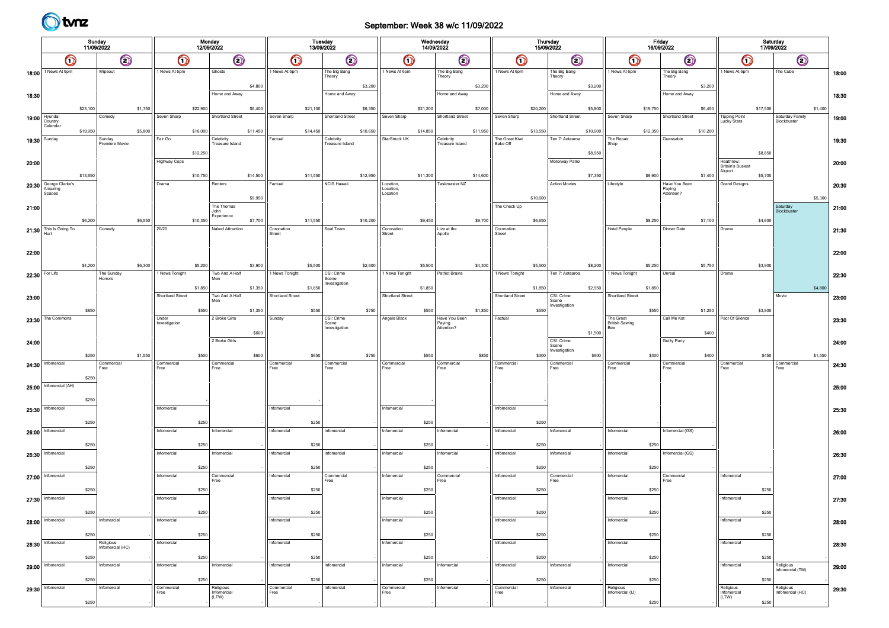# September: Week 38 w/c 11/09/2022

| Time | Sunday 11/09/2022 TV1 | Sunday 11/09/2022 TV2 | Monday 12/09/2022 TV1 | Monday 12/09/2022 TV2 | Tuesday 13/09/2022 TV1 | Tuesday 13/09/2022 TV2 | Wednesday 14/09/2022 TV1 | Wednesday 14/09/2022 TV2 | Thursday 15/09/2022 TV1 | Thursday 15/09/2022 TV2 | Friday 16/09/2022 TV1 | Friday 16/09/2022 TV2 | Saturday 17/09/2022 TV1 | Saturday 17/09/2022 TV2 |
|---|---|---|---|---|---|---|---|---|---|---|---|---|---|---|
| 18:00 | 1 News At 6pm $23,100 | Wipeout $1,750 | 1 News At 6pm $22,900 | Ghosts $4,800 | 1 News At 6pm $21,100 | The Big Bang Theory $3,200 | 1 News At 6pm $21,200 | The Big Bang Theory $3,200 | 1 News At 6pm $20,200 | The Big Bang Theory $3,200 | 1 News At 6pm $19,750 | The Big Bang Theory $3,200 | 1 News At 6pm $17,500 | The Cube $1,400 |
| 18:30 | | | | Home and Away $6,400 | | Home and Away $6,350 | | Home and Away $7,000 | | Home and Away $5,800 | | Home and Away $6,450 | | |
| 19:00 | Hyundai Country Calendar $19,950 | Comedy $5,800 | Seven Sharp $16,000 | Shortland Street $11,450 | Seven Sharp $14,450 | Shortland Street $10,650 | Seven Sharp $14,850 | Shortland Street $11,950 | Seven Sharp $13,550 | Shortland Street $10,900 | Seven Sharp $12,350 | Shortland Street $10,200 | Tipping Point Lucky Stars $8,850 | Saturday Family Blockbuster $5,300 |
| 19:30 | Sunday $13,650 | Sunday Premiere Movie $6,550 | Fair Go $12,250 | Celebrity Treasure Island $14,500 | Factual $11,550 | Celebrity Treasure Island $12,950 | StarStruck UK $11,300 | Celebrity Treasure Island $14,600 | The Great Kiwi Bake Off $10,600 | Ten 7: Aotearoa $8,950 | The Repair Shop $9,900 | Guessable $7,400 | | |
| 20:00 | | | Highway Cops $10,750 | | | | | | | Motorway Patrol $7,350 | | | Heathrow: Britain's Busiest Airport $5,700 | |
| 20:30 | George Clarke's Amazing Spaces $6,200 | | Drama $10,350 | Renters $9,950 | Factual $11,550 | NCIS Hawaii $10,200 | Location, Location, Location $9,450 | Taskmaster NZ $9,700 | | Action Movies $8,200 | Lifestyle $8,250 | Have You Been Paying Attention? $7,100 | Grand Designs $4,600 | |
| 21:00 | | | | The Thomas John Experience $7,700 | | | | | The Check Up $6,650 | | | | | Saturday Blockbuster $4,800 |
| 21:30 | This Is Going To Hurt $4,200 | Comedy $6,300 | 20/20 $5,200 | Naked Attraction $3,900 | Coronation Street $5,500 | Seal Team $2,600 | Coronation Street $5,500 | Live at the Apollo $4,300 | Coronation Street $5,500 | | Hotel People $5,250 | Dinner Date $5,750 | Drama $3,900 | |
| 22:00 | | | | | | | | | | | | | | |
| 22:30 | For Life $850 | The Sunday Horrors $1,550 | 1 News Tonight $1,850 | Two And A Half Men $1,350 | 1 News Tonight $1,850 | CSI: Crime Scene Investigation $750 | 1 News Tonight $1,850 | Patriot Brains $1,850 | 1 News Tonight $1,850 | Ten 7: Aotearoa $2,550 | 1 News Tonight $1,850 | Unreal $1,250 | Drama $3,900 | |
| 23:00 | | | Shortland Street $550 | Two And A Half Men $1,350 | Shortland Street $550 | | Shortland Street $550 | | Shortland Street $550 | CSI: Crime Scene Investigation $1,500 | Shortland Street $550 | | | Movie $1,550 |
| 23:30 | The Commons $250 | | Under Investigation $500 | 2 Broke Girls $600 | Sunday $650 | CSI: Crime Scene Investigation $750 | Angela Black $550 | Have You Been Paying Attention? $850 | Factual $300 | | The Great British Sewing Bee $300 | Call Me Kat $400 | Pact Of Silence $450 | |
| 24:00 | | | | 2 Broke Girls $600 | | | | | | CSI: Crime Scene Investigation $600 | | Guilty Party $400 | | |
| 24:30 | Infomercial $250 | Commercial Free - | Commercial Free - | Commercial Free - | Commercial Free - | Commercial Free - | Commercial Free - | Commercial Free - | Commercial Free - | Commercial Free - | Commercial Free - | Commercial Free - | Commercial Free - | Commercial Free - |
| 25:00 | Infomercial (AH) $250 | | | | | | | | | | | | | |
| 25:30 | Infomercial $250 | | Infomercial $250 | | Infomercial $250 | | Infomercial $250 | | Infomercial $250 | | | | | |
| 26:00 | Infomercial $250 | | Infomercial $250 | Infomercial - | Infomercial $250 | Infomercial - | Infomercial $250 | Infomercial - | Infomercial $250 | Infomercial - | Infomercial $250 | Infomercial (GS) - | | |
| 26:30 | Infomercial $250 | | Infomercial $250 | Infomercial - | Infomercial $250 | Infomercial - | Infomercial $250 | Infomercial - | Infomercial $250 | Infomercial - | Infomercial $250 | Infomercial (GS) - | | |
| 27:00 | Infomercial $250 | | Infomercial $250 | Commercial Free - | Infomercial $250 | Commercial Free - | Infomercial $250 | Commercial Free - | Infomercial $250 | Commercial Free - | Infomercial $250 | Commercial Free - | Infomercial $250 | |
| 27:30 | Infomercial $250 | | Infomercial $250 | | Infomercial $250 | | Infomercial $250 | | Infomercial $250 | | Infomercial $250 | | Infomercial $250 | |
| 28:00 | Infomercial $250 | Infomercial - | Infomercial $250 | | Infomercial $250 | | Infomercial $250 | | Infomercial $250 | | Infomercial $250 | | Infomercial $250 | |
| 28:30 | Infomercial $250 | Religious Infomercial (HC) - | Infomercial $250 | | Infomercial $250 | | Infomercial $250 | | Infomercial $250 | | Infomercial $250 | | Infomercial $250 | |
| 29:00 | Infomercial $250 | Infomercial - | Infomercial $250 | Infomercial - | Infomercial $250 | Infomercial - | Infomercial $250 | Infomercial - | Infomercial $250 | Infomercial - | Infomercial $250 | | Infomercial $250 | Religious Infomercial (TM) - |
| 29:30 | Infomercial $250 | Infomercial - | Commercial Free - | Religious Infomercial (LTW) - | Commercial Free - | Infomercial - | Commercial Free - | Infomercial - | Commercial Free - | Infomercial - | Religious Infomercial (IJ) $250 | | Religious Infomercial (LTW) $250 | Religious Infomercial (HC) - |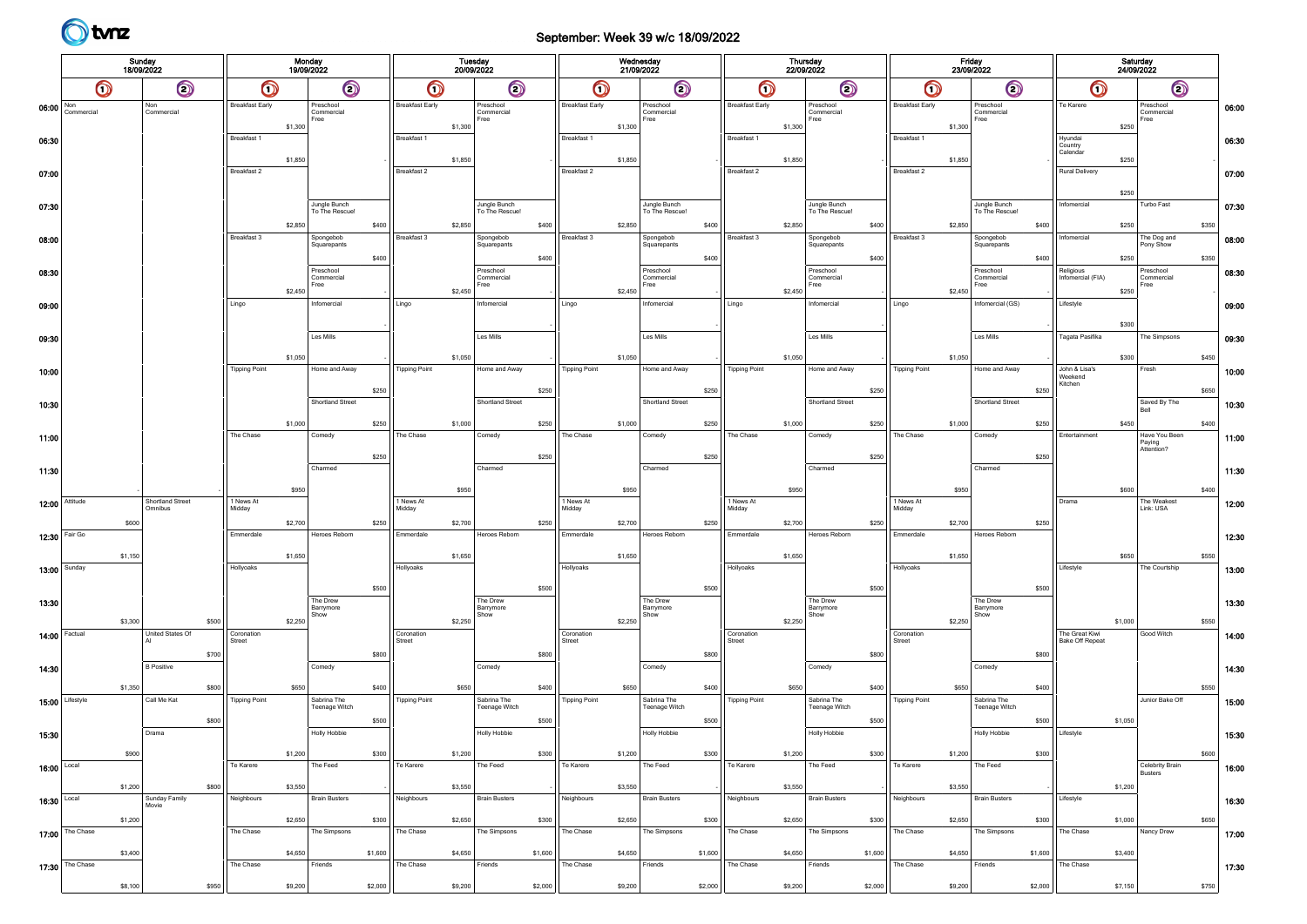# September: Week 39 w/c 18/09/2022

| Time | Sunday 18/09/2022 | | Monday 19/09/2022 | | Tuesday 20/09/2022 | | Wednesday 21/09/2022 | | Thursday 22/09/2022 | | Friday 23/09/2022 | | Saturday 24/09/2022 | |
|---|---|---|---|---|---|---|---|---|---|---|---|---|---|---|
| | 1 | 2 | 1 | 2 | 1 | 2 | 1 | 2 | 1 | 2 | 1 | 2 | 1 | 2 |
| 06:00 | Non Commercial | Non Commercial | Breakfast Early $1,300 | Preschool Commercial Free | Breakfast Early $1,300 | Preschool Commercial Free | Breakfast Early $1,300 | Preschool Commercial Free | Breakfast Early $1,300 | Preschool Commercial Free | Breakfast Early $1,300 | Preschool Commercial Free | Te Karere $250 | Preschool Commercial Free |
| 06:30 | | | Breakfast 1 $1,850 | - | Breakfast 1 $1,850 | - | Breakfast 1 $1,850 | - | Breakfast 1 $1,850 | - | Breakfast 1 $1,850 | - | Hyundai Country Calendar $250 | - |
| 07:00 | | | Breakfast 2 | | Breakfast 2 | | Breakfast 2 | | Breakfast 2 | | Breakfast 2 | | Rural Delivery $250 | |
| 07:30 | | | $2,850 | Jungle Bunch To The Rescue! $400 | $2,850 | Jungle Bunch To The Rescue! $400 | $2,850 | Jungle Bunch To The Rescue! $400 | $2,850 | Jungle Bunch To The Rescue! $400 | $2,850 | Jungle Bunch To The Rescue! $400 | Infomercial $250 | Turbo Fast $350 |
| 08:00 | | | Breakfast 3 | Spongebob Squarepants $400 | Breakfast 3 | Spongebob Squarepants $400 | Breakfast 3 | Spongebob Squarepants $400 | Breakfast 3 | Spongebob Squarepants $400 | Breakfast 3 | Spongebob Squarepants $400 | Infomercial $250 | The Dog and Pony Show $350 |
| 08:30 | | | $2,450 | Preschool Commercial Free - | $2,450 | Preschool Commercial Free - | $2,450 | Preschool Commercial Free - | $2,450 | Preschool Commercial Free - | $2,450 | Preschool Commercial Free - | Religious Infomercial (FIA) $250 | Preschool Commercial Free - |
| 09:00 | | | Lingo | Infomercial - | Lingo | Infomercial - | Lingo | Infomercial - | Lingo | Infomercial - | Lingo | Infomercial (GS) - | Lifestyle $300 | |
| 09:30 | | | $1,050 | Les Mills - | $1,050 | Les Mills - | $1,050 | Les Mills - | $1,050 | Les Mills - | $1,050 | Les Mills - | Tagata Pasifika $300 | The Simpsons $450 |
| 10:00 | | | Tipping Point | Home and Away $250 | Tipping Point | Home and Away $250 | Tipping Point | Home and Away $250 | Tipping Point | Home and Away $250 | Tipping Point | Home and Away $250 | John & Lisa's Weekend Kitchen | Fresh $650 |
| 10:30 | | | $1,000 | Shortland Street $250 | $1,000 | Shortland Street $250 | $1,000 | Shortland Street $250 | $1,000 | Shortland Street $250 | $1,000 | Shortland Street $250 | $450 | Saved By The Bell $400 |
| 11:00 | | | The Chase | Comedy $250 | The Chase | Comedy $250 | The Chase | Comedy $250 | The Chase | Comedy $250 | The Chase | Comedy $250 | Entertainment | Have You Been Paying Attention? |
| 11:30 | - | | $950 | Charmed | $950 | Charmed | $950 | Charmed | $950 | Charmed | $950 | Charmed | $600 | $400 |
| 12:00 | Attitude $600 | Shortland Street Omnibus | 1 News At Midday $2,700 | $250 | 1 News At Midday $2,700 | $250 | 1 News At Midday $2,700 | $250 | 1 News At Midday $2,700 | $250 | 1 News At Midday $2,700 | $250 | Drama | The Weakest Link: USA |
| 12:30 | Fair Go $1,150 | | Emmerdale $1,650 | Heroes Reborn | Emmerdale $1,650 | Heroes Reborn | Emmerdale $1,650 | Heroes Reborn | Emmerdale $1,650 | Heroes Reborn | Emmerdale $1,650 | Heroes Reborn | $650 | $550 |
| 13:00 | Sunday | | Hollyoaks | $500 | Hollyoaks | $500 | Hollyoaks | $500 | Hollyoaks | $500 | Hollyoaks | $500 | Lifestyle | The Courtship |
| 13:30 | $3,300 | $500 | $2,250 | The Drew Barrymore Show | $2,250 | The Drew Barrymore Show | $2,250 | The Drew Barrymore Show | $2,250 | The Drew Barrymore Show | $2,250 | The Drew Barrymore Show | $1,000 | $550 |
| 14:00 | Factual | United States Of AI $700 | Coronation Street | $800 | Coronation Street | $800 | Coronation Street | $800 | Coronation Street | $800 | Coronation Street | $800 | The Great Kiwi Bake Off Repeat | Good Witch |
| 14:30 | $1,350 | B Positive $800 | $650 | Comedy $400 | $650 | Comedy $400 | $650 | Comedy $400 | $650 | Comedy $400 | $650 | Comedy $400 | | $550 |
| 15:00 | Lifestyle | Call Me Kat $800 | Tipping Point | Sabrina The Teenage Witch $500 | Tipping Point | Sabrina The Teenage Witch $500 | Tipping Point | Sabrina The Teenage Witch $500 | Tipping Point | Sabrina The Teenage Witch $500 | Tipping Point | Sabrina The Teenage Witch $500 | $1,050 | Junior Bake Off |
| 15:30 | $900 | Drama | $1,200 | Holly Hobbie $300 | $1,200 | Holly Hobbie $300 | $1,200 | Holly Hobbie $300 | $1,200 | Holly Hobbie $300 | $1,200 | Holly Hobbie $300 | Lifestyle | $600 |
| 16:00 | Local $1,200 | $800 | Te Karere $3,550 | The Feed - | Te Karere $3,550 | The Feed - | Te Karere $3,550 | The Feed - | Te Karere $3,550 | The Feed - | Te Karere $3,550 | The Feed - | $1,200 | Celebrity Brain Busters |
| 16:30 | Local $1,200 | Sunday Family Movie | Neighbours $2,650 | Brain Busters $300 | Neighbours $2,650 | Brain Busters $300 | Neighbours $2,650 | Brain Busters $300 | Neighbours $2,650 | Brain Busters $300 | Neighbours $2,650 | Brain Busters $300 | Lifestyle $1,000 | $650 |
| 17:00 | The Chase $3,400 | | The Chase $4,650 | The Simpsons $1,600 | The Chase $4,650 | The Simpsons $1,600 | The Chase $4,650 | The Simpsons $1,600 | The Chase $4,650 | The Simpsons $1,600 | The Chase $4,650 | The Simpsons $1,600 | The Chase $3,400 | Nancy Drew |
| 17:30 | The Chase $8,100 | $950 | The Chase $9,200 | Friends $2,000 | The Chase $9,200 | Friends $2,000 | The Chase $9,200 | Friends $2,000 | The Chase $9,200 | Friends $2,000 | The Chase $9,200 | Friends $2,000 | The Chase $7,150 | $750 |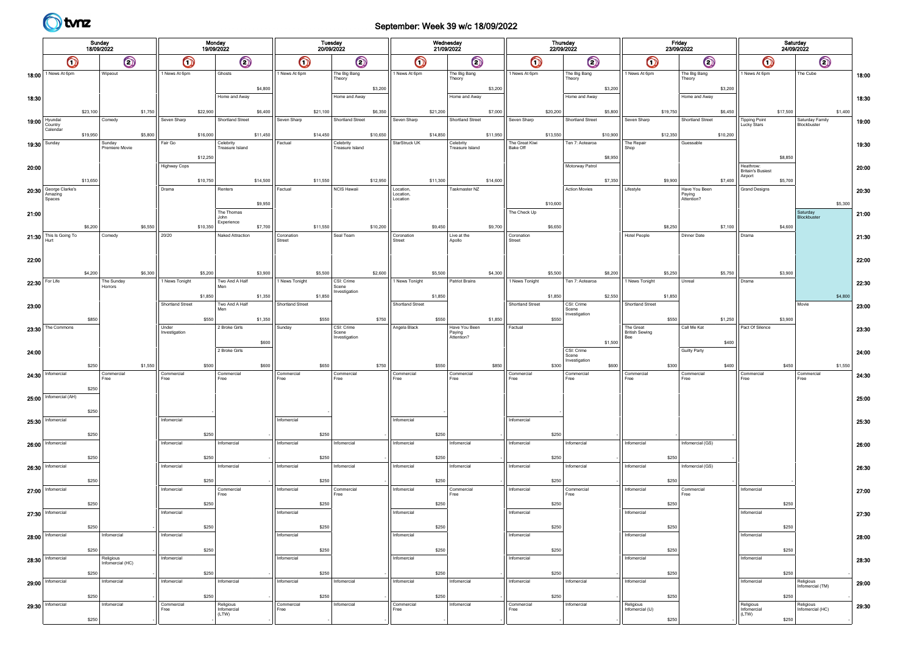# September: Week 39 w/c 18/09/2022

| Time | Sunday 18/09/2022 (1) | Sunday 18/09/2022 (2) | Monday 19/09/2022 (1) | Monday 19/09/2022 (2) | Tuesday 20/09/2022 (1) | Tuesday 20/09/2022 (2) | Wednesday 21/09/2022 (1) | Wednesday 21/09/2022 (2) | Thursday 22/09/2022 (1) | Thursday 22/09/2022 (2) | Friday 23/09/2022 (1) | Friday 23/09/2022 (2) | Saturday 24/09/2022 (1) | Saturday 24/09/2022 (2) |
|---|---|---|---|---|---|---|---|---|---|---|---|---|---|---|
| 18:00 | 1 News At 6pm | Wipeout | 1 News At 6pm | Ghosts $4,800 | 1 News At 6pm | The Big Bang Theory $3,200 | 1 News At 6pm | The Big Bang Theory $3,200 | 1 News At 6pm | The Big Bang Theory $3,200 | 1 News At 6pm | The Big Bang Theory $3,200 | 1 News At 6pm | The Cube |
| 18:30 | $23,100 | $1,750 | $22,900 | Home and Away $6,400 | $21,100 | Home and Away $6,350 | $21,200 | Home and Away $7,000 | $20,200 | Home and Away $5,800 | $19,750 | Home and Away $6,450 | $17,500 | $1,400 |
| 19:00 | Hyundai Country Calendar $19,950 | Comedy $5,800 | Seven Sharp $16,000 | Shortland Street $11,450 | Seven Sharp $14,450 | Shortland Street $10,650 | Seven Sharp $14,850 | Shortland Street $11,950 | Seven Sharp $13,550 | Shortland Street $10,900 | Seven Sharp $12,350 | Shortland Street $10,200 | Tipping Point Lucky Stars | Saturday Family Blockbuster |
| 19:30 | Sunday | Sunday Premiere Movie | Fair Go $12,250 | Celebrity Treasure Island | Factual | Celebrity Treasure Island | StarStruck UK | Celebrity Treasure Island | The Great Kiwi Bake Off | Ten 7: Aotearoa $8,950 | The Repair Shop | Guessable | $8,850 | |
| 20:00 | $13,650 | | Highway Cops $10,750 | $14,500 | $11,550 | $12,950 | $11,300 | $14,600 | | Motorway Patrol $7,350 | $9,900 | $7,400 | Heathrow: Britain's Busiest Airport $5,700 | |
| 20:30 | George Clarke's Amazing Spaces | | Drama | Renters $9,950 | Factual | NCIS Hawaii | Location, Location, Location | Taskmaster NZ | $10,600 | Action Movies | Lifestyle | Have You Been Paying Attention? | Grand Designs | $5,300 |
| 21:00 | $6,200 | $6,550 | $10,350 | The Thomas John Experience $7,700 | $11,550 | $10,200 | $9,450 | $9,700 | The Check Up $6,650 | | $8,250 | $7,100 | $4,600 | Saturday Blockbuster |
| 21:30 | This Is Going To Hurt | Comedy | 20/20 | Naked Attraction | Coronation Street | Seal Team | Coronation Street | Live at the Apollo | Coronation Street | | Hotel People | Dinner Date | Drama | |
| 22:00 | $4,200 | $6,300 | $5,200 | $3,900 | $5,500 | $2,600 | $5,500 | $4,300 | $5,500 | $8,200 | $5,250 | $5,750 | $3,900 | |
| 22:30 | For Life | The Sunday Horrors | 1 News Tonight $1,850 | Two And A Half Men $1,350 | 1 News Tonight $1,850 | CSI: Crime Scene Investigation | 1 News Tonight $1,850 | Patriot Brains | 1 News Tonight $1,850 | Ten 7: Aotearoa $2,550 | 1 News Tonight $1,850 | Unreal | Drama | $4,800 |
| 23:00 | $850 | | Shortland Street $550 | Two And A Half Men $1,350 | Shortland Street $550 | $750 | Shortland Street $550 | $1,850 | Shortland Street $550 | CSI: Crime Scene Investigation | Shortland Street $550 | $1,250 | $3,900 | Movie |
| 23:30 | The Commons | | Under Investigation | 2 Broke Girls $600 | Sunday | CSI: Crime Scene Investigation | Angela Black | Have You Been Paying Attention? | Factual | $1,500 | The Great British Sewing Bee | Call Me Kat $400 | Pact Of Silence | |
| 24:00 | $250 | $1,550 | $500 | 2 Broke Girls $600 | $650 | $750 | $550 | $850 | $300 | CSI: Crime Scene Investigation $600 | $300 | Guilty Party $400 | $450 | $1,550 |
| 24:30 | Infomercial $250 | Commercial Free | Commercial Free | Commercial Free | Commercial Free | Commercial Free | Commercial Free | Commercial Free | Commercial Free | Commercial Free | Commercial Free | Commercial Free | Commercial Free | Commercial Free |
| 25:00 | Infomercial (AH) $250 | | - | | - | | - | | - | | | | | |
| 25:30 | Infomercial $250 | | Infomercial $250 | - | Infomercial $250 | - | Infomercial $250 | - | Infomercial $250 | - | - | - | | |
| 26:00 | Infomercial $250 | | Infomercial $250 | Infomercial - | Infomercial $250 | Infomercial - | Infomercial $250 | Infomercial - | Infomercial $250 | Infomercial - | Infomercial $250 | Infomercial (GS) - | | |
| 26:30 | Infomercial $250 | | Infomercial $250 | Infomercial - | Infomercial $250 | Infomercial - | Infomercial $250 | Infomercial - | Infomercial $250 | Infomercial - | Infomercial $250 | Infomercial (GS) - | - | |
| 27:00 | Infomercial $250 | | Infomercial $250 | Commercial Free | Infomercial $250 | Commercial Free | Infomercial $250 | Commercial Free | Infomercial $250 | Commercial Free | Infomercial $250 | Commercial Free | Infomercial $250 | |
| 27:30 | Infomercial $250 | - | Infomercial $250 | | Infomercial $250 | | Infomercial $250 | | Infomercial $250 | | Infomercial $250 | | Infomercial $250 | |
| 28:00 | Infomercial $250 | Infomercial - | Infomercial $250 | | Infomercial $250 | | Infomercial $250 | | Infomercial $250 | | Infomercial $250 | | Infomercial $250 | |
| 28:30 | Infomercial $250 | Religious Infomercial (HC) - | Infomercial $250 | | Infomercial $250 | | Infomercial $250 | | Infomercial $250 | | Infomercial $250 | | Infomercial $250 | - |
| 29:00 | Infomercial $250 | Infomercial - | Infomercial $250 | Infomercial - | Infomercial $250 | Infomercial - | Infomercial $250 | Infomercial - | Infomercial $250 | Infomercial - | Infomercial $250 | - | Infomercial $250 | Religious Infomercial (TM) |
| 29:30 | Infomercial $250 | Infomercial - | Commercial Free - | Religious Infomercial (LTW) - | Commercial Free - | Infomercial - | Commercial Free - | Infomercial - | Commercial Free - | Infomercial - | Religious Infomercial (IJ) $250 | - | Religious Infomercial (LTW) $250 | Religious Infomercial (HC) - |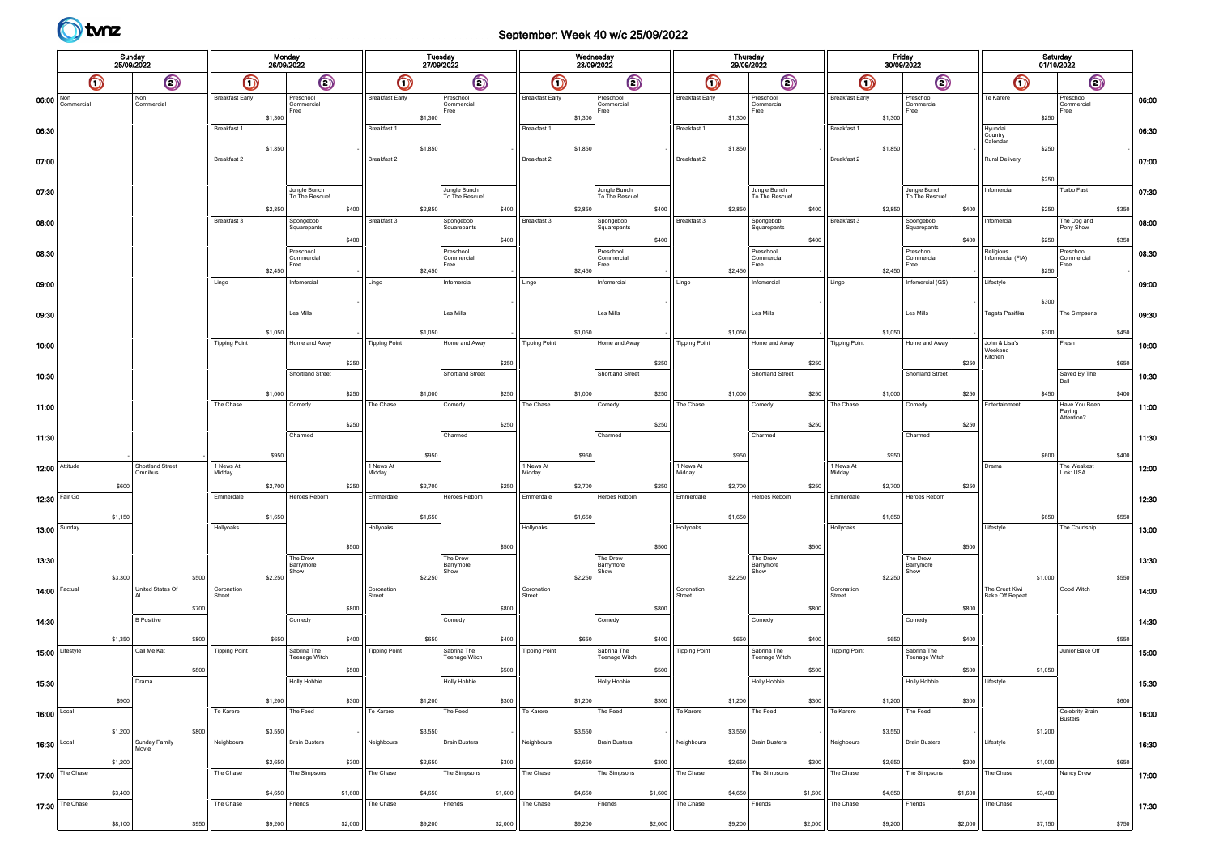# September: Week 40 w/c 25/09/2022

| | Sunday 25/09/2022 (1) | Sunday 25/09/2022 (2) | Monday 26/09/2022 (1) | Monday 26/09/2022 (2) | Tuesday 27/09/2022 (1) | Tuesday 27/09/2022 (2) | Wednesday 28/09/2022 (1) | Wednesday 28/09/2022 (2) | Thursday 29/09/2022 (1) | Thursday 29/09/2022 (2) | Friday 30/09/2022 (1) | Friday 30/09/2022 (2) | Saturday 01/10/2022 (1) | Saturday 01/10/2022 (2) | |
|---|---|---|---|---|---|---|---|---|---|---|---|---|---|---|---|
| 06:00 | Non Commercial | Non Commercial | Breakfast Early $1,300 | Preschool Commercial Free | Breakfast Early $1,300 | Preschool Commercial Free | Breakfast Early $1,300 | Preschool Commercial Free | Breakfast Early $1,300 | Preschool Commercial Free | Breakfast Early $1,300 | Preschool Commercial Free | Te Karere $250 | Preschool Commercial Free | 06:00 |
| 06:30 | | | Breakfast 1 $1,850 | - | Breakfast 1 $1,850 | - | Breakfast 1 $1,850 | - | Breakfast 1 $1,850 | - | Breakfast 1 $1,850 | - | Hyundai Country Calendar $250 | - | 06:30 |
| 07:00 | | | Breakfast 2 | | Breakfast 2 | | Breakfast 2 | | Breakfast 2 | | Breakfast 2 | | Rural Delivery $250 | | 07:00 |
| 07:30 | | | $2,850 | Jungle Bunch To The Rescue! $400 | $2,850 | Jungle Bunch To The Rescue! $400 | $2,850 | Jungle Bunch To The Rescue! $400 | $2,850 | Jungle Bunch To The Rescue! $400 | $2,850 | Jungle Bunch To The Rescue! $400 | Infomercial $250 | Turbo Fast $350 | 07:30 |
| 08:00 | | | Breakfast 3 | Spongebob Squarepants $400 | Breakfast 3 | Spongebob Squarepants $400 | Breakfast 3 | Spongebob Squarepants $400 | Breakfast 3 | Spongebob Squarepants $400 | Breakfast 3 | Spongebob Squarepants $400 | Infomercial $250 | The Dog and Pony Show $350 | 08:00 |
| 08:30 | | | $2,450 | Preschool Commercial Free - | $2,450 | Preschool Commercial Free - | $2,450 | Preschool Commercial Free - | $2,450 | Preschool Commercial Free - | $2,450 | Preschool Commercial Free - | Religious Infomercial (FIA) $250 | Preschool Commercial Free - | 08:30 |
| 09:00 | | | Lingo | Infomercial - | Lingo | Infomercial - | Lingo | Infomercial - | Lingo | Infomercial - | Lingo | Infomercial (GS) - | Lifestyle $300 | | 09:00 |
| 09:30 | | | $1,050 | Les Mills - | $1,050 | Les Mills - | $1,050 | Les Mills - | $1,050 | Les Mills - | $1,050 | Les Mills - | Tagata Pasifika $300 | The Simpsons $450 | 09:30 |
| 10:00 | | | Tipping Point | Home and Away $250 | Tipping Point | Home and Away $250 | Tipping Point | Home and Away $250 | Tipping Point | Home and Away $250 | Tipping Point | Home and Away $250 | John & Lisa's Weekend Kitchen | Fresh $650 | 10:00 |
| 10:30 | | | $1,000 | Shortland Street $250 | $1,000 | Shortland Street $250 | $1,000 | Shortland Street $250 | $1,000 | Shortland Street $250 | $1,000 | Shortland Street $250 | $450 | Saved By The Bell $400 | 10:30 |
| 11:00 | | | The Chase | Comedy $250 | The Chase | Comedy $250 | The Chase | Comedy $250 | The Chase | Comedy $250 | The Chase | Comedy $250 | Entertainment | Have You Been Paying Attention? | 11:00 |
| 11:30 | - | | $950 | Charmed | $950 | Charmed | $950 | Charmed | $950 | Charmed | $950 | Charmed | $600 | $400 | 11:30 |
| 12:00 | Attitude $600 | Shortland Street Omnibus | 1 News At Midday $2,700 | $250 | 1 News At Midday $2,700 | $250 | 1 News At Midday $2,700 | $250 | 1 News At Midday $2,700 | $250 | 1 News At Midday $2,700 | $250 | Drama | The Weakest Link: USA | 12:00 |
| 12:30 | Fair Go $1,150 | | Emmerdale $1,650 | Heroes Reborn | Emmerdale $1,650 | Heroes Reborn | Emmerdale $1,650 | Heroes Reborn | Emmerdale $1,650 | Heroes Reborn | Emmerdale $1,650 | Heroes Reborn | $650 | $550 | 12:30 |
| 13:00 | Sunday | | Hollyoaks | $500 | Hollyoaks | $500 | Hollyoaks | $500 | Hollyoaks | $500 | Hollyoaks | $500 | Lifestyle | The Courtship | 13:00 |
| 13:30 | $3,300 | $500 | $2,250 | The Drew Barrymore Show | $2,250 | The Drew Barrymore Show | $2,250 | The Drew Barrymore Show | $2,250 | The Drew Barrymore Show | $2,250 | The Drew Barrymore Show | $1,000 | $550 | 13:30 |
| 14:00 | Factual | United States Of Al $700 | Coronation Street | $800 | Coronation Street | $800 | Coronation Street | $800 | Coronation Street | $800 | Coronation Street | $800 | The Great Kiwi Bake Off Repeat | Good Witch | 14:00 |
| 14:30 | $1,350 | B Positive $800 | $650 | Comedy $400 | $650 | Comedy $400 | $650 | Comedy $400 | $650 | Comedy $400 | $650 | Comedy $400 | | $550 | 14:30 |
| 15:00 | Lifestyle | Call Me Kat $800 | Tipping Point | Sabrina The Teenage Witch $500 | Tipping Point | Sabrina The Teenage Witch $500 | Tipping Point | Sabrina The Teenage Witch $500 | Tipping Point | Sabrina The Teenage Witch $500 | Tipping Point | Sabrina The Teenage Witch $500 | $1,050 | Junior Bake Off | 15:00 |
| 15:30 | $900 | Drama | $1,200 | Holly Hobbie $300 | $1,200 | Holly Hobbie $300 | $1,200 | Holly Hobbie $300 | $1,200 | Holly Hobbie $300 | $1,200 | Holly Hobbie $300 | Lifestyle | $600 | 15:30 |
| 16:00 | Local $1,200 | $800 | Te Karere $3,550 | The Feed - | Te Karere $3,550 | The Feed - | Te Karere $3,550 | The Feed - | Te Karere $3,550 | The Feed - | Te Karere $3,550 | The Feed - | $1,200 | Celebrity Brain Busters | 16:00 |
| 16:30 | Local $1,200 | Sunday Family Movie | Neighbours $2,650 | Brain Busters $300 | Neighbours $2,650 | Brain Busters $300 | Neighbours $2,650 | Brain Busters $300 | Neighbours $2,650 | Brain Busters $300 | Neighbours $2,650 | Brain Busters $300 | Lifestyle $1,000 | $650 | 16:30 |
| 17:00 | The Chase $3,400 | | The Chase $4,650 | The Simpsons $1,600 | The Chase $4,650 | The Simpsons $1,600 | The Chase $4,650 | The Simpsons $1,600 | The Chase $4,650 | The Simpsons $1,600 | The Chase $4,650 | The Simpsons $1,600 | The Chase $3,400 | Nancy Drew | 17:00 |
| 17:30 | The Chase $8,100 | $950 | The Chase $9,200 | Friends $2,000 | The Chase $9,200 | Friends $2,000 | The Chase $9,200 | Friends $2,000 | The Chase $9,200 | Friends $2,000 | The Chase $9,200 | Friends $2,000 | The Chase $7,150 | $750 | 17:30 |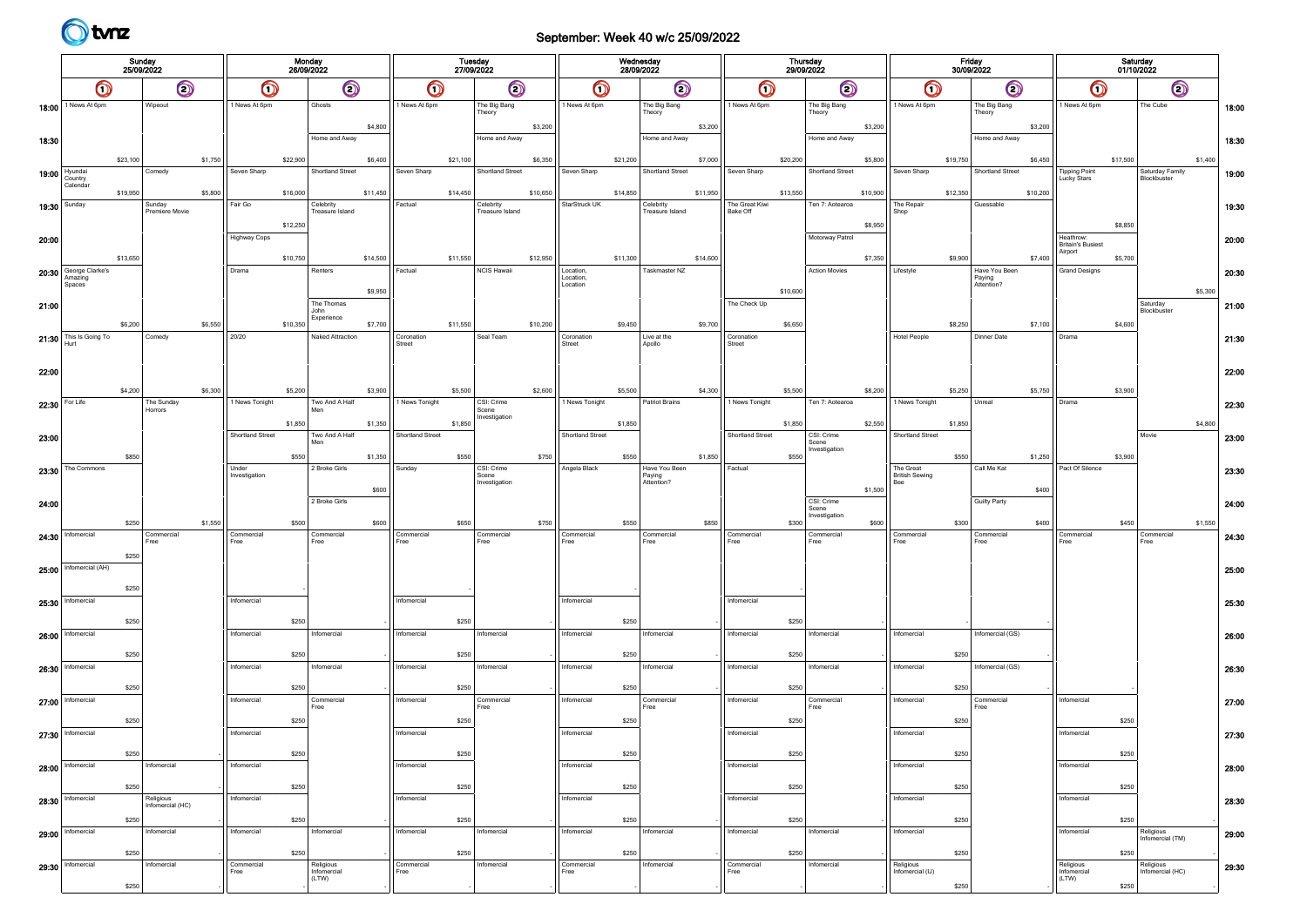# September: Week 40 w/c 25/09/2022

Each entry gives the programme at its start time, followed by the rate in brackets. "-" means no rate is shown.

| Time | Sunday 25/09/2022 TVNZ 1 | Sunday 25/09/2022 TVNZ 2 | Monday 26/09/2022 TVNZ 1 | Monday 26/09/2022 TVNZ 2 | Tuesday 27/09/2022 TVNZ 1 | Tuesday 27/09/2022 TVNZ 2 | Wednesday 28/09/2022 TVNZ 1 | Wednesday 28/09/2022 TVNZ 2 | Thursday 29/09/2022 TVNZ 1 | Thursday 29/09/2022 TVNZ 2 | Friday 30/09/2022 TVNZ 1 | Friday 30/09/2022 TVNZ 2 | Saturday 01/10/2022 TVNZ 1 | Saturday 01/10/2022 TVNZ 2 |
|---|---|---|---|---|---|---|---|---|---|---|---|---|---|---|
| 18:00 | 1 News At 6pm ($23,100) | Wipeout ($1,750) | 1 News At 6pm ($22,900) | Ghosts ($4,800) | 1 News At 6pm ($21,100) | The Big Bang Theory ($3,200) | 1 News At 6pm ($21,200) | The Big Bang Theory ($3,200) | 1 News At 6pm ($20,200) | The Big Bang Theory ($3,200) | 1 News At 6pm ($19,750) | The Big Bang Theory ($3,200) | 1 News At 6pm ($17,500) | The Cube ($1,400) |
| 18:30 | | | | Home and Away ($6,400) | | Home and Away ($6,350) | | Home and Away ($7,000) | | Home and Away ($5,800) | | Home and Away ($6,450) | | |
| 19:00 | Hyundai Country Calendar ($19,950) | Comedy ($5,800) | Seven Sharp ($16,000) | Shortland Street ($11,450) | Seven Sharp ($14,450) | Shortland Street ($10,650) | Seven Sharp ($14,850) | Shortland Street ($11,950) | Seven Sharp ($13,550) | Shortland Street ($10,900) | Seven Sharp ($12,350) | Shortland Street ($10,200) | Tipping Point Lucky Stars ($8,850) | Saturday Family Blockbuster ($5,300) |
| 19:30 | Sunday ($13,650) | Sunday Premiere Movie ($6,550) | Fair Go ($12,250) | Celebrity Treasure Island ($14,500) | Factual ($11,550) | Celebrity Treasure Island ($12,950) | StarStruck UK ($11,300) | Celebrity Treasure Island ($14,600) | The Great Kiwi Bake Off ($10,600) | Ten 7: Aotearoa ($8,950) | The Repair Shop ($9,900) | Guessable ($7,400) | | |
| 20:00 | | | Highway Cops ($10,750) | | | | | | | Motorway Patrol ($7,350) | | | Heathrow: Britain's Busiest Airport ($5,700) | |
| 20:30 | George Clarke's Amazing Spaces ($6,200) | | Drama ($10,350) | Renters ($9,950) | Factual ($11,550) | NCIS Hawaii ($10,200) | Location, Location, Location ($9,450) | Taskmaster NZ ($9,700) | | Action Movies ($8,200) | Lifestyle ($8,250) | Have You Been Paying Attention? ($7,100) | Grand Designs ($4,600) | |
| 21:00 | | | | The Thomas John Experience ($7,700) | | | | | The Check Up ($6,650) | | | | | Saturday Blockbuster ($4,800) |
| 21:30 | This Is Going To Hurt ($4,200) | Comedy ($6,300) | 20/20 ($5,200) | Naked Attraction ($3,900) | Coronation Street ($5,500) | Seal Team ($2,600) | Coronation Street ($5,500) | Live at the Apollo ($4,300) | Coronation Street ($5,500) | | Hotel People ($5,250) | Dinner Date ($5,750) | Drama ($3,900) | |
| 22:00 | | | | | | | | | | | | | | |
| 22:30 | For Life ($850) | The Sunday Horrors ($1,550) | 1 News Tonight ($1,850) | Two And A Half Men ($1,350) | 1 News Tonight ($1,850) | CSI: Crime Scene Investigation ($750) | 1 News Tonight ($1,850) | Patriot Brains ($1,850) | 1 News Tonight ($1,850) | Ten 7: Aotearoa ($2,550) | 1 News Tonight ($1,850) | Unreal ($1,250) | Drama ($3,900) | |
| 23:00 | | | Shortland Street ($550) | Two And A Half Men ($1,350) | Shortland Street ($550) | | Shortland Street ($550) | | Shortland Street ($550) | CSI: Crime Scene Investigation ($1,500) | Shortland Street ($550) | | | Movie ($1,550) |
| 23:30 | The Commons ($250) | | Under Investigation ($500) | 2 Broke Girls ($600) | Sunday ($650) | CSI: Crime Scene Investigation ($750) | Angela Black ($550) | Have You Been Paying Attention? ($850) | Factual ($300) | | The Great British Sewing Bee ($300) | Call Me Kat ($400) | Pact Of Silence ($450) | |
| 24:00 | | | | 2 Broke Girls ($600) | | | | | | CSI: Crime Scene Investigation ($600) | | Guilty Party ($400) | | |
| 24:30 | Infomercial ($250) | Commercial Free (-) | Commercial Free (-) | Commercial Free (-) | Commercial Free (-) | Commercial Free (-) | Commercial Free (-) | Commercial Free (-) | Commercial Free (-) | Commercial Free (-) | Commercial Free (-) | Commercial Free (-) | Commercial Free (-) | Commercial Free (-) |
| 25:00 | Infomercial (AH) ($250) | | | | | | | | | | | | | |
| 25:30 | Infomercial ($250) | | Infomercial ($250) | | Infomercial ($250) | | Infomercial ($250) | | Infomercial ($250) | | | | | |
| 26:00 | Infomercial ($250) | | Infomercial ($250) | Infomercial (-) | Infomercial ($250) | Infomercial (-) | Infomercial ($250) | Infomercial (-) | Infomercial ($250) | Infomercial (-) | Infomercial ($250) | Infomercial (GS) (-) | | |
| 26:30 | Infomercial ($250) | | Infomercial ($250) | Infomercial (-) | Infomercial ($250) | Infomercial (-) | Infomercial ($250) | Infomercial (-) | Infomercial ($250) | Infomercial (-) | Infomercial ($250) | Infomercial (GS) (-) | | |
| 27:00 | Infomercial ($250) | | Infomercial ($250) | Commercial Free (-) | Infomercial ($250) | Commercial Free (-) | Infomercial ($250) | Commercial Free (-) | Infomercial ($250) | Commercial Free (-) | Infomercial ($250) | Commercial Free (-) | Infomercial ($250) | |
| 27:30 | Infomercial ($250) | | Infomercial ($250) | | Infomercial ($250) | | Infomercial ($250) | | Infomercial ($250) | | Infomercial ($250) | | Infomercial ($250) | |
| 28:00 | Infomercial ($250) | Infomercial (-) | Infomercial ($250) | | Infomercial ($250) | | Infomercial ($250) | | Infomercial ($250) | | Infomercial ($250) | | Infomercial ($250) | |
| 28:30 | Infomercial ($250) | Religious Infomercial (HC) (-) | Infomercial ($250) | | Infomercial ($250) | | Infomercial ($250) | | Infomercial ($250) | | Infomercial ($250) | | Infomercial ($250) | |
| 29:00 | Infomercial ($250) | Infomercial (-) | Infomercial ($250) | Infomercial (-) | Infomercial ($250) | Infomercial (-) | Infomercial ($250) | Infomercial (-) | Infomercial ($250) | Infomercial (-) | Infomercial ($250) | | Infomercial ($250) | Religious Infomercial (TM) (-) |
| 29:30 | Infomercial ($250) | Infomercial (-) | Commercial Free (-) | Religious Infomercial (LTW) (-) | Commercial Free (-) | Infomercial (-) | Commercial Free (-) | Infomercial (-) | Commercial Free (-) | Infomercial (-) | Religious Infomercial (IJ) ($250) | | Religious Infomercial (LTW) ($250) | Religious Infomercial (HC) (-) |